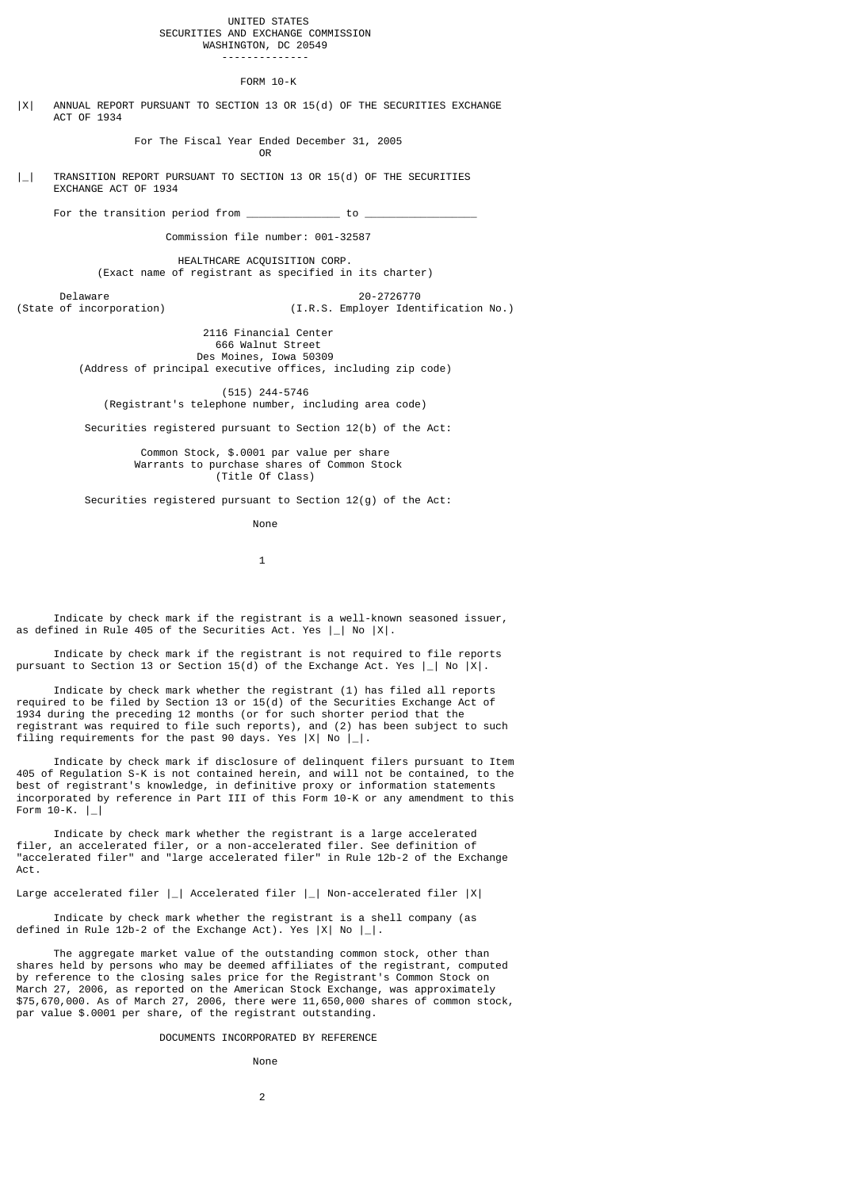UNITED STATES
SECURITIES AND EXCHANGE COMMISSION
WASHINGTON, DC 20549

---

# FORM 10-K

|X| ANNUAL REPORT PURSUANT TO SECTION 13 OR 15(d) OF THE SECURITIES EXCHANGE ACT OF 1934

For The Fiscal Year Ended December 31, 2005

OR

|_| TRANSITION REPORT PURSUANT TO SECTION 13 OR 15(d) OF THE SECURITIES EXCHANGE ACT OF 1934

For the transition period from ______________ to _________________

Commission file number: 001-32587

## HEALTHCARE ACQUISITION CORP.

(Exact name of registrant as specified in its charter)

| Delaware | 20-2726770 |
|---|---|
| (State of incorporation) | (I.R.S. Employer Identification No.) |

2116 Financial Center
666 Walnut Street
Des Moines, Iowa 50309
(Address of principal executive offices, including zip code)

(515) 244-5746
(Registrant's telephone number, including area code)

Securities registered pursuant to Section 12(b) of the Act:

Common Stock, $.0001 par value per share
Warrants to purchase shares of Common Stock
(Title Of Class)

Securities registered pursuant to Section 12(g) of the Act:

None

Indicate by check mark if the registrant is a well-known seasoned issuer, as defined in Rule 405 of the Securities Act. Yes |_| No |X|.

Indicate by check mark if the registrant is not required to file reports pursuant to Section 13 or Section 15(d) of the Exchange Act. Yes |_| No |X|.

Indicate by check mark whether the registrant (1) has filed all reports required to be filed by Section 13 or 15(d) of the Securities Exchange Act of 1934 during the preceding 12 months (or for such shorter period that the registrant was required to file such reports), and (2) has been subject to such filing requirements for the past 90 days. Yes |X| No |_|.

Indicate by check mark if disclosure of delinquent filers pursuant to Item 405 of Regulation S-K is not contained herein, and will not be contained, to the best of registrant's knowledge, in definitive proxy or information statements incorporated by reference in Part III of this Form 10-K or any amendment to this Form 10-K. |_|

Indicate by check mark whether the registrant is a large accelerated filer, an accelerated filer, or a non-accelerated filer. See definition of "accelerated filer" and "large accelerated filer" in Rule 12b-2 of the Exchange Act.

Large accelerated filer |_| Accelerated filer |_| Non-accelerated filer |X|

Indicate by check mark whether the registrant is a shell company (as defined in Rule 12b-2 of the Exchange Act). Yes |X| No |_|.

The aggregate market value of the outstanding common stock, other than shares held by persons who may be deemed affiliates of the registrant, computed by reference to the closing sales price for the Registrant's Common Stock on March 27, 2006, as reported on the American Stock Exchange, was approximately $75,670,000. As of March 27, 2006, there were 11,650,000 shares of common stock, par value $.0001 per share, of the registrant outstanding.

DOCUMENTS INCORPORATED BY REFERENCE

None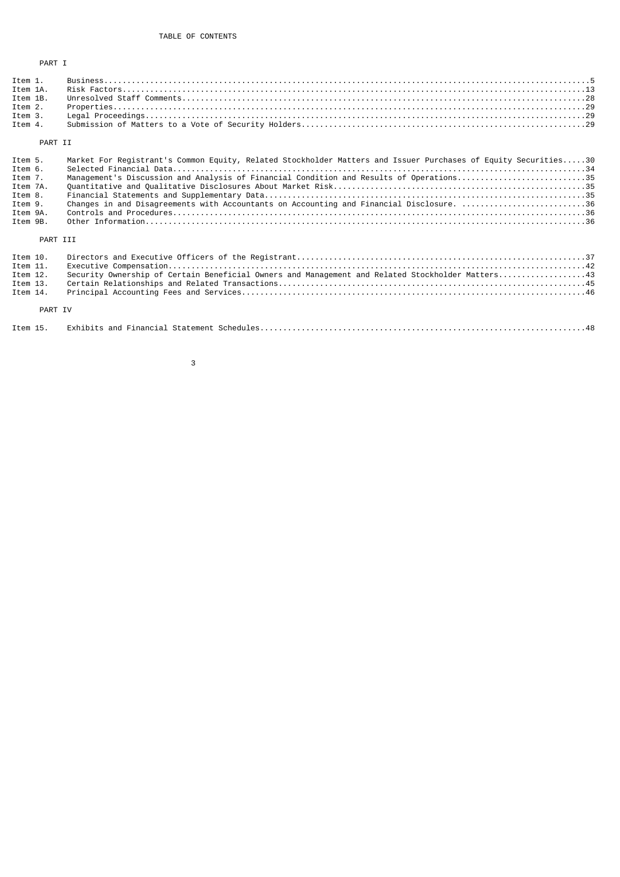# TABLE OF CONTENTS

## PART I

| Item | Description | Page |
|---|---|---|
| Item 1. | Business | 5 |
| Item 1A. | Risk Factors | 13 |
| Item 1B. | Unresolved Staff Comments | 28 |
| Item 2. | Properties | 29 |
| Item 3. | Legal Proceedings | 29 |
| Item 4. | Submission of Matters to a Vote of Security Holders | 29 |

## PART II

| Item | Description | Page |
|---|---|---|
| Item 5. | Market For Registrant's Common Equity, Related Stockholder Matters and Issuer Purchases of Equity Securities | 30 |
| Item 6. | Selected Financial Data | 34 |
| Item 7. | Management's Discussion and Analysis of Financial Condition and Results of Operations | 35 |
| Item 7A. | Quantitative and Qualitative Disclosures About Market Risk | 35 |
| Item 8. | Financial Statements and Supplementary Data | 35 |
| Item 9. | Changes in and Disagreements with Accountants on Accounting and Financial Disclosure. | 36 |
| Item 9A. | Controls and Procedures | 36 |
| Item 9B. | Other Information | 36 |

## PART III

| Item | Description | Page |
|---|---|---|
| Item 10. | Directors and Executive Officers of the Registrant | 37 |
| Item 11. | Executive Compensation | 42 |
| Item 12. | Security Ownership of Certain Beneficial Owners and Management and Related Stockholder Matters | 43 |
| Item 13. | Certain Relationships and Related Transactions | 45 |
| Item 14. | Principal Accounting Fees and Services | 46 |

## PART IV

| Item | Description | Page |
|---|---|---|
| Item 15. | Exhibits and Financial Statement Schedules | 48 |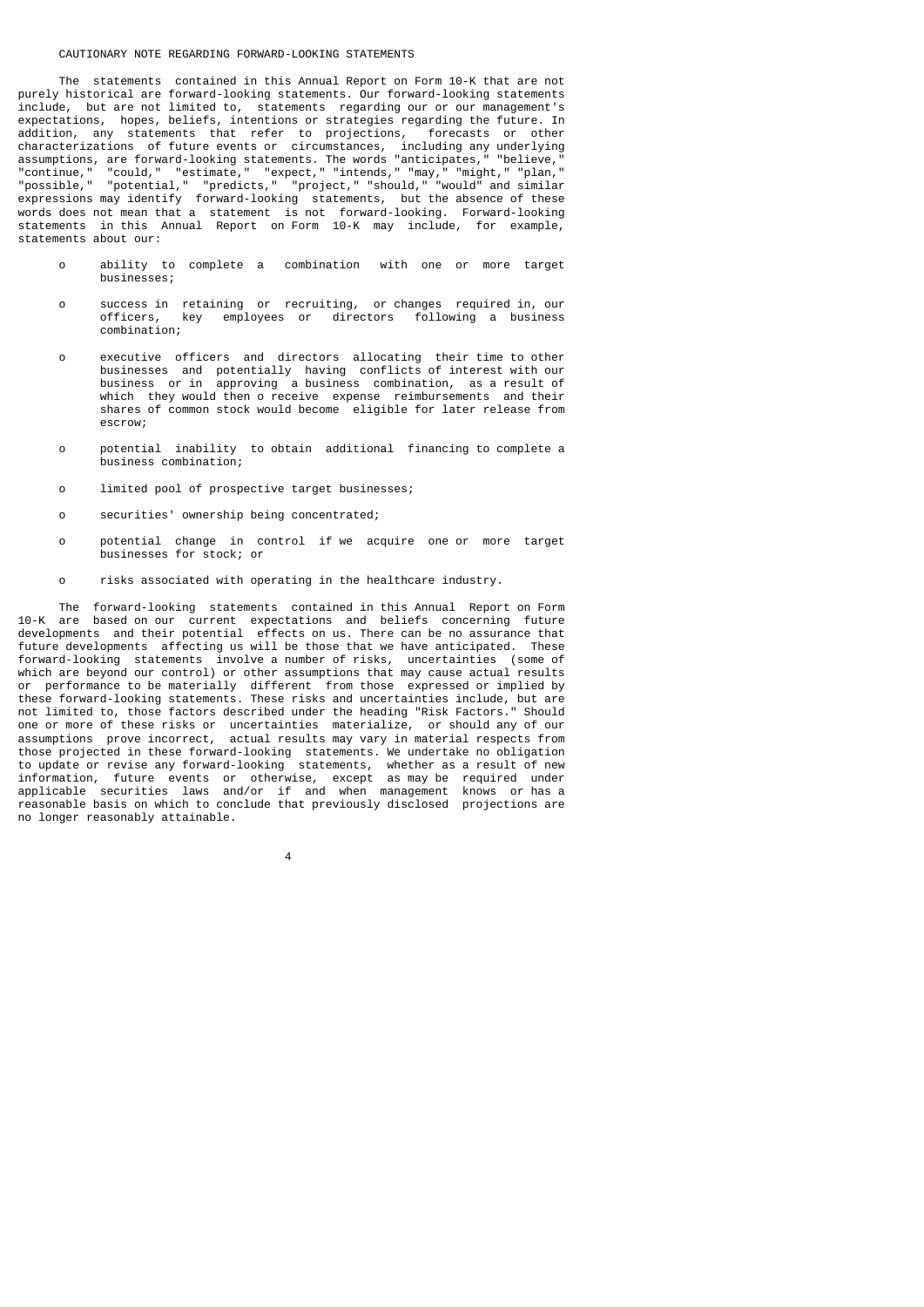## CAUTIONARY NOTE REGARDING FORWARD-LOOKING STATEMENTS

The statements contained in this Annual Report on Form 10-K that are not purely historical are forward-looking statements. Our forward-looking statements include, but are not limited to, statements regarding our or our management's expectations, hopes, beliefs, intentions or strategies regarding the future. In addition, any statements that refer to projections, forecasts or other characterizations of future events or circumstances, including any underlying assumptions, are forward-looking statements. The words "anticipates," "believe," "continue," "could," "estimate," "expect," "intends," "may," "might," "plan," "possible," "potential," "predicts," "project," "should," "would" and similar expressions may identify forward-looking statements, but the absence of these words does not mean that a statement is not forward-looking. Forward-looking statements in this Annual Report on Form 10-K may include, for example, statements about our:

- ability to complete a combination with one or more target businesses;
- success in retaining or recruiting, or changes required in, our officers, key employees or directors following a business combination;
- executive officers and directors allocating their time to other businesses and potentially having conflicts of interest with our business or in approving a business combination, as a result of which they would then o receive expense reimbursements and their shares of common stock would become eligible for later release from escrow;
- potential inability to obtain additional financing to complete a business combination;
- limited pool of prospective target businesses;
- securities' ownership being concentrated;
- potential change in control if we acquire one or more target businesses for stock; or
- risks associated with operating in the healthcare industry.

The forward-looking statements contained in this Annual Report on Form 10-K are based on our current expectations and beliefs concerning future developments and their potential effects on us. There can be no assurance that future developments affecting us will be those that we have anticipated. These forward-looking statements involve a number of risks, uncertainties (some of which are beyond our control) or other assumptions that may cause actual results or performance to be materially different from those expressed or implied by these forward-looking statements. These risks and uncertainties include, but are not limited to, those factors described under the heading "Risk Factors." Should one or more of these risks or uncertainties materialize, or should any of our assumptions prove incorrect, actual results may vary in material respects from those projected in these forward-looking statements. We undertake no obligation to update or revise any forward-looking statements, whether as a result of new information, future events or otherwise, except as may be required under applicable securities laws and/or if and when management knows or has a reasonable basis on which to conclude that previously disclosed projections are no longer reasonably attainable.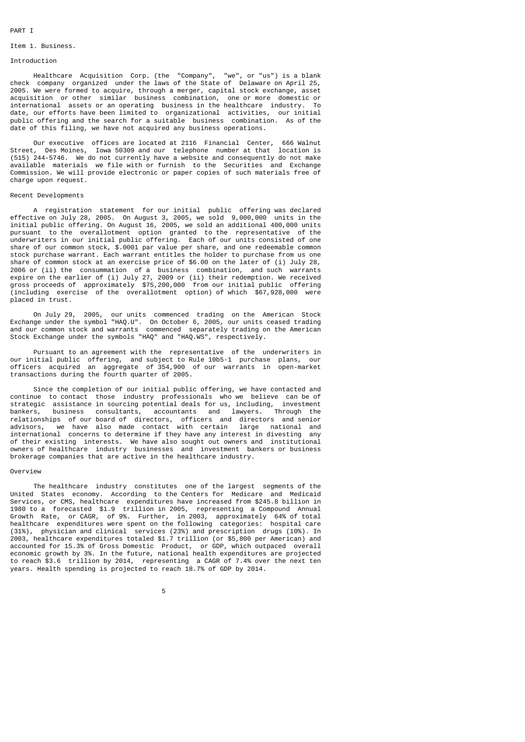# PART I

## Item 1. Business.

### Introduction

Healthcare Acquisition Corp. (the "Company", "we", or "us") is a blank check company organized under the laws of the State of Delaware on April 25, 2005. We were formed to acquire, through a merger, capital stock exchange, asset acquisition or other similar business combination, one or more domestic or international assets or an operating business in the healthcare industry. To date, our efforts have been limited to organizational activities, our initial public offering and the search for a suitable business combination. As of the date of this filing, we have not acquired any business operations.

Our executive offices are located at 2116 Financial Center, 666 Walnut Street, Des Moines, Iowa 50309 and our telephone number at that location is (515) 244-5746. We do not currently have a website and consequently do not make available materials we file with or furnish to the Securities and Exchange Commission. We will provide electronic or paper copies of such materials free of charge upon request.

### Recent Developments

A registration statement for our initial public offering was declared effective on July 28, 2005. On August 3, 2005, we sold 9,000,000 units in the initial public offering. On August 16, 2005, we sold an additional 400,000 units pursuant to the overallotment option granted to the representative of the underwriters in our initial public offering. Each of our units consisted of one share of our common stock, $.0001 par value per share, and one redeemable common stock purchase warrant. Each warrant entitles the holder to purchase from us one share of common stock at an exercise price of $6.00 on the later of (i) July 28, 2006 or (ii) the consummation of a business combination, and such warrants expire on the earlier of (i) July 27, 2009 or (ii) their redemption. We received gross proceeds of approximately $75,200,000 from our initial public offering (including exercise of the overallotment option) of which $67,928,000 were placed in trust.

On July 29, 2005, our units commenced trading on the American Stock Exchange under the symbol "HAQ.U". On October 6, 2005, our units ceased trading and our common stock and warrants commenced separately trading on the American Stock Exchange under the symbols "HAQ" and "HAQ.WS", respectively.

Pursuant to an agreement with the representative of the underwriters in our initial public offering, and subject to Rule 10b5-1 purchase plans, our officers acquired an aggregate of 354,900 of our warrants in open-market transactions during the fourth quarter of 2005.

Since the completion of our initial public offering, we have contacted and continue to contact those industry professionals who we believe can be of strategic assistance in sourcing potential deals for us, including, investment bankers, business consultants, accountants and lawyers. Through the relationships of our board of directors, officers and directors and senior advisors, we have also made contact with certain large national and international concerns to determine if they have any interest in divesting any of their existing interests. We have also sought out owners and institutional owners of healthcare industry businesses and investment bankers or business brokerage companies that are active in the healthcare industry.

### Overview

The healthcare industry constitutes one of the largest segments of the United States economy. According to the Centers for Medicare and Medicaid Services, or CMS, healthcare expenditures have increased from $245.8 billion in 1980 to a forecasted $1.9 trillion in 2005, representing a Compound Annual Growth Rate, or CAGR, of 9%. Further, in 2003, approximately 64% of total healthcare expenditures were spent on the following categories: hospital care (31%), physician and clinical services (23%) and prescription drugs (10%). In 2003, healthcare expenditures totaled $1.7 trillion (or $5,800 per American) and accounted for 15.3% of Gross Domestic Product, or GDP, which outpaced overall economic growth by 3%. In the future, national health expenditures are projected to reach $3.6 trillion by 2014, representing a CAGR of 7.4% over the next ten years. Health spending is projected to reach 18.7% of GDP by 2014.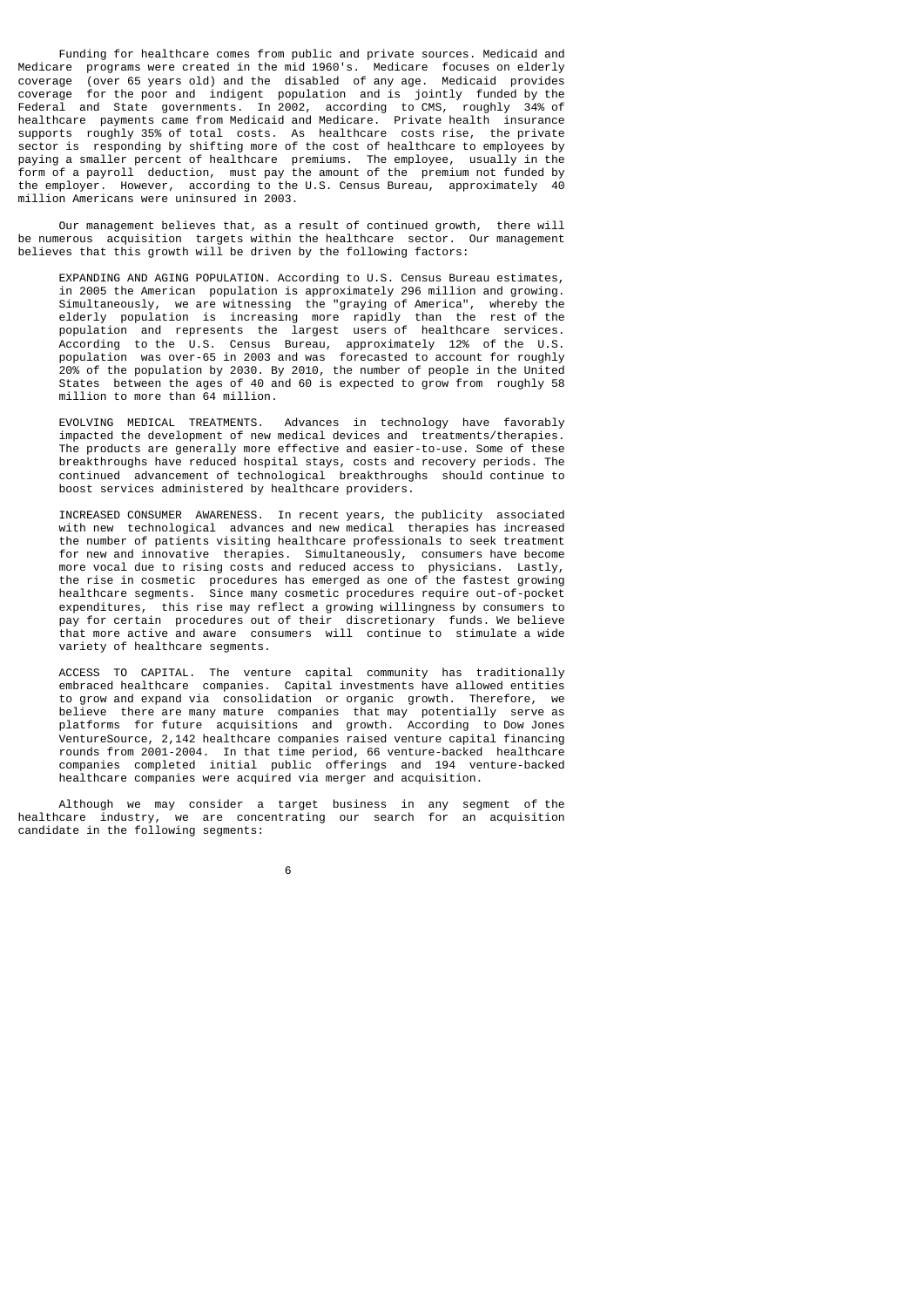Funding for healthcare comes from public and private sources. Medicaid and Medicare programs were created in the mid 1960's. Medicare focuses on elderly coverage (over 65 years old) and the disabled of any age. Medicaid provides coverage for the poor and indigent population and is jointly funded by the Federal and State governments. In 2002, according to CMS, roughly 34% of healthcare payments came from Medicaid and Medicare. Private health insurance supports roughly 35% of total costs. As healthcare costs rise, the private sector is responding by shifting more of the cost of healthcare to employees by paying a smaller percent of healthcare premiums. The employee, usually in the form of a payroll deduction, must pay the amount of the premium not funded by the employer. However, according to the U.S. Census Bureau, approximately 40 million Americans were uninsured in 2003.

Our management believes that, as a result of continued growth, there will be numerous acquisition targets within the healthcare sector. Our management believes that this growth will be driven by the following factors:

EXPANDING AND AGING POPULATION. According to U.S. Census Bureau estimates, in 2005 the American population is approximately 296 million and growing. Simultaneously, we are witnessing the "graying of America", whereby the elderly population is increasing more rapidly than the rest of the population and represents the largest users of healthcare services. According to the U.S. Census Bureau, approximately 12% of the U.S. population was over-65 in 2003 and was forecasted to account for roughly 20% of the population by 2030. By 2010, the number of people in the United States between the ages of 40 and 60 is expected to grow from roughly 58 million to more than 64 million.

EVOLVING MEDICAL TREATMENTS. Advances in technology have favorably impacted the development of new medical devices and treatments/therapies. The products are generally more effective and easier-to-use. Some of these breakthroughs have reduced hospital stays, costs and recovery periods. The continued advancement of technological breakthroughs should continue to boost services administered by healthcare providers.

INCREASED CONSUMER AWARENESS. In recent years, the publicity associated with new technological advances and new medical therapies has increased the number of patients visiting healthcare professionals to seek treatment for new and innovative therapies. Simultaneously, consumers have become more vocal due to rising costs and reduced access to physicians. Lastly, the rise in cosmetic procedures has emerged as one of the fastest growing healthcare segments. Since many cosmetic procedures require out-of-pocket expenditures, this rise may reflect a growing willingness by consumers to pay for certain procedures out of their discretionary funds. We believe that more active and aware consumers will continue to stimulate a wide variety of healthcare segments.

ACCESS TO CAPITAL. The venture capital community has traditionally embraced healthcare companies. Capital investments have allowed entities to grow and expand via consolidation or organic growth. Therefore, we believe there are many mature companies that may potentially serve as platforms for future acquisitions and growth. According to Dow Jones VentureSource, 2,142 healthcare companies raised venture capital financing rounds from 2001-2004. In that time period, 66 venture-backed healthcare companies completed initial public offerings and 194 venture-backed healthcare companies were acquired via merger and acquisition.

Although we may consider a target business in any segment of the healthcare industry, we are concentrating our search for an acquisition candidate in the following segments: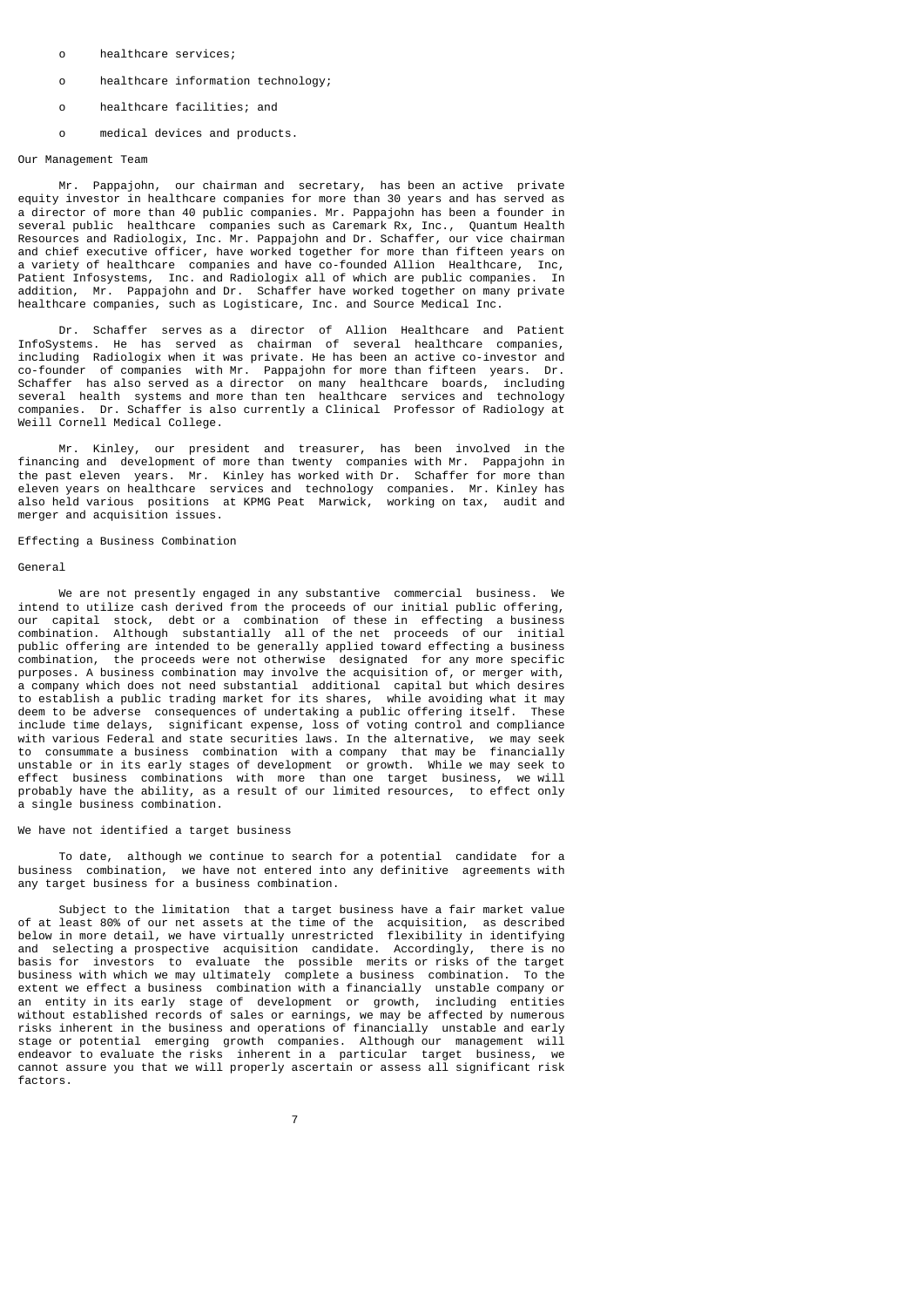- healthcare services;
- healthcare information technology;
- healthcare facilities; and
- medical devices and products.

## Our Management Team

Mr. Pappajohn, our chairman and secretary, has been an active private equity investor in healthcare companies for more than 30 years and has served as a director of more than 40 public companies. Mr. Pappajohn has been a founder in several public healthcare companies such as Caremark Rx, Inc., Quantum Health Resources and Radiologix, Inc. Mr. Pappajohn and Dr. Schaffer, our vice chairman and chief executive officer, have worked together for more than fifteen years on a variety of healthcare companies and have co-founded Allion Healthcare, Inc, Patient Infosystems, Inc. and Radiologix all of which are public companies. In addition, Mr. Pappajohn and Dr. Schaffer have worked together on many private healthcare companies, such as Logisticare, Inc. and Source Medical Inc.

Dr. Schaffer serves as a director of Allion Healthcare and Patient InfoSystems. He has served as chairman of several healthcare companies, including Radiologix when it was private. He has been an active co-investor and co-founder of companies with Mr. Pappajohn for more than fifteen years. Dr. Schaffer has also served as a director on many healthcare boards, including several health systems and more than ten healthcare services and technology companies. Dr. Schaffer is also currently a Clinical Professor of Radiology at Weill Cornell Medical College.

Mr. Kinley, our president and treasurer, has been involved in the financing and development of more than twenty companies with Mr. Pappajohn in the past eleven years. Mr. Kinley has worked with Dr. Schaffer for more than eleven years on healthcare services and technology companies. Mr. Kinley has also held various positions at KPMG Peat Marwick, working on tax, audit and merger and acquisition issues.

## Effecting a Business Combination

### General

We are not presently engaged in any substantive commercial business. We intend to utilize cash derived from the proceeds of our initial public offering, our capital stock, debt or a combination of these in effecting a business combination. Although substantially all of the net proceeds of our initial public offering are intended to be generally applied toward effecting a business combination, the proceeds were not otherwise designated for any more specific purposes. A business combination may involve the acquisition of, or merger with, a company which does not need substantial additional capital but which desires to establish a public trading market for its shares, while avoiding what it may deem to be adverse consequences of undertaking a public offering itself. These include time delays, significant expense, loss of voting control and compliance with various Federal and state securities laws. In the alternative, we may seek to consummate a business combination with a company that may be financially unstable or in its early stages of development or growth. While we may seek to effect business combinations with more than one target business, we will probably have the ability, as a result of our limited resources, to effect only a single business combination.

### We have not identified a target business

To date, although we continue to search for a potential candidate for a business combination, we have not entered into any definitive agreements with any target business for a business combination.

Subject to the limitation that a target business have a fair market value of at least 80% of our net assets at the time of the acquisition, as described below in more detail, we have virtually unrestricted flexibility in identifying and selecting a prospective acquisition candidate. Accordingly, there is no basis for investors to evaluate the possible merits or risks of the target business with which we may ultimately complete a business combination. To the extent we effect a business combination with a financially unstable company or an entity in its early stage of development or growth, including entities without established records of sales or earnings, we may be affected by numerous risks inherent in the business and operations of financially unstable and early stage or potential emerging growth companies. Although our management will endeavor to evaluate the risks inherent in a particular target business, we cannot assure you that we will properly ascertain or assess all significant risk factors.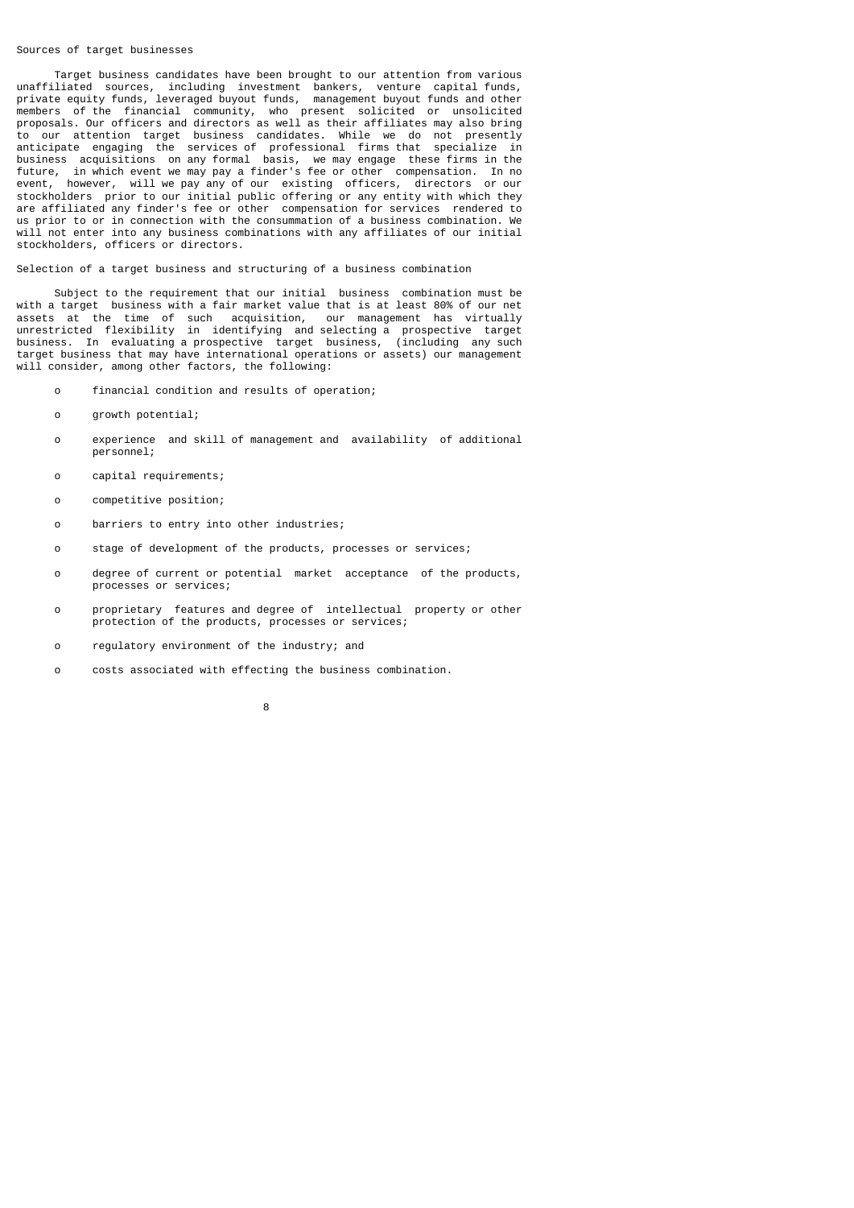### Sources of target businesses

Target business candidates have been brought to our attention from various unaffiliated sources, including investment bankers, venture capital funds, private equity funds, leveraged buyout funds, management buyout funds and other members of the financial community, who present solicited or unsolicited proposals. Our officers and directors as well as their affiliates may also bring to our attention target business candidates. While we do not presently anticipate engaging the services of professional firms that specialize in business acquisitions on any formal basis, we may engage these firms in the future, in which event we may pay a finder's fee or other compensation. In no event, however, will we pay any of our existing officers, directors or our stockholders prior to our initial public offering or any entity with which they are affiliated any finder's fee or other compensation for services rendered to us prior to or in connection with the consummation of a business combination. We will not enter into any business combinations with any affiliates of our initial stockholders, officers or directors.

### Selection of a target business and structuring of a business combination

Subject to the requirement that our initial business combination must be with a target business with a fair market value that is at least 80% of our net assets at the time of such acquisition, our management has virtually unrestricted flexibility in identifying and selecting a prospective target business. In evaluating a prospective target business, (including any such target business that may have international operations or assets) our management will consider, among other factors, the following:

- financial condition and results of operation;
- growth potential;
- experience and skill of management and availability of additional personnel;
- capital requirements;
- competitive position;
- barriers to entry into other industries;
- stage of development of the products, processes or services;
- degree of current or potential market acceptance of the products, processes or services;
- proprietary features and degree of intellectual property or other protection of the products, processes or services;
- regulatory environment of the industry; and
- costs associated with effecting the business combination.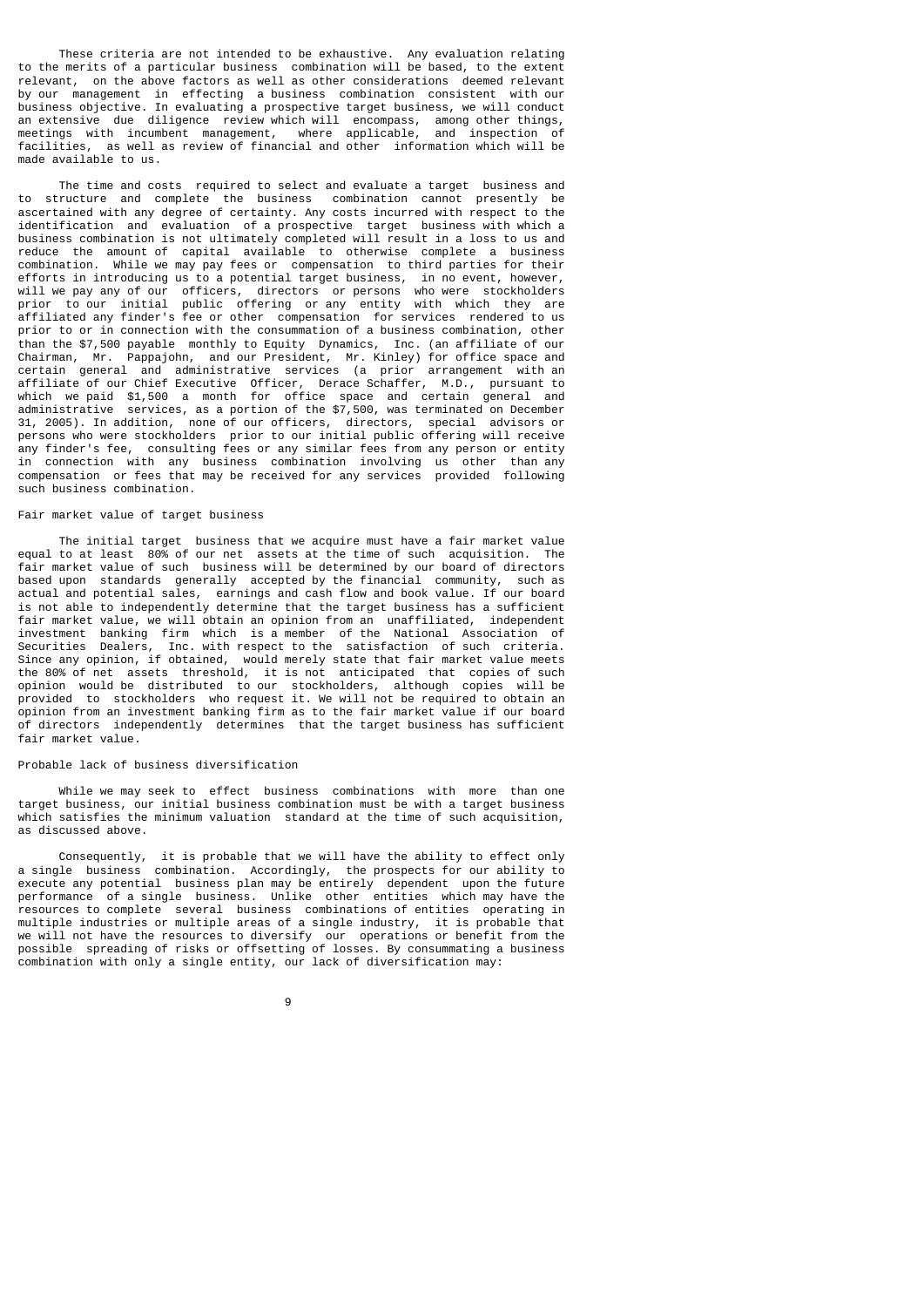These criteria are not intended to be exhaustive. Any evaluation relating to the merits of a particular business combination will be based, to the extent relevant, on the above factors as well as other considerations deemed relevant by our management in effecting a business combination consistent with our business objective. In evaluating a prospective target business, we will conduct an extensive due diligence review which will encompass, among other things, meetings with incumbent management, where applicable, and inspection of facilities, as well as review of financial and other information which will be made available to us.

The time and costs required to select and evaluate a target business and to structure and complete the business combination cannot presently be ascertained with any degree of certainty. Any costs incurred with respect to the identification and evaluation of a prospective target business with which a business combination is not ultimately completed will result in a loss to us and reduce the amount of capital available to otherwise complete a business combination. While we may pay fees or compensation to third parties for their efforts in introducing us to a potential target business, in no event, however, will we pay any of our officers, directors or persons who were stockholders prior to our initial public offering or any entity with which they are affiliated any finder's fee or other compensation for services rendered to us prior to or in connection with the consummation of a business combination, other than the $7,500 payable monthly to Equity Dynamics, Inc. (an affiliate of our Chairman, Mr. Pappajohn, and our President, Mr. Kinley) for office space and certain general and administrative services (a prior arrangement with an affiliate of our Chief Executive Officer, Derace Schaffer, M.D., pursuant to which we paid $1,500 a month for office space and certain general and administrative services, as a portion of the $7,500, was terminated on December 31, 2005). In addition, none of our officers, directors, special advisors or persons who were stockholders prior to our initial public offering will receive any finder's fee, consulting fees or any similar fees from any person or entity in connection with any business combination involving us other than any compensation or fees that may be received for any services provided following such business combination.

Fair market value of target business

The initial target business that we acquire must have a fair market value equal to at least 80% of our net assets at the time of such acquisition. The fair market value of such business will be determined by our board of directors based upon standards generally accepted by the financial community, such as actual and potential sales, earnings and cash flow and book value. If our board is not able to independently determine that the target business has a sufficient fair market value, we will obtain an opinion from an unaffiliated, independent investment banking firm which is a member of the National Association of Securities Dealers, Inc. with respect to the satisfaction of such criteria. Since any opinion, if obtained, would merely state that fair market value meets the 80% of net assets threshold, it is not anticipated that copies of such opinion would be distributed to our stockholders, although copies will be provided to stockholders who request it. We will not be required to obtain an opinion from an investment banking firm as to the fair market value if our board of directors independently determines that the target business has sufficient fair market value.

Probable lack of business diversification

While we may seek to effect business combinations with more than one target business, our initial business combination must be with a target business which satisfies the minimum valuation standard at the time of such acquisition, as discussed above.

Consequently, it is probable that we will have the ability to effect only a single business combination. Accordingly, the prospects for our ability to execute any potential business plan may be entirely dependent upon the future performance of a single business. Unlike other entities which may have the resources to complete several business combinations of entities operating in multiple industries or multiple areas of a single industry, it is probable that we will not have the resources to diversify our operations or benefit from the possible spreading of risks or offsetting of losses. By consummating a business combination with only a single entity, our lack of diversification may: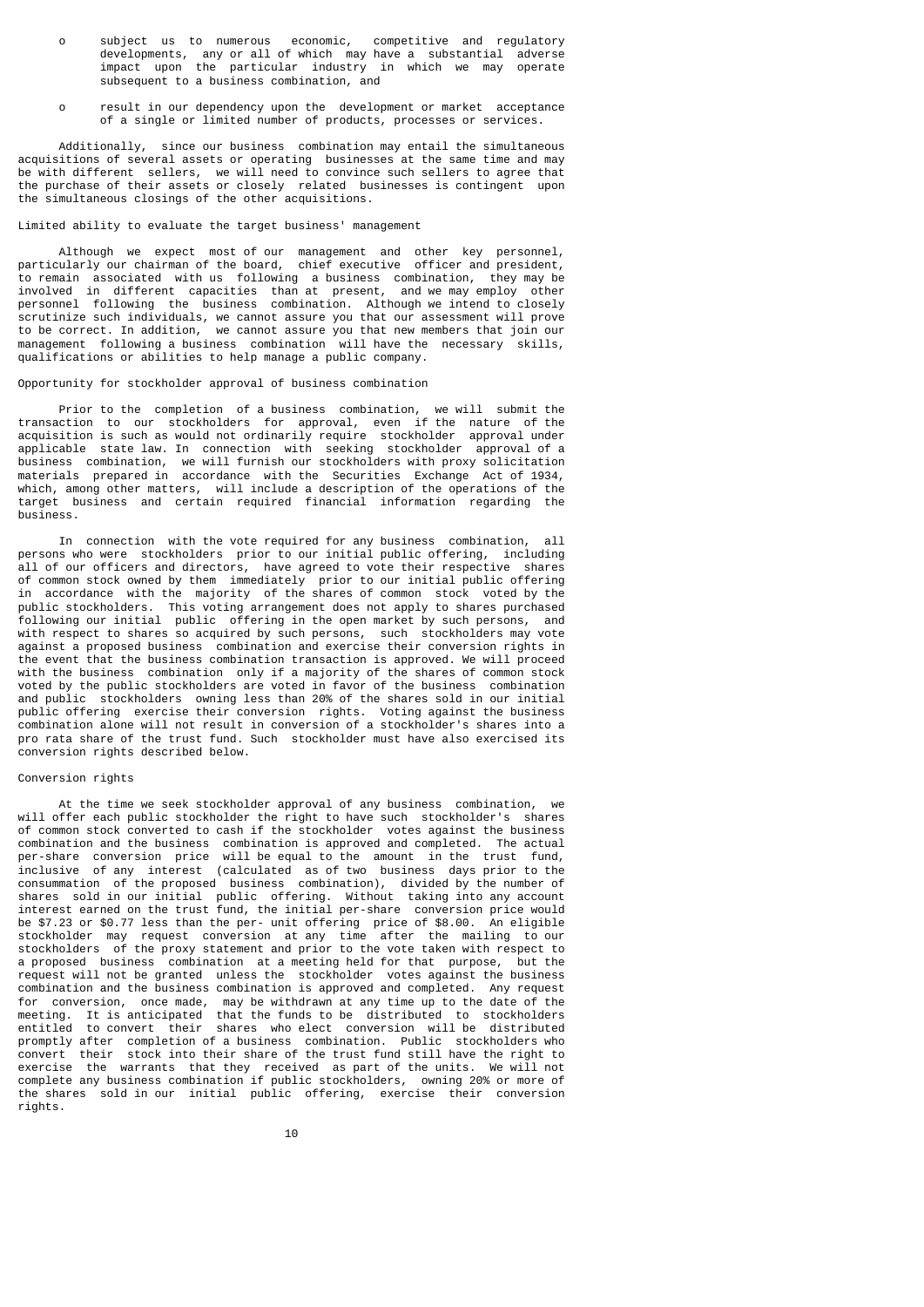- subject us to numerous economic, competitive and regulatory developments, any or all of which may have a substantial adverse impact upon the particular industry in which we may operate subsequent to a business combination, and

- result in our dependency upon the development or market acceptance of a single or limited number of products, processes or services.

Additionally, since our business combination may entail the simultaneous acquisitions of several assets or operating businesses at the same time and may be with different sellers, we will need to convince such sellers to agree that the purchase of their assets or closely related businesses is contingent upon the simultaneous closings of the other acquisitions.

Limited ability to evaluate the target business' management

Although we expect most of our management and other key personnel, particularly our chairman of the board, chief executive officer and president, to remain associated with us following a business combination, they may be involved in different capacities than at present, and we may employ other personnel following the business combination. Although we intend to closely scrutinize such individuals, we cannot assure you that our assessment will prove to be correct. In addition, we cannot assure you that new members that join our management following a business combination will have the necessary skills, qualifications or abilities to help manage a public company.

Opportunity for stockholder approval of business combination

Prior to the completion of a business combination, we will submit the transaction to our stockholders for approval, even if the nature of the acquisition is such as would not ordinarily require stockholder approval under applicable state law. In connection with seeking stockholder approval of a business combination, we will furnish our stockholders with proxy solicitation materials prepared in accordance with the Securities Exchange Act of 1934, which, among other matters, will include a description of the operations of the target business and certain required financial information regarding the business.

In connection with the vote required for any business combination, all persons who were stockholders prior to our initial public offering, including all of our officers and directors, have agreed to vote their respective shares of common stock owned by them immediately prior to our initial public offering in accordance with the majority of the shares of common stock voted by the public stockholders. This voting arrangement does not apply to shares purchased following our initial public offering in the open market by such persons, and with respect to shares so acquired by such persons, such stockholders may vote against a proposed business combination and exercise their conversion rights in the event that the business combination transaction is approved. We will proceed with the business combination only if a majority of the shares of common stock voted by the public stockholders are voted in favor of the business combination and public stockholders owning less than 20% of the shares sold in our initial public offering exercise their conversion rights. Voting against the business combination alone will not result in conversion of a stockholder's shares into a pro rata share of the trust fund. Such stockholder must have also exercised its conversion rights described below.

Conversion rights

At the time we seek stockholder approval of any business combination, we will offer each public stockholder the right to have such stockholder's shares of common stock converted to cash if the stockholder votes against the business combination and the business combination is approved and completed. The actual per-share conversion price will be equal to the amount in the trust fund, inclusive of any interest (calculated as of two business days prior to the consummation of the proposed business combination), divided by the number of shares sold in our initial public offering. Without taking into any account interest earned on the trust fund, the initial per-share conversion price would be $7.23 or $0.77 less than the per- unit offering price of $8.00. An eligible stockholder may request conversion at any time after the mailing to our stockholders of the proxy statement and prior to the vote taken with respect to a proposed business combination at a meeting held for that purpose, but the request will not be granted unless the stockholder votes against the business combination and the business combination is approved and completed. Any request for conversion, once made, may be withdrawn at any time up to the date of the meeting. It is anticipated that the funds to be distributed to stockholders entitled to convert their shares who elect conversion will be distributed promptly after completion of a business combination. Public stockholders who convert their stock into their share of the trust fund still have the right to exercise the warrants that they received as part of the units. We will not complete any business combination if public stockholders, owning 20% or more of the shares sold in our initial public offering, exercise their conversion rights.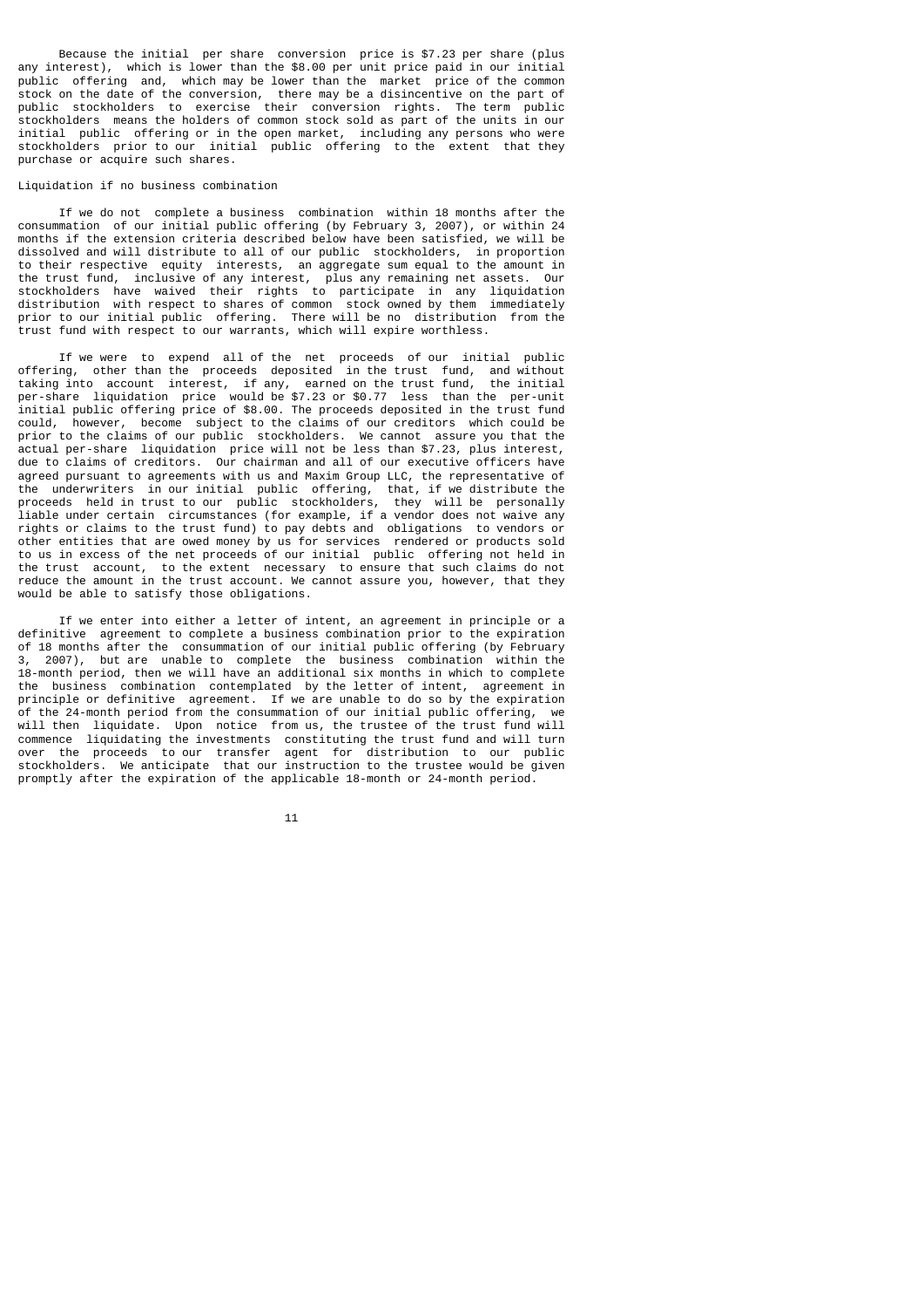Because the initial per share conversion price is $7.23 per share (plus any interest), which is lower than the $8.00 per unit price paid in our initial public offering and, which may be lower than the market price of the common stock on the date of the conversion, there may be a disincentive on the part of public stockholders to exercise their conversion rights. The term public stockholders means the holders of common stock sold as part of the units in our initial public offering or in the open market, including any persons who were stockholders prior to our initial public offering to the extent that they purchase or acquire such shares.

### Liquidation if no business combination

If we do not complete a business combination within 18 months after the consummation of our initial public offering (by February 3, 2007), or within 24 months if the extension criteria described below have been satisfied, we will be dissolved and will distribute to all of our public stockholders, in proportion to their respective equity interests, an aggregate sum equal to the amount in the trust fund, inclusive of any interest, plus any remaining net assets. Our stockholders have waived their rights to participate in any liquidation distribution with respect to shares of common stock owned by them immediately prior to our initial public offering. There will be no distribution from the trust fund with respect to our warrants, which will expire worthless.

If we were to expend all of the net proceeds of our initial public offering, other than the proceeds deposited in the trust fund, and without taking into account interest, if any, earned on the trust fund, the initial per-share liquidation price would be $7.23 or $0.77 less than the per-unit initial public offering price of $8.00. The proceeds deposited in the trust fund could, however, become subject to the claims of our creditors which could be prior to the claims of our public stockholders. We cannot assure you that the actual per-share liquidation price will not be less than $7.23, plus interest, due to claims of creditors. Our chairman and all of our executive officers have agreed pursuant to agreements with us and Maxim Group LLC, the representative of the underwriters in our initial public offering, that, if we distribute the proceeds held in trust to our public stockholders, they will be personally liable under certain circumstances (for example, if a vendor does not waive any rights or claims to the trust fund) to pay debts and obligations to vendors or other entities that are owed money by us for services rendered or products sold to us in excess of the net proceeds of our initial public offering not held in the trust account, to the extent necessary to ensure that such claims do not reduce the amount in the trust account. We cannot assure you, however, that they would be able to satisfy those obligations.

If we enter into either a letter of intent, an agreement in principle or a definitive agreement to complete a business combination prior to the expiration of 18 months after the consummation of our initial public offering (by February 3, 2007), but are unable to complete the business combination within the 18-month period, then we will have an additional six months in which to complete the business combination contemplated by the letter of intent, agreement in principle or definitive agreement. If we are unable to do so by the expiration of the 24-month period from the consummation of our initial public offering, we will then liquidate. Upon notice from us, the trustee of the trust fund will commence liquidating the investments constituting the trust fund and will turn over the proceeds to our transfer agent for distribution to our public stockholders. We anticipate that our instruction to the trustee would be given promptly after the expiration of the applicable 18-month or 24-month period.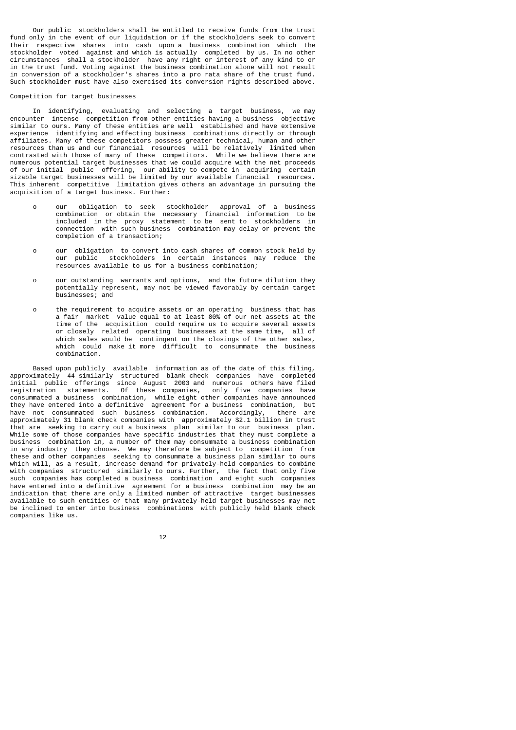Our public stockholders shall be entitled to receive funds from the trust fund only in the event of our liquidation or if the stockholders seek to convert their respective shares into cash upon a business combination which the stockholder voted against and which is actually completed by us. In no other circumstances shall a stockholder have any right or interest of any kind to or in the trust fund. Voting against the business combination alone will not result in conversion of a stockholder's shares into a pro rata share of the trust fund. Such stockholder must have also exercised its conversion rights described above.

Competition for target businesses

In identifying, evaluating and selecting a target business, we may encounter intense competition from other entities having a business objective similar to ours. Many of these entities are well established and have extensive experience identifying and effecting business combinations directly or through affiliates. Many of these competitors possess greater technical, human and other resources than us and our financial resources will be relatively limited when contrasted with those of many of these competitors. While we believe there are numerous potential target businesses that we could acquire with the net proceeds of our initial public offering, our ability to compete in acquiring certain sizable target businesses will be limited by our available financial resources. This inherent competitive limitation gives others an advantage in pursuing the acquisition of a target business. Further:

- our obligation to seek stockholder approval of a business combination or obtain the necessary financial information to be included in the proxy statement to be sent to stockholders in connection with such business combination may delay or prevent the completion of a transaction;

- our obligation to convert into cash shares of common stock held by our public stockholders in certain instances may reduce the resources available to us for a business combination;

- our outstanding warrants and options, and the future dilution they potentially represent, may not be viewed favorably by certain target businesses; and

- the requirement to acquire assets or an operating business that has a fair market value equal to at least 80% of our net assets at the time of the acquisition could require us to acquire several assets or closely related operating businesses at the same time, all of which sales would be contingent on the closings of the other sales, which could make it more difficult to consummate the business combination.

Based upon publicly available information as of the date of this filing, approximately 44 similarly structured blank check companies have completed initial public offerings since August 2003 and numerous others have filed registration statements. Of these companies, only five companies have consummated a business combination, while eight other companies have announced they have entered into a definitive agreement for a business combination, but have not consummated such business combination. Accordingly, there are approximately 31 blank check companies with approximately $2.1 billion in trust that are seeking to carry out a business plan similar to our business plan. While some of those companies have specific industries that they must complete a business combination in, a number of them may consummate a business combination in any industry they choose. We may therefore be subject to competition from these and other companies seeking to consummate a business plan similar to ours which will, as a result, increase demand for privately-held companies to combine with companies structured similarly to ours. Further, the fact that only five such companies has completed a business combination and eight such companies have entered into a definitive agreement for a business combination may be an indication that there are only a limited number of attractive target businesses available to such entities or that many privately-held target businesses may not be inclined to enter into business combinations with publicly held blank check companies like us.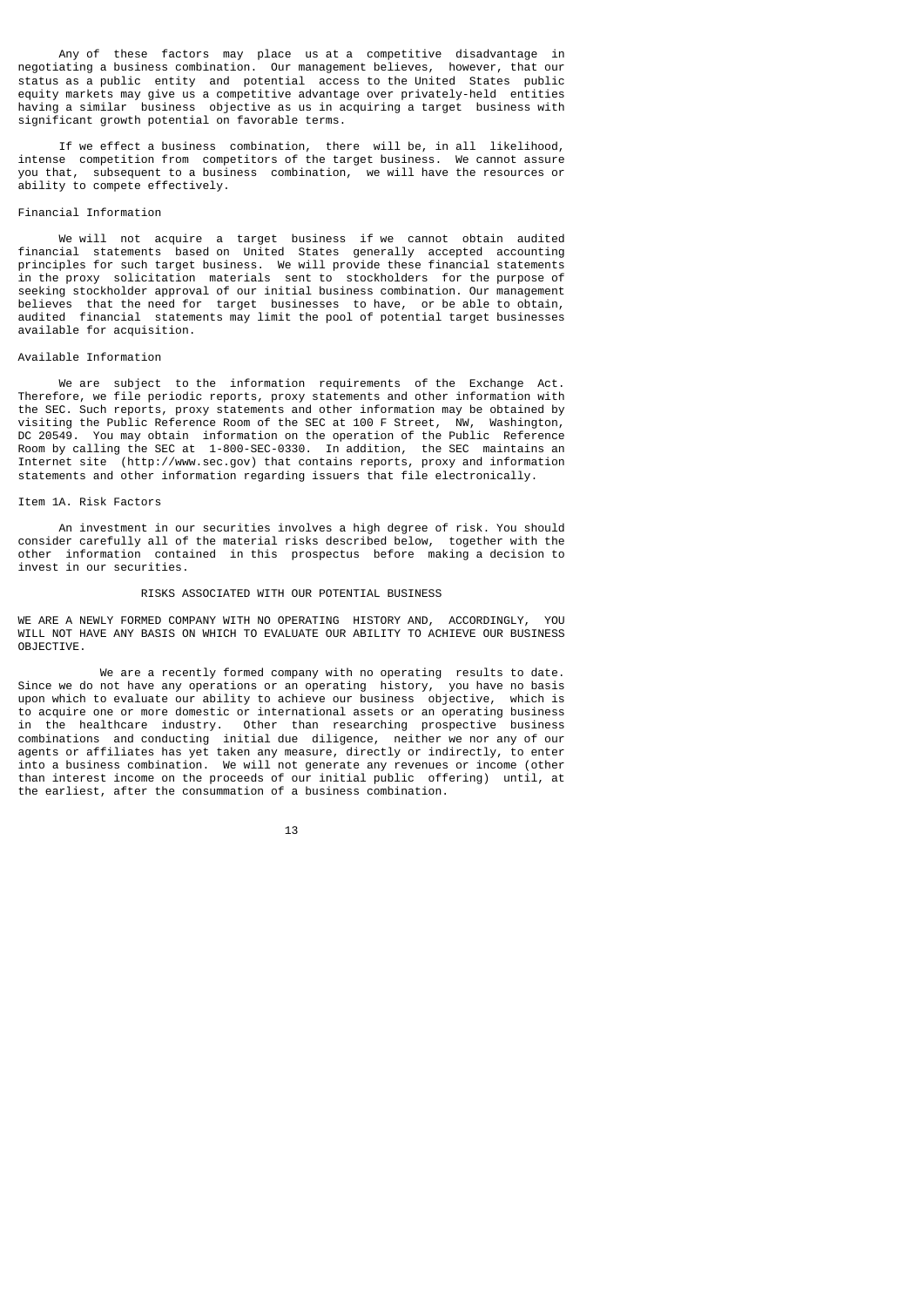Any of these factors may place us at a competitive disadvantage in negotiating a business combination. Our management believes, however, that our status as a public entity and potential access to the United States public equity markets may give us a competitive advantage over privately-held entities having a similar business objective as us in acquiring a target business with significant growth potential on favorable terms.

If we effect a business combination, there will be, in all likelihood, intense competition from competitors of the target business. We cannot assure you that, subsequent to a business combination, we will have the resources or ability to compete effectively.

### Financial Information

We will not acquire a target business if we cannot obtain audited financial statements based on United States generally accepted accounting principles for such target business. We will provide these financial statements in the proxy solicitation materials sent to stockholders for the purpose of seeking stockholder approval of our initial business combination. Our management believes that the need for target businesses to have, or be able to obtain, audited financial statements may limit the pool of potential target businesses available for acquisition.

### Available Information

We are subject to the information requirements of the Exchange Act. Therefore, we file periodic reports, proxy statements and other information with the SEC. Such reports, proxy statements and other information may be obtained by visiting the Public Reference Room of the SEC at 100 F Street, NW, Washington, DC 20549. You may obtain information on the operation of the Public Reference Room by calling the SEC at 1-800-SEC-0330. In addition, the SEC maintains an Internet site (http://www.sec.gov) that contains reports, proxy and information statements and other information regarding issuers that file electronically.

## Item 1A. Risk Factors

An investment in our securities involves a high degree of risk. You should consider carefully all of the material risks described below, together with the other information contained in this prospectus before making a decision to invest in our securities.

### RISKS ASSOCIATED WITH OUR POTENTIAL BUSINESS

**WE ARE A NEWLY FORMED COMPANY WITH NO OPERATING HISTORY AND, ACCORDINGLY, YOU WILL NOT HAVE ANY BASIS ON WHICH TO EVALUATE OUR ABILITY TO ACHIEVE OUR BUSINESS OBJECTIVE.**

We are a recently formed company with no operating results to date. Since we do not have any operations or an operating history, you have no basis upon which to evaluate our ability to achieve our business objective, which is to acquire one or more domestic or international assets or an operating business in the healthcare industry. Other than researching prospective business combinations and conducting initial due diligence, neither we nor any of our agents or affiliates has yet taken any measure, directly or indirectly, to enter into a business combination. We will not generate any revenues or income (other than interest income on the proceeds of our initial public offering) until, at the earliest, after the consummation of a business combination.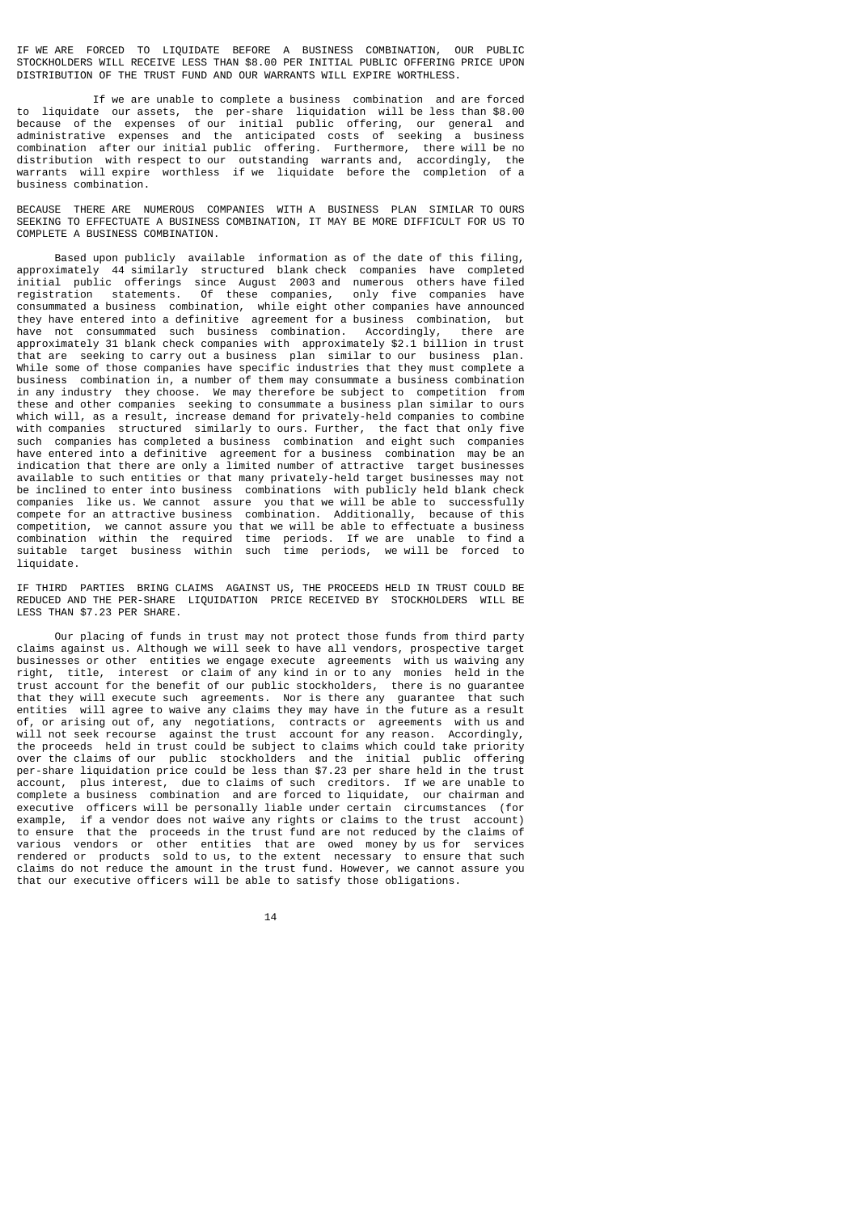**IF WE ARE FORCED TO LIQUIDATE BEFORE A BUSINESS COMBINATION, OUR PUBLIC STOCKHOLDERS WILL RECEIVE LESS THAN $8.00 PER INITIAL PUBLIC OFFERING PRICE UPON DISTRIBUTION OF THE TRUST FUND AND OUR WARRANTS WILL EXPIRE WORTHLESS.**

If we are unable to complete a business combination and are forced to liquidate our assets, the per-share liquidation will be less than $8.00 because of the expenses of our initial public offering, our general and administrative expenses and the anticipated costs of seeking a business combination after our initial public offering. Furthermore, there will be no distribution with respect to our outstanding warrants and, accordingly, the warrants will expire worthless if we liquidate before the completion of a business combination.

**BECAUSE THERE ARE NUMEROUS COMPANIES WITH A BUSINESS PLAN SIMILAR TO OURS SEEKING TO EFFECTUATE A BUSINESS COMBINATION, IT MAY BE MORE DIFFICULT FOR US TO COMPLETE A BUSINESS COMBINATION.**

Based upon publicly available information as of the date of this filing, approximately 44 similarly structured blank check companies have completed initial public offerings since August 2003 and numerous others have filed registration statements. Of these companies, only five companies have consummated a business combination, while eight other companies have announced they have entered into a definitive agreement for a business combination, but have not consummated such business combination. Accordingly, there are approximately 31 blank check companies with approximately $2.1 billion in trust that are seeking to carry out a business plan similar to our business plan. While some of those companies have specific industries that they must complete a business combination in, a number of them may consummate a business combination in any industry they choose. We may therefore be subject to competition from these and other companies seeking to consummate a business plan similar to ours which will, as a result, increase demand for privately-held companies to combine with companies structured similarly to ours. Further, the fact that only five such companies has completed a business combination and eight such companies have entered into a definitive agreement for a business combination may be an indication that there are only a limited number of attractive target businesses available to such entities or that many privately-held target businesses may not be inclined to enter into business combinations with publicly held blank check companies like us. We cannot assure you that we will be able to successfully compete for an attractive business combination. Additionally, because of this competition, we cannot assure you that we will be able to effectuate a business combination within the required time periods. If we are unable to find a suitable target business within such time periods, we will be forced to liquidate.

**IF THIRD PARTIES BRING CLAIMS AGAINST US, THE PROCEEDS HELD IN TRUST COULD BE REDUCED AND THE PER-SHARE LIQUIDATION PRICE RECEIVED BY STOCKHOLDERS WILL BE LESS THAN $7.23 PER SHARE.**

Our placing of funds in trust may not protect those funds from third party claims against us. Although we will seek to have all vendors, prospective target businesses or other entities we engage execute agreements with us waiving any right, title, interest or claim of any kind in or to any monies held in the trust account for the benefit of our public stockholders, there is no guarantee that they will execute such agreements. Nor is there any guarantee that such entities will agree to waive any claims they may have in the future as a result of, or arising out of, any negotiations, contracts or agreements with us and will not seek recourse against the trust account for any reason. Accordingly, the proceeds held in trust could be subject to claims which could take priority over the claims of our public stockholders and the initial public offering per-share liquidation price could be less than $7.23 per share held in the trust account, plus interest, due to claims of such creditors. If we are unable to complete a business combination and are forced to liquidate, our chairman and executive officers will be personally liable under certain circumstances (for example, if a vendor does not waive any rights or claims to the trust account) to ensure that the proceeds in the trust fund are not reduced by the claims of various vendors or other entities that are owed money by us for services rendered or products sold to us, to the extent necessary to ensure that such claims do not reduce the amount in the trust fund. However, we cannot assure you that our executive officers will be able to satisfy those obligations.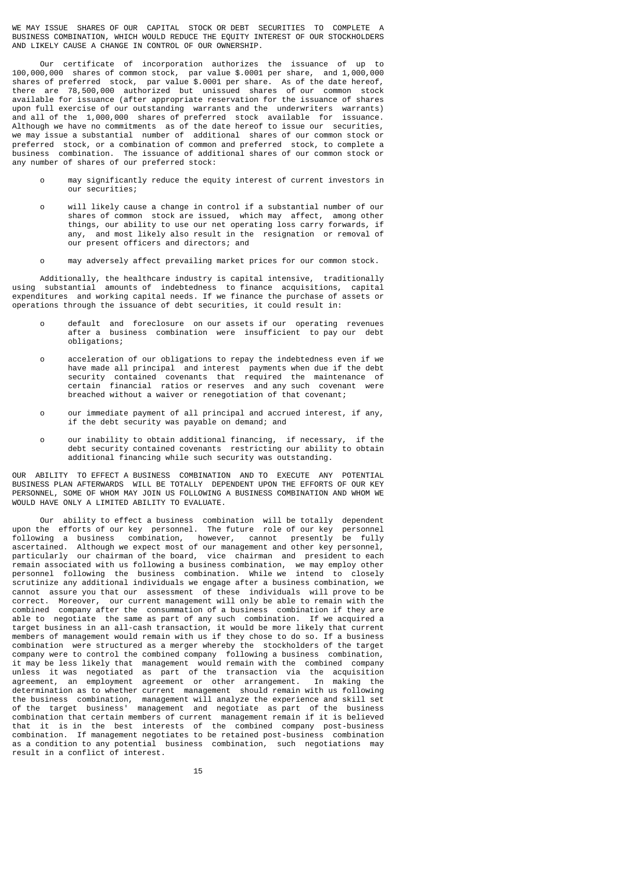**WE MAY ISSUE SHARES OF OUR CAPITAL STOCK OR DEBT SECURITIES TO COMPLETE A BUSINESS COMBINATION, WHICH WOULD REDUCE THE EQUITY INTEREST OF OUR STOCKHOLDERS AND LIKELY CAUSE A CHANGE IN CONTROL OF OUR OWNERSHIP.**

Our certificate of incorporation authorizes the issuance of up to 100,000,000 shares of common stock, par value $.0001 per share, and 1,000,000 shares of preferred stock, par value $.0001 per share. As of the date hereof, there are 78,500,000 authorized but unissued shares of our common stock available for issuance (after appropriate reservation for the issuance of shares upon full exercise of our outstanding warrants and the underwriters warrants) and all of the 1,000,000 shares of preferred stock available for issuance. Although we have no commitments as of the date hereof to issue our securities, we may issue a substantial number of additional shares of our common stock or preferred stock, or a combination of common and preferred stock, to complete a business combination. The issuance of additional shares of our common stock or any number of shares of our preferred stock:

- may significantly reduce the equity interest of current investors in our securities;
- will likely cause a change in control if a substantial number of our shares of common stock are issued, which may affect, among other things, our ability to use our net operating loss carry forwards, if any, and most likely also result in the resignation or removal of our present officers and directors; and
- may adversely affect prevailing market prices for our common stock.

Additionally, the healthcare industry is capital intensive, traditionally using substantial amounts of indebtedness to finance acquisitions, capital expenditures and working capital needs. If we finance the purchase of assets or operations through the issuance of debt securities, it could result in:

- default and foreclosure on our assets if our operating revenues after a business combination were insufficient to pay our debt obligations;
- acceleration of our obligations to repay the indebtedness even if we have made all principal and interest payments when due if the debt security contained covenants that required the maintenance of certain financial ratios or reserves and any such covenant were breached without a waiver or renegotiation of that covenant;
- our immediate payment of all principal and accrued interest, if any, if the debt security was payable on demand; and
- our inability to obtain additional financing, if necessary, if the debt security contained covenants restricting our ability to obtain additional financing while such security was outstanding.

**OUR ABILITY TO EFFECT A BUSINESS COMBINATION AND TO EXECUTE ANY POTENTIAL BUSINESS PLAN AFTERWARDS WILL BE TOTALLY DEPENDENT UPON THE EFFORTS OF OUR KEY PERSONNEL, SOME OF WHOM MAY JOIN US FOLLOWING A BUSINESS COMBINATION AND WHOM WE WOULD HAVE ONLY A LIMITED ABILITY TO EVALUATE.**

Our ability to effect a business combination will be totally dependent upon the efforts of our key personnel. The future role of our key personnel following a business combination, however, cannot presently be fully ascertained. Although we expect most of our management and other key personnel, particularly our chairman of the board, vice chairman and president to each remain associated with us following a business combination, we may employ other personnel following the business combination. While we intend to closely scrutinize any additional individuals we engage after a business combination, we cannot assure you that our assessment of these individuals will prove to be correct. Moreover, our current management will only be able to remain with the combined company after the consummation of a business combination if they are able to negotiate the same as part of any such combination. If we acquired a target business in an all-cash transaction, it would be more likely that current members of management would remain with us if they chose to do so. If a business combination were structured as a merger whereby the stockholders of the target company were to control the combined company following a business combination, it may be less likely that management would remain with the combined company unless it was negotiated as part of the transaction via the acquisition agreement, an employment agreement or other arrangement. In making the determination as to whether current management should remain with us following the business combination, management will analyze the experience and skill set of the target business' management and negotiate as part of the business combination that certain members of current management remain if it is believed that it is in the best interests of the combined company post-business combination. If management negotiates to be retained post-business combination as a condition to any potential business combination, such negotiations may result in a conflict of interest.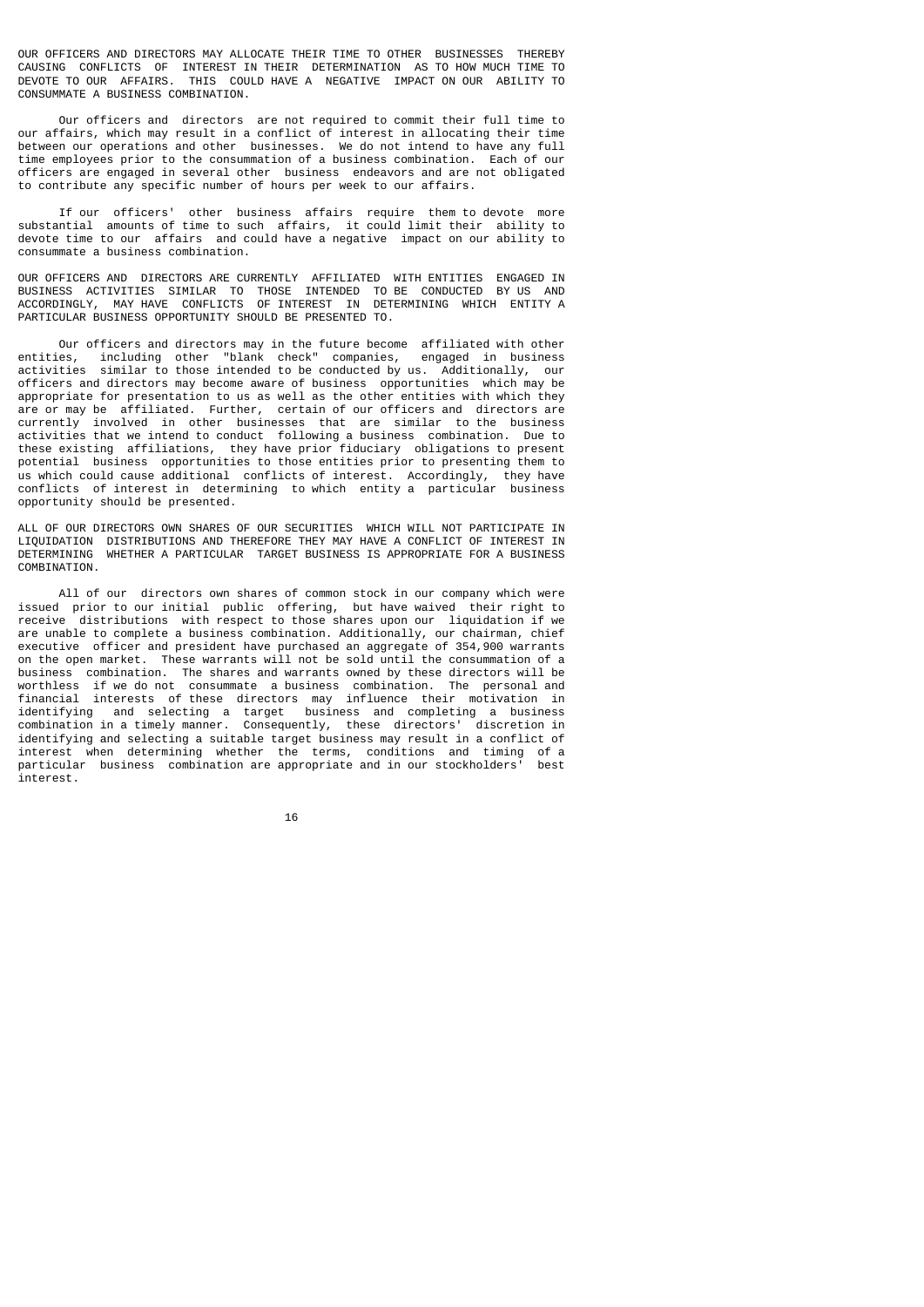OUR OFFICERS AND DIRECTORS MAY ALLOCATE THEIR TIME TO OTHER BUSINESSES THEREBY CAUSING CONFLICTS OF INTEREST IN THEIR DETERMINATION AS TO HOW MUCH TIME TO DEVOTE TO OUR AFFAIRS. THIS COULD HAVE A NEGATIVE IMPACT ON OUR ABILITY TO CONSUMMATE A BUSINESS COMBINATION.

Our officers and directors are not required to commit their full time to our affairs, which may result in a conflict of interest in allocating their time between our operations and other businesses. We do not intend to have any full time employees prior to the consummation of a business combination. Each of our officers are engaged in several other business endeavors and are not obligated to contribute any specific number of hours per week to our affairs.

If our officers' other business affairs require them to devote more substantial amounts of time to such affairs, it could limit their ability to devote time to our affairs and could have a negative impact on our ability to consummate a business combination.

OUR OFFICERS AND DIRECTORS ARE CURRENTLY AFFILIATED WITH ENTITIES ENGAGED IN BUSINESS ACTIVITIES SIMILAR TO THOSE INTENDED TO BE CONDUCTED BY US AND ACCORDINGLY, MAY HAVE CONFLICTS OF INTEREST IN DETERMINING WHICH ENTITY A PARTICULAR BUSINESS OPPORTUNITY SHOULD BE PRESENTED TO.

Our officers and directors may in the future become affiliated with other entities, including other "blank check" companies, engaged in business activities similar to those intended to be conducted by us. Additionally, our officers and directors may become aware of business opportunities which may be appropriate for presentation to us as well as the other entities with which they are or may be affiliated. Further, certain of our officers and directors are currently involved in other businesses that are similar to the business activities that we intend to conduct following a business combination. Due to these existing affiliations, they have prior fiduciary obligations to present potential business opportunities to those entities prior to presenting them to us which could cause additional conflicts of interest. Accordingly, they have conflicts of interest in determining to which entity a particular business opportunity should be presented.

ALL OF OUR DIRECTORS OWN SHARES OF OUR SECURITIES WHICH WILL NOT PARTICIPATE IN LIQUIDATION DISTRIBUTIONS AND THEREFORE THEY MAY HAVE A CONFLICT OF INTEREST IN DETERMINING WHETHER A PARTICULAR TARGET BUSINESS IS APPROPRIATE FOR A BUSINESS COMBINATION.

All of our directors own shares of common stock in our company which were issued prior to our initial public offering, but have waived their right to receive distributions with respect to those shares upon our liquidation if we are unable to complete a business combination. Additionally, our chairman, chief executive officer and president have purchased an aggregate of 354,900 warrants on the open market. These warrants will not be sold until the consummation of a business combination. The shares and warrants owned by these directors will be worthless if we do not consummate a business combination. The personal and financial interests of these directors may influence their motivation in identifying and selecting a target business and completing a business combination in a timely manner. Consequently, these directors' discretion in identifying and selecting a suitable target business may result in a conflict of interest when determining whether the terms, conditions and timing of a particular business combination are appropriate and in our stockholders' best interest.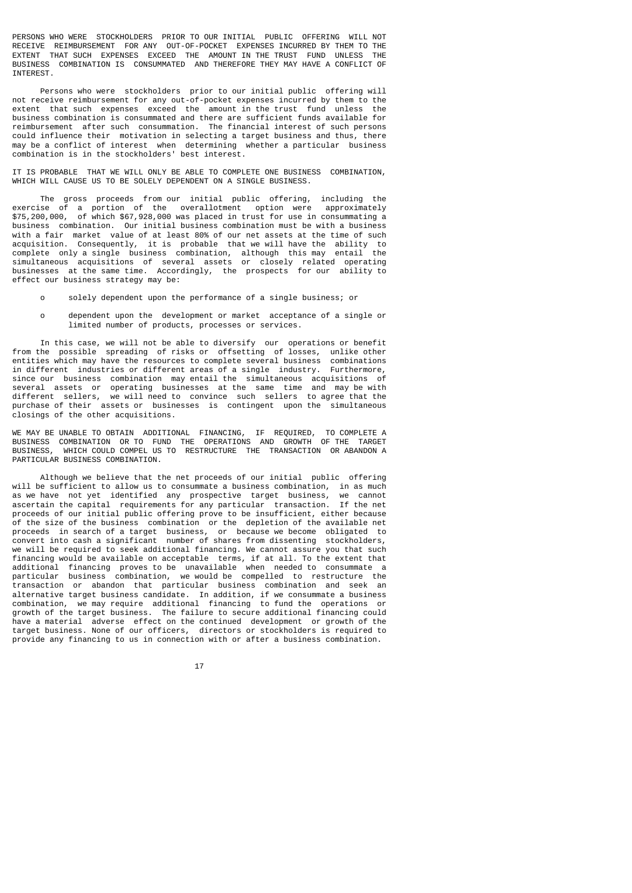**PERSONS WHO WERE STOCKHOLDERS PRIOR TO OUR INITIAL PUBLIC OFFERING WILL NOT RECEIVE REIMBURSEMENT FOR ANY OUT-OF-POCKET EXPENSES INCURRED BY THEM TO THE EXTENT THAT SUCH EXPENSES EXCEED THE AMOUNT IN THE TRUST FUND UNLESS THE BUSINESS COMBINATION IS CONSUMMATED AND THEREFORE THEY MAY HAVE A CONFLICT OF INTEREST.**

Persons who were stockholders prior to our initial public offering will not receive reimbursement for any out-of-pocket expenses incurred by them to the extent that such expenses exceed the amount in the trust fund unless the business combination is consummated and there are sufficient funds available for reimbursement after such consummation. The financial interest of such persons could influence their motivation in selecting a target business and thus, there may be a conflict of interest when determining whether a particular business combination is in the stockholders' best interest.

**IT IS PROBABLE THAT WE WILL ONLY BE ABLE TO COMPLETE ONE BUSINESS COMBINATION, WHICH WILL CAUSE US TO BE SOLELY DEPENDENT ON A SINGLE BUSINESS.**

The gross proceeds from our initial public offering, including the exercise of a portion of the overallotment option were approximately $75,200,000, of which $67,928,000 was placed in trust for use in consummating a business combination. Our initial business combination must be with a business with a fair market value of at least 80% of our net assets at the time of such acquisition. Consequently, it is probable that we will have the ability to complete only a single business combination, although this may entail the simultaneous acquisitions of several assets or closely related operating businesses at the same time. Accordingly, the prospects for our ability to effect our business strategy may be:

- solely dependent upon the performance of a single business; or
- dependent upon the development or market acceptance of a single or limited number of products, processes or services.

In this case, we will not be able to diversify our operations or benefit from the possible spreading of risks or offsetting of losses, unlike other entities which may have the resources to complete several business combinations in different industries or different areas of a single industry. Furthermore, since our business combination may entail the simultaneous acquisitions of several assets or operating businesses at the same time and may be with different sellers, we will need to convince such sellers to agree that the purchase of their assets or businesses is contingent upon the simultaneous closings of the other acquisitions.

**WE MAY BE UNABLE TO OBTAIN ADDITIONAL FINANCING, IF REQUIRED, TO COMPLETE A BUSINESS COMBINATION OR TO FUND THE OPERATIONS AND GROWTH OF THE TARGET BUSINESS, WHICH COULD COMPEL US TO RESTRUCTURE THE TRANSACTION OR ABANDON A PARTICULAR BUSINESS COMBINATION.**

Although we believe that the net proceeds of our initial public offering will be sufficient to allow us to consummate a business combination, in as much as we have not yet identified any prospective target business, we cannot ascertain the capital requirements for any particular transaction. If the net proceeds of our initial public offering prove to be insufficient, either because of the size of the business combination or the depletion of the available net proceeds in search of a target business, or because we become obligated to convert into cash a significant number of shares from dissenting stockholders, we will be required to seek additional financing. We cannot assure you that such financing would be available on acceptable terms, if at all. To the extent that additional financing proves to be unavailable when needed to consummate a particular business combination, we would be compelled to restructure the transaction or abandon that particular business combination and seek an alternative target business candidate. In addition, if we consummate a business combination, we may require additional financing to fund the operations or growth of the target business. The failure to secure additional financing could have a material adverse effect on the continued development or growth of the target business. None of our officers, directors or stockholders is required to provide any financing to us in connection with or after a business combination.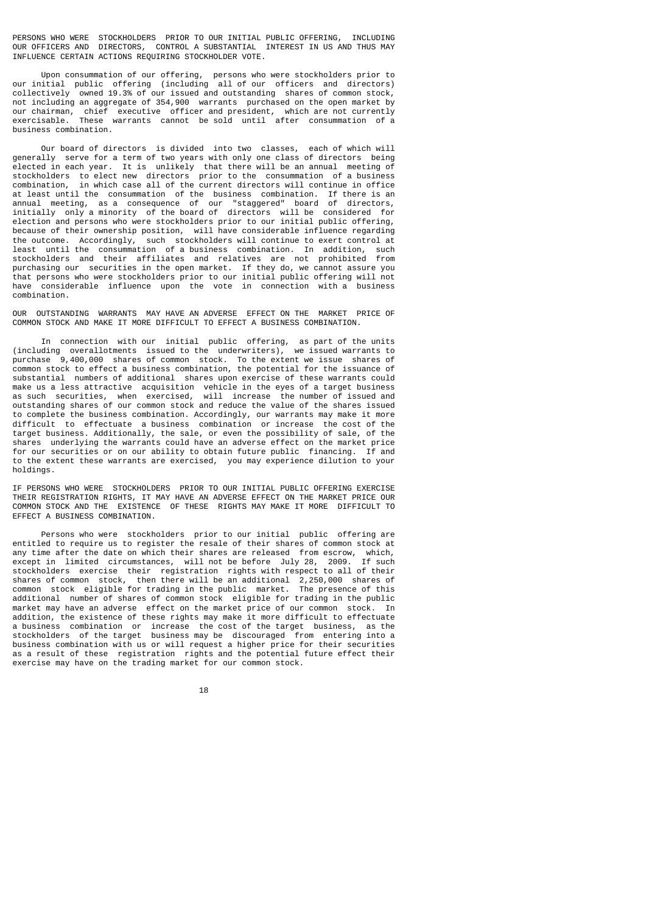**PERSONS WHO WERE STOCKHOLDERS PRIOR TO OUR INITIAL PUBLIC OFFERING, INCLUDING OUR OFFICERS AND DIRECTORS, CONTROL A SUBSTANTIAL INTEREST IN US AND THUS MAY INFLUENCE CERTAIN ACTIONS REQUIRING STOCKHOLDER VOTE.**

Upon consummation of our offering, persons who were stockholders prior to our initial public offering (including all of our officers and directors) collectively owned 19.3% of our issued and outstanding shares of common stock, not including an aggregate of 354,900 warrants purchased on the open market by our chairman, chief executive officer and president, which are not currently exercisable. These warrants cannot be sold until after consummation of a business combination.

Our board of directors is divided into two classes, each of which will generally serve for a term of two years with only one class of directors being elected in each year. It is unlikely that there will be an annual meeting of stockholders to elect new directors prior to the consummation of a business combination, in which case all of the current directors will continue in office at least until the consummation of the business combination. If there is an annual meeting, as a consequence of our "staggered" board of directors, initially only a minority of the board of directors will be considered for election and persons who were stockholders prior to our initial public offering, because of their ownership position, will have considerable influence regarding the outcome. Accordingly, such stockholders will continue to exert control at least until the consummation of a business combination. In addition, such stockholders and their affiliates and relatives are not prohibited from purchasing our securities in the open market. If they do, we cannot assure you that persons who were stockholders prior to our initial public offering will not have considerable influence upon the vote in connection with a business combination.

**OUR OUTSTANDING WARRANTS MAY HAVE AN ADVERSE EFFECT ON THE MARKET PRICE OF COMMON STOCK AND MAKE IT MORE DIFFICULT TO EFFECT A BUSINESS COMBINATION.**

In connection with our initial public offering, as part of the units (including overallotments issued to the underwriters), we issued warrants to purchase 9,400,000 shares of common stock. To the extent we issue shares of common stock to effect a business combination, the potential for the issuance of substantial numbers of additional shares upon exercise of these warrants could make us a less attractive acquisition vehicle in the eyes of a target business as such securities, when exercised, will increase the number of issued and outstanding shares of our common stock and reduce the value of the shares issued to complete the business combination. Accordingly, our warrants may make it more difficult to effectuate a business combination or increase the cost of the target business. Additionally, the sale, or even the possibility of sale, of the shares underlying the warrants could have an adverse effect on the market price for our securities or on our ability to obtain future public financing. If and to the extent these warrants are exercised, you may experience dilution to your holdings.

**IF PERSONS WHO WERE STOCKHOLDERS PRIOR TO OUR INITIAL PUBLIC OFFERING EXERCISE THEIR REGISTRATION RIGHTS, IT MAY HAVE AN ADVERSE EFFECT ON THE MARKET PRICE OUR COMMON STOCK AND THE EXISTENCE OF THESE RIGHTS MAY MAKE IT MORE DIFFICULT TO EFFECT A BUSINESS COMBINATION.**

Persons who were stockholders prior to our initial public offering are entitled to require us to register the resale of their shares of common stock at any time after the date on which their shares are released from escrow, which, except in limited circumstances, will not be before July 28, 2009. If such stockholders exercise their registration rights with respect to all of their shares of common stock, then there will be an additional 2,250,000 shares of common stock eligible for trading in the public market. The presence of this additional number of shares of common stock eligible for trading in the public market may have an adverse effect on the market price of our common stock. In addition, the existence of these rights may make it more difficult to effectuate a business combination or increase the cost of the target business, as the stockholders of the target business may be discouraged from entering into a business combination with us or will request a higher price for their securities as a result of these registration rights and the potential future effect their exercise may have on the trading market for our common stock.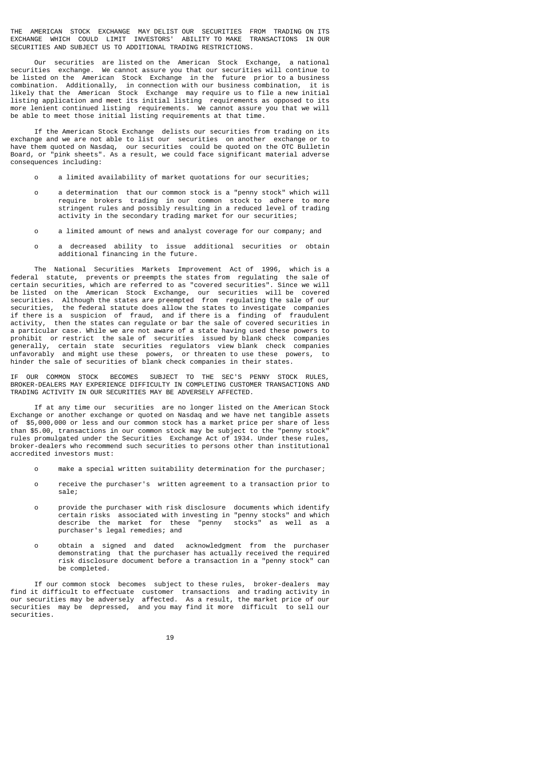**THE AMERICAN STOCK EXCHANGE MAY DELIST OUR SECURITIES FROM TRADING ON ITS EXCHANGE WHICH COULD LIMIT INVESTORS' ABILITY TO MAKE TRANSACTIONS IN OUR SECURITIES AND SUBJECT US TO ADDITIONAL TRADING RESTRICTIONS.**

Our securities are listed on the American Stock Exchange, a national securities exchange. We cannot assure you that our securities will continue to be listed on the American Stock Exchange in the future prior to a business combination. Additionally, in connection with our business combination, it is likely that the American Stock Exchange may require us to file a new initial listing application and meet its initial listing requirements as opposed to its more lenient continued listing requirements. We cannot assure you that we will be able to meet those initial listing requirements at that time.

If the American Stock Exchange delists our securities from trading on its exchange and we are not able to list our securities on another exchange or to have them quoted on Nasdaq, our securities could be quoted on the OTC Bulletin Board, or "pink sheets". As a result, we could face significant material adverse consequences including:

- a limited availability of market quotations for our securities;
- a determination that our common stock is a "penny stock" which will require brokers trading in our common stock to adhere to more stringent rules and possibly resulting in a reduced level of trading activity in the secondary trading market for our securities;
- a limited amount of news and analyst coverage for our company; and
- a decreased ability to issue additional securities or obtain additional financing in the future.

The National Securities Markets Improvement Act of 1996, which is a federal statute, prevents or preempts the states from regulating the sale of certain securities, which are referred to as "covered securities". Since we will be listed on the American Stock Exchange, our securities will be covered securities. Although the states are preempted from regulating the sale of our securities, the federal statute does allow the states to investigate companies if there is a suspicion of fraud, and if there is a finding of fraudulent activity, then the states can regulate or bar the sale of covered securities in a particular case. While we are not aware of a state having used these powers to prohibit or restrict the sale of securities issued by blank check companies generally, certain state securities regulators view blank check companies unfavorably and might use these powers, or threaten to use these powers, to hinder the sale of securities of blank check companies in their states.

**IF OUR COMMON STOCK BECOMES SUBJECT TO THE SEC'S PENNY STOCK RULES, BROKER-DEALERS MAY EXPERIENCE DIFFICULTY IN COMPLETING CUSTOMER TRANSACTIONS AND TRADING ACTIVITY IN OUR SECURITIES MAY BE ADVERSELY AFFECTED.**

If at any time our securities are no longer listed on the American Stock Exchange or another exchange or quoted on Nasdaq and we have net tangible assets of $5,000,000 or less and our common stock has a market price per share of less than $5.00, transactions in our common stock may be subject to the "penny stock" rules promulgated under the Securities Exchange Act of 1934. Under these rules, broker-dealers who recommend such securities to persons other than institutional accredited investors must:

- make a special written suitability determination for the purchaser;
- receive the purchaser's written agreement to a transaction prior to sale;
- provide the purchaser with risk disclosure documents which identify certain risks associated with investing in "penny stocks" and which describe the market for these "penny stocks" as well as a purchaser's legal remedies; and
- obtain a signed and dated acknowledgment from the purchaser demonstrating that the purchaser has actually received the required risk disclosure document before a transaction in a "penny stock" can be completed.

If our common stock becomes subject to these rules, broker-dealers may find it difficult to effectuate customer transactions and trading activity in our securities may be adversely affected. As a result, the market price of our securities may be depressed, and you may find it more difficult to sell our securities.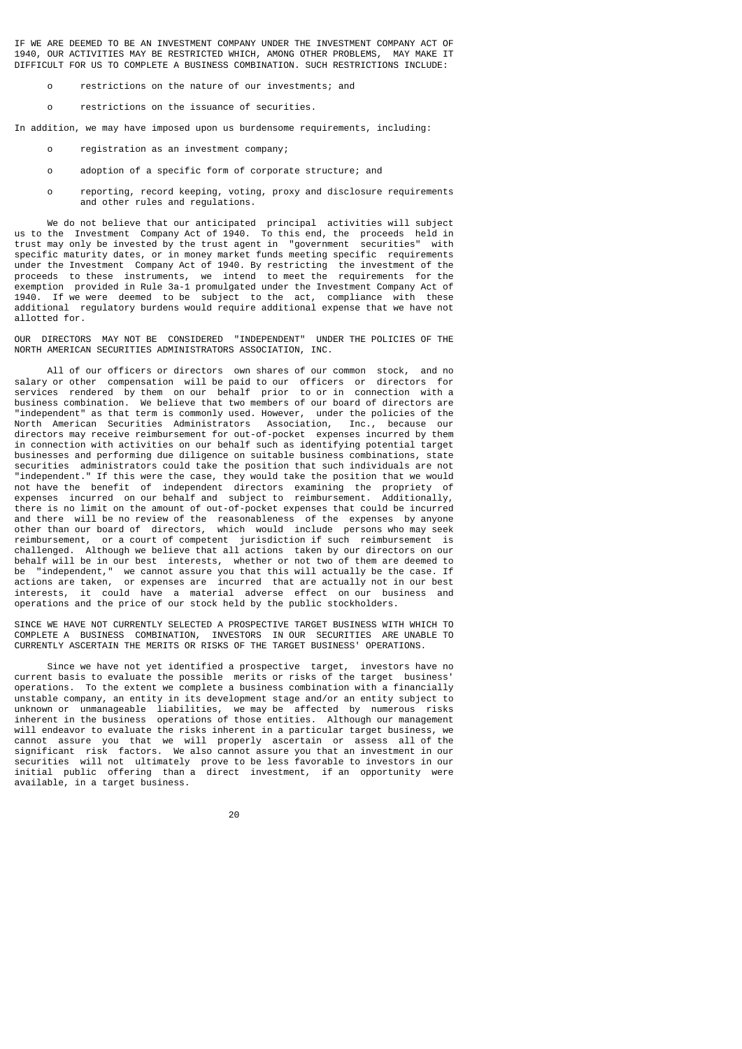IF WE ARE DEEMED TO BE AN INVESTMENT COMPANY UNDER THE INVESTMENT COMPANY ACT OF 1940, OUR ACTIVITIES MAY BE RESTRICTED WHICH, AMONG OTHER PROBLEMS, MAY MAKE IT DIFFICULT FOR US TO COMPLETE A BUSINESS COMBINATION. SUCH RESTRICTIONS INCLUDE:

- restrictions on the nature of our investments; and
- restrictions on the issuance of securities.

In addition, we may have imposed upon us burdensome requirements, including:

- registration as an investment company;
- adoption of a specific form of corporate structure; and
- reporting, record keeping, voting, proxy and disclosure requirements and other rules and regulations.

We do not believe that our anticipated principal activities will subject us to the Investment Company Act of 1940. To this end, the proceeds held in trust may only be invested by the trust agent in "government securities" with specific maturity dates, or in money market funds meeting specific requirements under the Investment Company Act of 1940. By restricting the investment of the proceeds to these instruments, we intend to meet the requirements for the exemption provided in Rule 3a-1 promulgated under the Investment Company Act of 1940. If we were deemed to be subject to the act, compliance with these additional regulatory burdens would require additional expense that we have not allotted for.

OUR DIRECTORS MAY NOT BE CONSIDERED "INDEPENDENT" UNDER THE POLICIES OF THE NORTH AMERICAN SECURITIES ADMINISTRATORS ASSOCIATION, INC.

All of our officers or directors own shares of our common stock, and no salary or other compensation will be paid to our officers or directors for services rendered by them on our behalf prior to or in connection with a business combination. We believe that two members of our board of directors are "independent" as that term is commonly used. However, under the policies of the North American Securities Administrators Association, Inc., because our directors may receive reimbursement for out-of-pocket expenses incurred by them in connection with activities on our behalf such as identifying potential target businesses and performing due diligence on suitable business combinations, state securities administrators could take the position that such individuals are not "independent." If this were the case, they would take the position that we would not have the benefit of independent directors examining the propriety of expenses incurred on our behalf and subject to reimbursement. Additionally, there is no limit on the amount of out-of-pocket expenses that could be incurred and there will be no review of the reasonableness of the expenses by anyone other than our board of directors, which would include persons who may seek reimbursement, or a court of competent jurisdiction if such reimbursement is challenged. Although we believe that all actions taken by our directors on our behalf will be in our best interests, whether or not two of them are deemed to be "independent," we cannot assure you that this will actually be the case. If actions are taken, or expenses are incurred that are actually not in our best interests, it could have a material adverse effect on our business and operations and the price of our stock held by the public stockholders.

SINCE WE HAVE NOT CURRENTLY SELECTED A PROSPECTIVE TARGET BUSINESS WITH WHICH TO COMPLETE A BUSINESS COMBINATION, INVESTORS IN OUR SECURITIES ARE UNABLE TO CURRENTLY ASCERTAIN THE MERITS OR RISKS OF THE TARGET BUSINESS' OPERATIONS.

Since we have not yet identified a prospective target, investors have no current basis to evaluate the possible merits or risks of the target business' operations. To the extent we complete a business combination with a financially unstable company, an entity in its development stage and/or an entity subject to unknown or unmanageable liabilities, we may be affected by numerous risks inherent in the business operations of those entities. Although our management will endeavor to evaluate the risks inherent in a particular target business, we cannot assure you that we will properly ascertain or assess all of the significant risk factors. We also cannot assure you that an investment in our securities will not ultimately prove to be less favorable to investors in our initial public offering than a direct investment, if an opportunity were available, in a target business.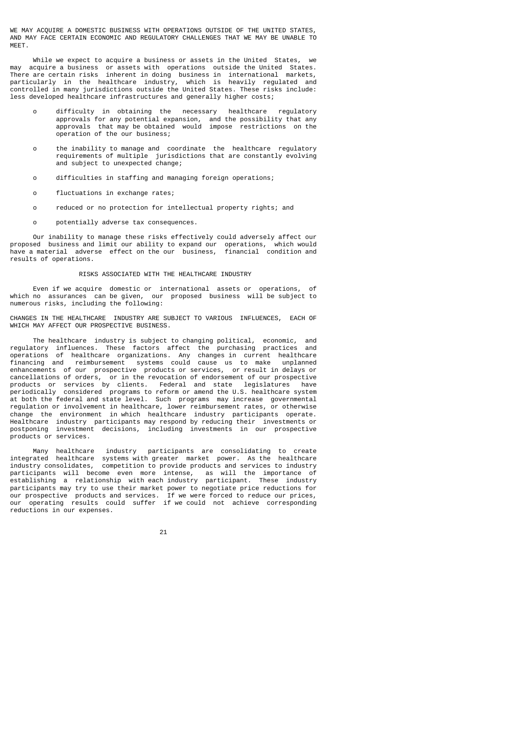WE MAY ACQUIRE A DOMESTIC BUSINESS WITH OPERATIONS OUTSIDE OF THE UNITED STATES, AND MAY FACE CERTAIN ECONOMIC AND REGULATORY CHALLENGES THAT WE MAY BE UNABLE TO MEET.

While we expect to acquire a business or assets in the United States, we may acquire a business or assets with operations outside the United States. There are certain risks inherent in doing business in international markets, particularly in the healthcare industry, which is heavily regulated and controlled in many jurisdictions outside the United States. These risks include: less developed healthcare infrastructures and generally higher costs;

- difficulty in obtaining the necessary healthcare regulatory approvals for any potential expansion, and the possibility that any approvals that may be obtained would impose restrictions on the operation of the our business;
- the inability to manage and coordinate the healthcare regulatory requirements of multiple jurisdictions that are constantly evolving and subject to unexpected change;
- difficulties in staffing and managing foreign operations;
- fluctuations in exchange rates;
- reduced or no protection for intellectual property rights; and
- potentially adverse tax consequences.

Our inability to manage these risks effectively could adversely affect our proposed business and limit our ability to expand our operations, which would have a material adverse effect on the our business, financial condition and results of operations.

## RISKS ASSOCIATED WITH THE HEALTHCARE INDUSTRY

Even if we acquire domestic or international assets or operations, of which no assurances can be given, our proposed business will be subject to numerous risks, including the following:

CHANGES IN THE HEALTHCARE INDUSTRY ARE SUBJECT TO VARIOUS INFLUENCES, EACH OF WHICH MAY AFFECT OUR PROSPECTIVE BUSINESS.

The healthcare industry is subject to changing political, economic, and regulatory influences. These factors affect the purchasing practices and operations of healthcare organizations. Any changes in current healthcare financing and reimbursement systems could cause us to make unplanned enhancements of our prospective products or services, or result in delays or cancellations of orders, or in the revocation of endorsement of our prospective products or services by clients. Federal and state legislatures have periodically considered programs to reform or amend the U.S. healthcare system at both the federal and state level. Such programs may increase governmental regulation or involvement in healthcare, lower reimbursement rates, or otherwise change the environment in which healthcare industry participants operate. Healthcare industry participants may respond by reducing their investments or postponing investment decisions, including investments in our prospective products or services.

Many healthcare industry participants are consolidating to create integrated healthcare systems with greater market power. As the healthcare industry consolidates, competition to provide products and services to industry participants will become even more intense, as will the importance of establishing a relationship with each industry participant. These industry participants may try to use their market power to negotiate price reductions for our prospective products and services. If we were forced to reduce our prices, our operating results could suffer if we could not achieve corresponding reductions in our expenses.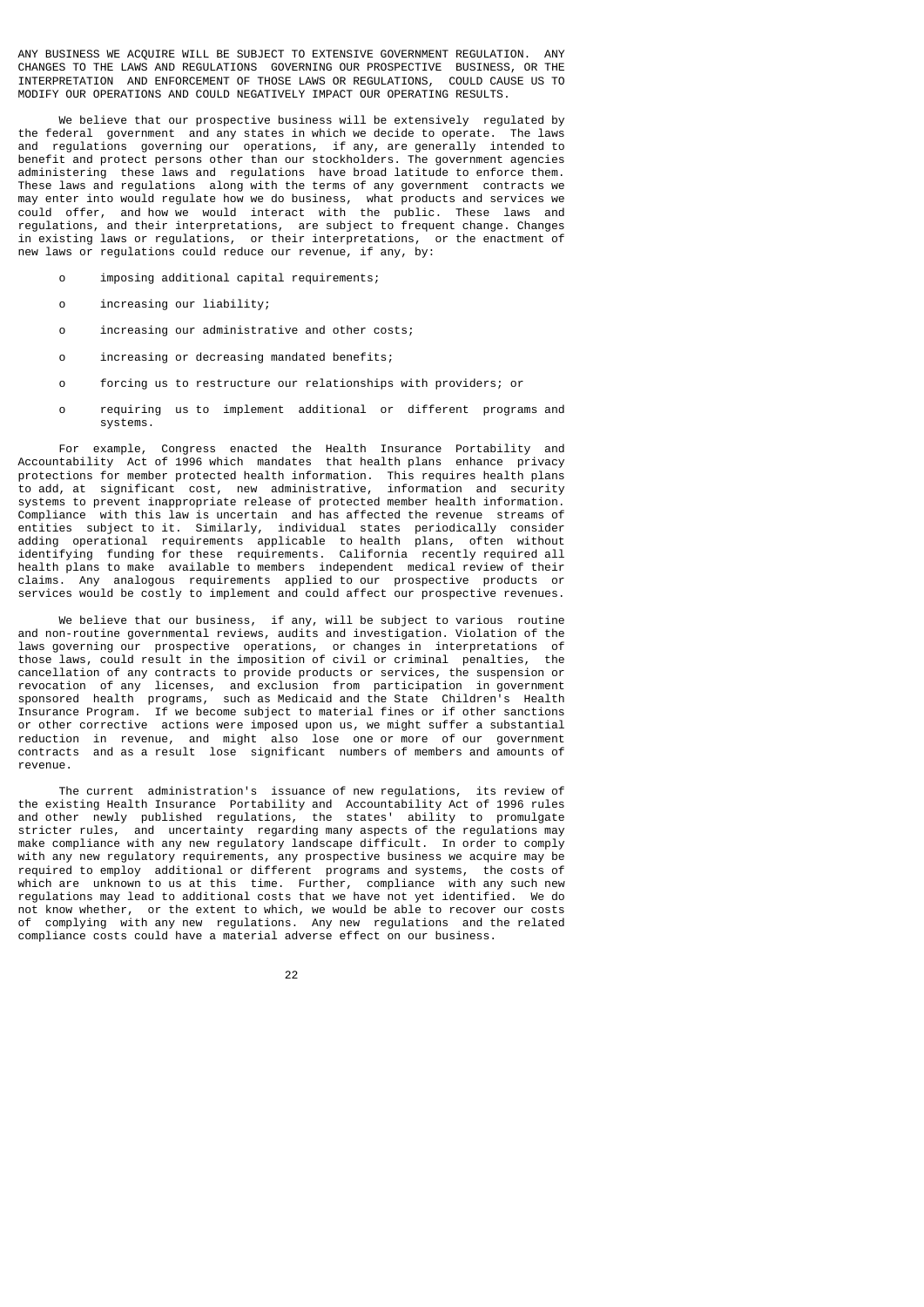**ANY BUSINESS WE ACQUIRE WILL BE SUBJECT TO EXTENSIVE GOVERNMENT REGULATION. ANY CHANGES TO THE LAWS AND REGULATIONS GOVERNING OUR PROSPECTIVE BUSINESS, OR THE INTERPRETATION AND ENFORCEMENT OF THOSE LAWS OR REGULATIONS, COULD CAUSE US TO MODIFY OUR OPERATIONS AND COULD NEGATIVELY IMPACT OUR OPERATING RESULTS.**

We believe that our prospective business will be extensively regulated by the federal government and any states in which we decide to operate. The laws and regulations governing our operations, if any, are generally intended to benefit and protect persons other than our stockholders. The government agencies administering these laws and regulations have broad latitude to enforce them. These laws and regulations along with the terms of any government contracts we may enter into would regulate how we do business, what products and services we could offer, and how we would interact with the public. These laws and regulations, and their interpretations, are subject to frequent change. Changes in existing laws or regulations, or their interpretations, or the enactment of new laws or regulations could reduce our revenue, if any, by:

- imposing additional capital requirements;
- increasing our liability;
- increasing our administrative and other costs;
- increasing or decreasing mandated benefits;
- forcing us to restructure our relationships with providers; or
- requiring us to implement additional or different programs and systems.

For example, Congress enacted the Health Insurance Portability and Accountability Act of 1996 which mandates that health plans enhance privacy protections for member protected health information. This requires health plans to add, at significant cost, new administrative, information and security systems to prevent inappropriate release of protected member health information. Compliance with this law is uncertain and has affected the revenue streams of entities subject to it. Similarly, individual states periodically consider adding operational requirements applicable to health plans, often without identifying funding for these requirements. California recently required all health plans to make available to members independent medical review of their claims. Any analogous requirements applied to our prospective products or services would be costly to implement and could affect our prospective revenues.

We believe that our business, if any, will be subject to various routine and non-routine governmental reviews, audits and investigation. Violation of the laws governing our prospective operations, or changes in interpretations of those laws, could result in the imposition of civil or criminal penalties, the cancellation of any contracts to provide products or services, the suspension or revocation of any licenses, and exclusion from participation in government sponsored health programs, such as Medicaid and the State Children's Health Insurance Program. If we become subject to material fines or if other sanctions or other corrective actions were imposed upon us, we might suffer a substantial reduction in revenue, and might also lose one or more of our government contracts and as a result lose significant numbers of members and amounts of revenue.

The current administration's issuance of new regulations, its review of the existing Health Insurance Portability and Accountability Act of 1996 rules and other newly published regulations, the states' ability to promulgate stricter rules, and uncertainty regarding many aspects of the regulations may make compliance with any new regulatory landscape difficult. In order to comply with any new regulatory requirements, any prospective business we acquire may be required to employ additional or different programs and systems, the costs of which are unknown to us at this time. Further, compliance with any such new regulations may lead to additional costs that we have not yet identified. We do not know whether, or the extent to which, we would be able to recover our costs of complying with any new regulations. Any new regulations and the related compliance costs could have a material adverse effect on our business.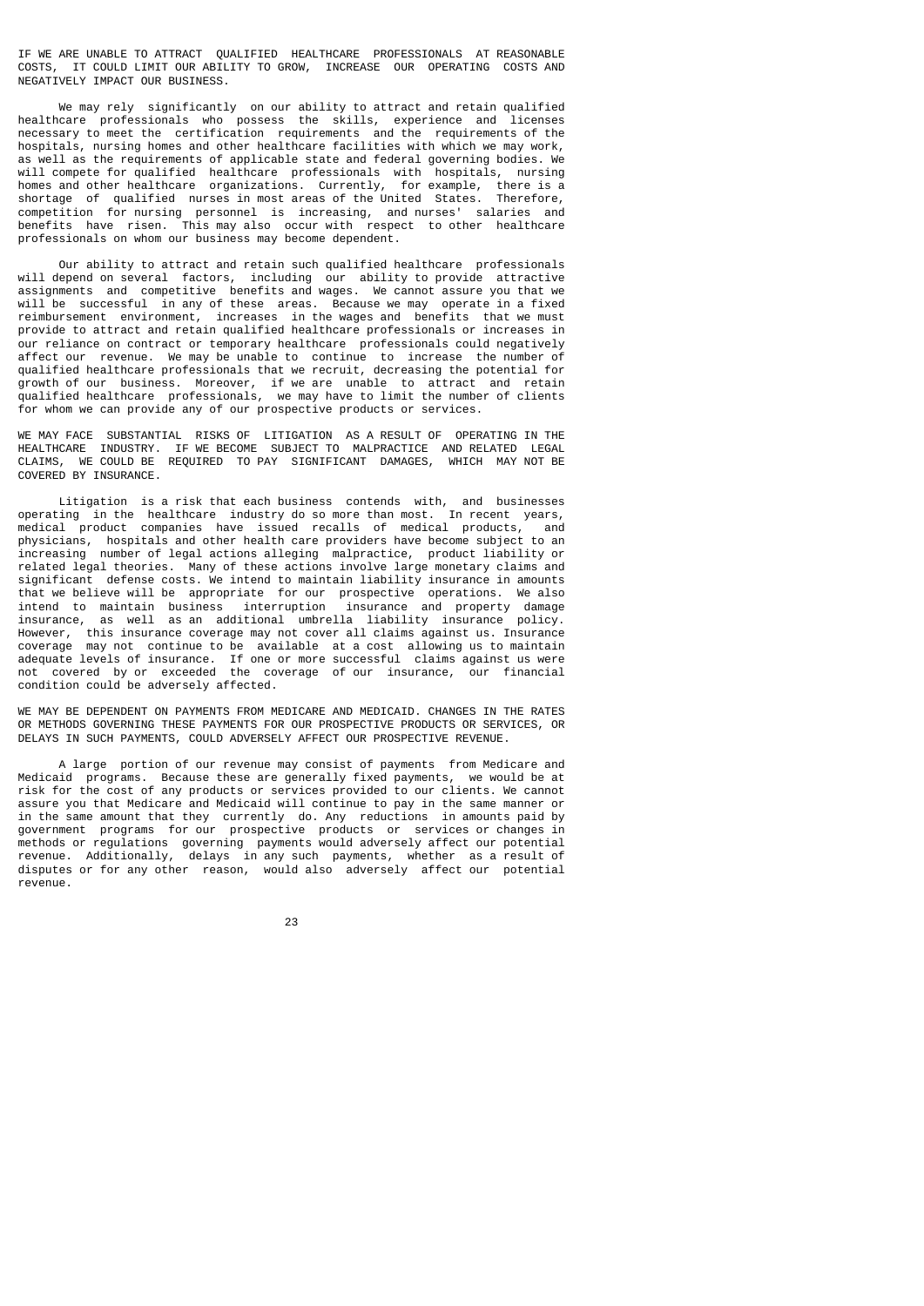**IF WE ARE UNABLE TO ATTRACT QUALIFIED HEALTHCARE PROFESSIONALS AT REASONABLE COSTS, IT COULD LIMIT OUR ABILITY TO GROW, INCREASE OUR OPERATING COSTS AND NEGATIVELY IMPACT OUR BUSINESS.**

We may rely significantly on our ability to attract and retain qualified healthcare professionals who possess the skills, experience and licenses necessary to meet the certification requirements and the requirements of the hospitals, nursing homes and other healthcare facilities with which we may work, as well as the requirements of applicable state and federal governing bodies. We will compete for qualified healthcare professionals with hospitals, nursing homes and other healthcare organizations. Currently, for example, there is a shortage of qualified nurses in most areas of the United States. Therefore, competition for nursing personnel is increasing, and nurses' salaries and benefits have risen. This may also occur with respect to other healthcare professionals on whom our business may become dependent.

Our ability to attract and retain such qualified healthcare professionals will depend on several factors, including our ability to provide attractive assignments and competitive benefits and wages. We cannot assure you that we will be successful in any of these areas. Because we may operate in a fixed reimbursement environment, increases in the wages and benefits that we must provide to attract and retain qualified healthcare professionals or increases in our reliance on contract or temporary healthcare professionals could negatively affect our revenue. We may be unable to continue to increase the number of qualified healthcare professionals that we recruit, decreasing the potential for growth of our business. Moreover, if we are unable to attract and retain qualified healthcare professionals, we may have to limit the number of clients for whom we can provide any of our prospective products or services.

**WE MAY FACE SUBSTANTIAL RISKS OF LITIGATION AS A RESULT OF OPERATING IN THE HEALTHCARE INDUSTRY. IF WE BECOME SUBJECT TO MALPRACTICE AND RELATED LEGAL CLAIMS, WE COULD BE REQUIRED TO PAY SIGNIFICANT DAMAGES, WHICH MAY NOT BE COVERED BY INSURANCE.**

Litigation is a risk that each business contends with, and businesses operating in the healthcare industry do so more than most. In recent years, medical product companies have issued recalls of medical products, and physicians, hospitals and other health care providers have become subject to an increasing number of legal actions alleging malpractice, product liability or related legal theories. Many of these actions involve large monetary claims and significant defense costs. We intend to maintain liability insurance in amounts that we believe will be appropriate for our prospective operations. We also intend to maintain business interruption insurance and property damage insurance, as well as an additional umbrella liability insurance policy. However, this insurance coverage may not cover all claims against us. Insurance coverage may not continue to be available at a cost allowing us to maintain adequate levels of insurance. If one or more successful claims against us were not covered by or exceeded the coverage of our insurance, our financial condition could be adversely affected.

**WE MAY BE DEPENDENT ON PAYMENTS FROM MEDICARE AND MEDICAID. CHANGES IN THE RATES OR METHODS GOVERNING THESE PAYMENTS FOR OUR PROSPECTIVE PRODUCTS OR SERVICES, OR DELAYS IN SUCH PAYMENTS, COULD ADVERSELY AFFECT OUR PROSPECTIVE REVENUE.**

A large portion of our revenue may consist of payments from Medicare and Medicaid programs. Because these are generally fixed payments, we would be at risk for the cost of any products or services provided to our clients. We cannot assure you that Medicare and Medicaid will continue to pay in the same manner or in the same amount that they currently do. Any reductions in amounts paid by government programs for our prospective products or services or changes in methods or regulations governing payments would adversely affect our potential revenue. Additionally, delays in any such payments, whether as a result of disputes or for any other reason, would also adversely affect our potential revenue.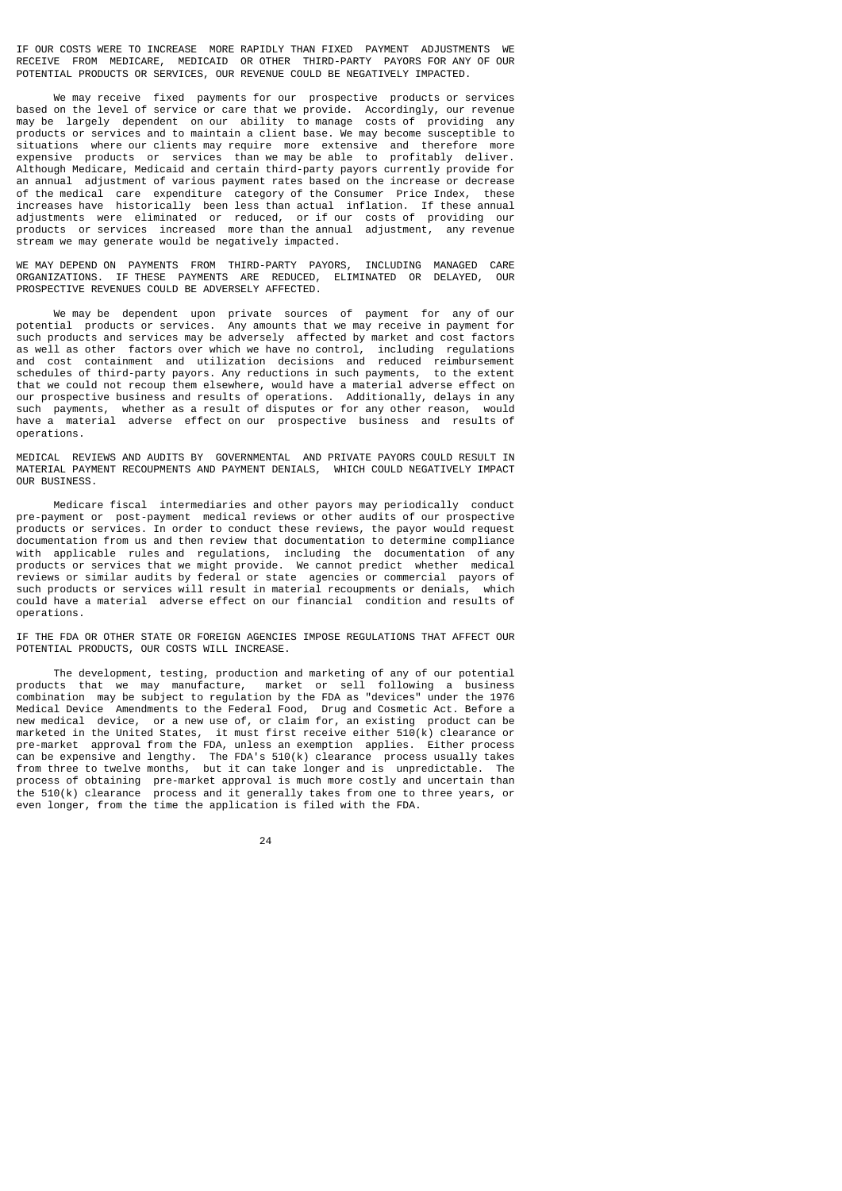**IF OUR COSTS WERE TO INCREASE MORE RAPIDLY THAN FIXED PAYMENT ADJUSTMENTS WE RECEIVE FROM MEDICARE, MEDICAID OR OTHER THIRD-PARTY PAYORS FOR ANY OF OUR POTENTIAL PRODUCTS OR SERVICES, OUR REVENUE COULD BE NEGATIVELY IMPACTED.**

We may receive fixed payments for our prospective products or services based on the level of service or care that we provide. Accordingly, our revenue may be largely dependent on our ability to manage costs of providing any products or services and to maintain a client base. We may become susceptible to situations where our clients may require more extensive and therefore more expensive products or services than we may be able to profitably deliver. Although Medicare, Medicaid and certain third-party payors currently provide for an annual adjustment of various payment rates based on the increase or decrease of the medical care expenditure category of the Consumer Price Index, these increases have historically been less than actual inflation. If these annual adjustments were eliminated or reduced, or if our costs of providing our products or services increased more than the annual adjustment, any revenue stream we may generate would be negatively impacted.

**WE MAY DEPEND ON PAYMENTS FROM THIRD-PARTY PAYORS, INCLUDING MANAGED CARE ORGANIZATIONS. IF THESE PAYMENTS ARE REDUCED, ELIMINATED OR DELAYED, OUR PROSPECTIVE REVENUES COULD BE ADVERSELY AFFECTED.**

We may be dependent upon private sources of payment for any of our potential products or services. Any amounts that we may receive in payment for such products and services may be adversely affected by market and cost factors as well as other factors over which we have no control, including regulations and cost containment and utilization decisions and reduced reimbursement schedules of third-party payors. Any reductions in such payments, to the extent that we could not recoup them elsewhere, would have a material adverse effect on our prospective business and results of operations. Additionally, delays in any such payments, whether as a result of disputes or for any other reason, would have a material adverse effect on our prospective business and results of operations.

**MEDICAL REVIEWS AND AUDITS BY GOVERNMENTAL AND PRIVATE PAYORS COULD RESULT IN MATERIAL PAYMENT RECOUPMENTS AND PAYMENT DENIALS, WHICH COULD NEGATIVELY IMPACT OUR BUSINESS.**

Medicare fiscal intermediaries and other payors may periodically conduct pre-payment or post-payment medical reviews or other audits of our prospective products or services. In order to conduct these reviews, the payor would request documentation from us and then review that documentation to determine compliance with applicable rules and regulations, including the documentation of any products or services that we might provide. We cannot predict whether medical reviews or similar audits by federal or state agencies or commercial payors of such products or services will result in material recoupments or denials, which could have a material adverse effect on our financial condition and results of operations.

**IF THE FDA OR OTHER STATE OR FOREIGN AGENCIES IMPOSE REGULATIONS THAT AFFECT OUR POTENTIAL PRODUCTS, OUR COSTS WILL INCREASE.**

The development, testing, production and marketing of any of our potential products that we may manufacture, market or sell following a business combination may be subject to regulation by the FDA as "devices" under the 1976 Medical Device Amendments to the Federal Food, Drug and Cosmetic Act. Before a new medical device, or a new use of, or claim for, an existing product can be marketed in the United States, it must first receive either 510(k) clearance or pre-market approval from the FDA, unless an exemption applies. Either process can be expensive and lengthy. The FDA's 510(k) clearance process usually takes from three to twelve months, but it can take longer and is unpredictable. The process of obtaining pre-market approval is much more costly and uncertain than the 510(k) clearance process and it generally takes from one to three years, or even longer, from the time the application is filed with the FDA.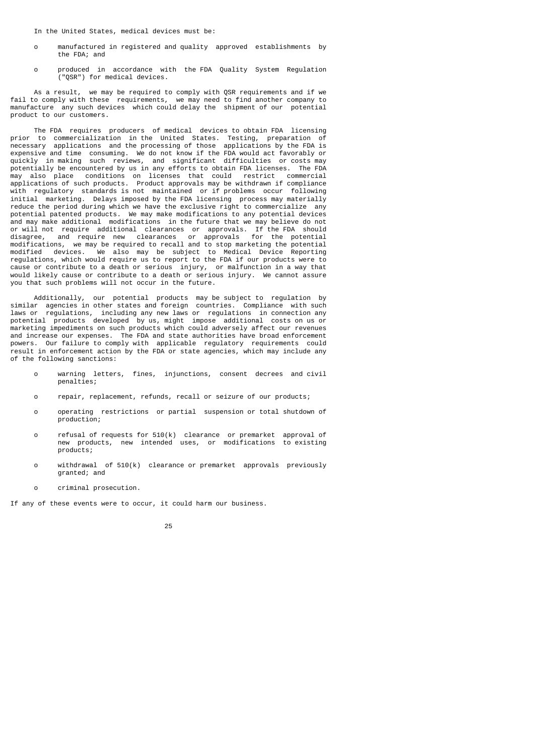In the United States, medical devices must be:

- manufactured in registered and quality approved establishments by the FDA; and
- produced in accordance with the FDA Quality System Regulation ("QSR") for medical devices.

As a result, we may be required to comply with QSR requirements and if we fail to comply with these requirements, we may need to find another company to manufacture any such devices which could delay the shipment of our potential product to our customers.

The FDA requires producers of medical devices to obtain FDA licensing prior to commercialization in the United States. Testing, preparation of necessary applications and the processing of those applications by the FDA is expensive and time consuming. We do not know if the FDA would act favorably or quickly in making such reviews, and significant difficulties or costs may potentially be encountered by us in any efforts to obtain FDA licenses. The FDA may also place conditions on licenses that could restrict commercial applications of such products. Product approvals may be withdrawn if compliance with regulatory standards is not maintained or if problems occur following initial marketing. Delays imposed by the FDA licensing process may materially reduce the period during which we have the exclusive right to commercialize any potential patented products. We may make modifications to any potential devices and may make additional modifications in the future that we may believe do not or will not require additional clearances or approvals. If the FDA should disagree, and require new clearances or approvals for the potential modifications, we may be required to recall and to stop marketing the potential modified devices. We also may be subject to Medical Device Reporting regulations, which would require us to report to the FDA if our products were to cause or contribute to a death or serious injury, or malfunction in a way that would likely cause or contribute to a death or serious injury. We cannot assure you that such problems will not occur in the future.

Additionally, our potential products may be subject to regulation by similar agencies in other states and foreign countries. Compliance with such laws or regulations, including any new laws or regulations in connection any potential products developed by us, might impose additional costs on us or marketing impediments on such products which could adversely affect our revenues and increase our expenses. The FDA and state authorities have broad enforcement powers. Our failure to comply with applicable regulatory requirements could result in enforcement action by the FDA or state agencies, which may include any of the following sanctions:

- warning letters, fines, injunctions, consent decrees and civil penalties;
- repair, replacement, refunds, recall or seizure of our products;
- operating restrictions or partial suspension or total shutdown of production;
- refusal of requests for 510(k) clearance or premarket approval of new products, new intended uses, or modifications to existing products;
- withdrawal of 510(k) clearance or premarket approvals previously granted; and
- criminal prosecution.

If any of these events were to occur, it could harm our business.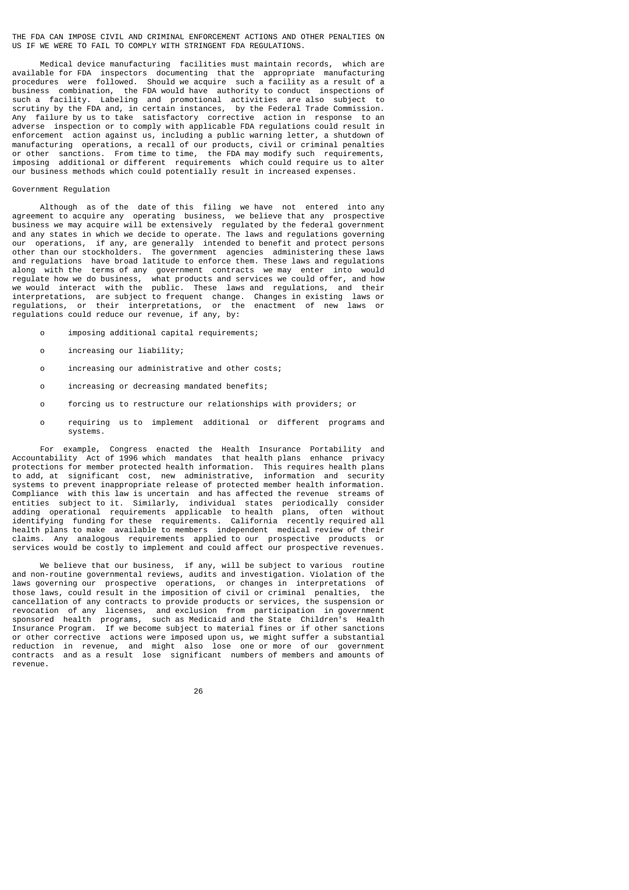THE FDA CAN IMPOSE CIVIL AND CRIMINAL ENFORCEMENT ACTIONS AND OTHER PENALTIES ON US IF WE WERE TO FAIL TO COMPLY WITH STRINGENT FDA REGULATIONS.

Medical device manufacturing facilities must maintain records, which are available for FDA inspectors documenting that the appropriate manufacturing procedures were followed. Should we acquire such a facility as a result of a business combination, the FDA would have authority to conduct inspections of such a facility. Labeling and promotional activities are also subject to scrutiny by the FDA and, in certain instances, by the Federal Trade Commission. Any failure by us to take satisfactory corrective action in response to an adverse inspection or to comply with applicable FDA regulations could result in enforcement action against us, including a public warning letter, a shutdown of manufacturing operations, a recall of our products, civil or criminal penalties or other sanctions. From time to time, the FDA may modify such requirements, imposing additional or different requirements which could require us to alter our business methods which could potentially result in increased expenses.

Government Regulation

Although as of the date of this filing we have not entered into any agreement to acquire any operating business, we believe that any prospective business we may acquire will be extensively regulated by the federal government and any states in which we decide to operate. The laws and regulations governing our operations, if any, are generally intended to benefit and protect persons other than our stockholders. The government agencies administering these laws and regulations have broad latitude to enforce them. These laws and regulations along with the terms of any government contracts we may enter into would regulate how we do business, what products and services we could offer, and how we would interact with the public. These laws and regulations, and their interpretations, are subject to frequent change. Changes in existing laws or regulations, or their interpretations, or the enactment of new laws or regulations could reduce our revenue, if any, by:

- imposing additional capital requirements;
- increasing our liability;
- increasing our administrative and other costs;
- increasing or decreasing mandated benefits;
- forcing us to restructure our relationships with providers; or
- requiring us to implement additional or different programs and systems.

For example, Congress enacted the Health Insurance Portability and Accountability Act of 1996 which mandates that health plans enhance privacy protections for member protected health information. This requires health plans to add, at significant cost, new administrative, information and security systems to prevent inappropriate release of protected member health information. Compliance with this law is uncertain and has affected the revenue streams of entities subject to it. Similarly, individual states periodically consider adding operational requirements applicable to health plans, often without identifying funding for these requirements. California recently required all health plans to make available to members independent medical review of their claims. Any analogous requirements applied to our prospective products or services would be costly to implement and could affect our prospective revenues.

We believe that our business, if any, will be subject to various routine and non-routine governmental reviews, audits and investigation. Violation of the laws governing our prospective operations, or changes in interpretations of those laws, could result in the imposition of civil or criminal penalties, the cancellation of any contracts to provide products or services, the suspension or revocation of any licenses, and exclusion from participation in government sponsored health programs, such as Medicaid and the State Children's Health Insurance Program. If we become subject to material fines or if other sanctions or other corrective actions were imposed upon us, we might suffer a substantial reduction in revenue, and might also lose one or more of our government contracts and as a result lose significant numbers of members and amounts of revenue.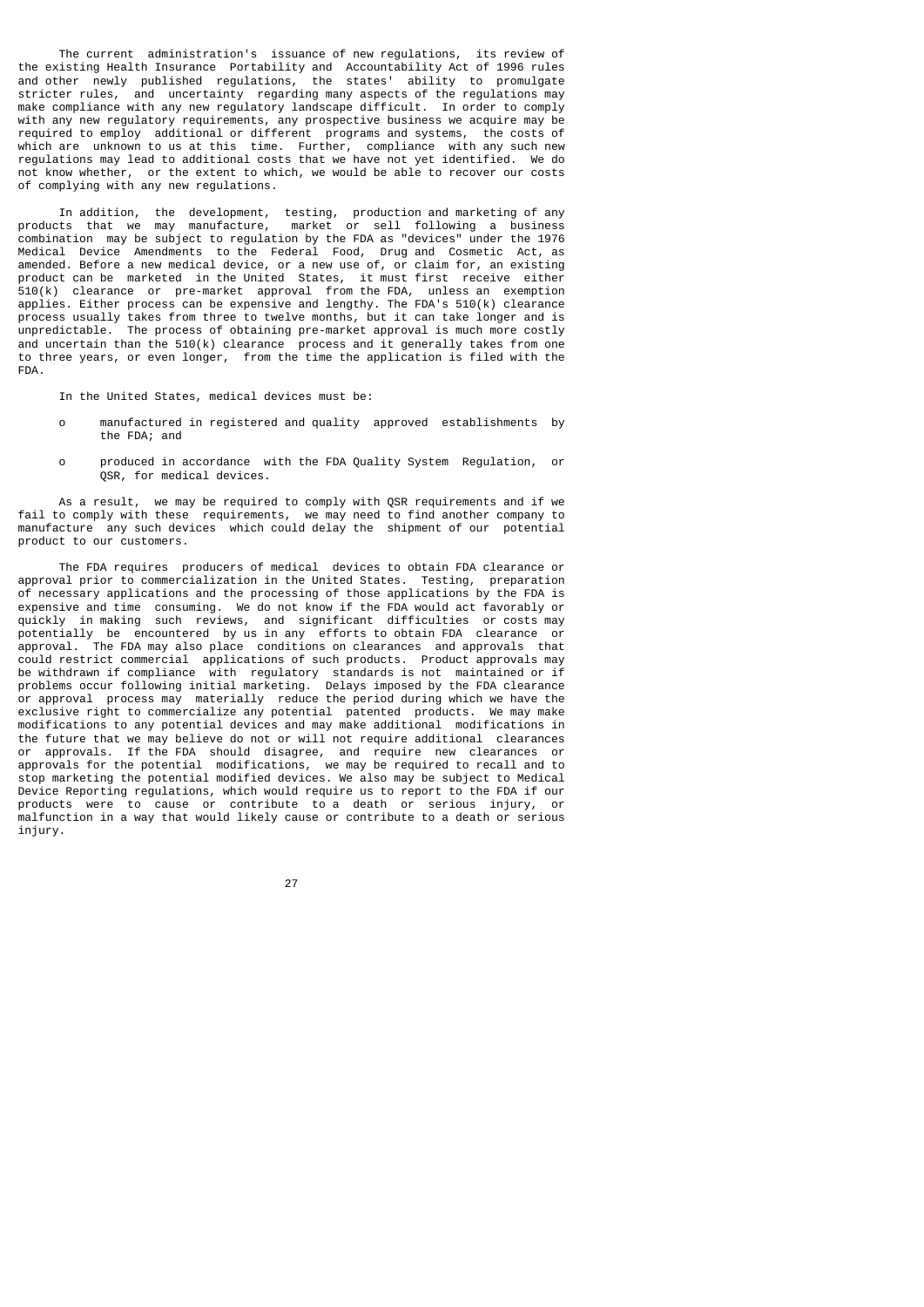The current administration's issuance of new regulations, its review of the existing Health Insurance Portability and Accountability Act of 1996 rules and other newly published regulations, the states' ability to promulgate stricter rules, and uncertainty regarding many aspects of the regulations may make compliance with any new regulatory landscape difficult. In order to comply with any new regulatory requirements, any prospective business we acquire may be required to employ additional or different programs and systems, the costs of which are unknown to us at this time. Further, compliance with any such new regulations may lead to additional costs that we have not yet identified. We do not know whether, or the extent to which, we would be able to recover our costs of complying with any new regulations.

In addition, the development, testing, production and marketing of any products that we may manufacture, market or sell following a business combination may be subject to regulation by the FDA as "devices" under the 1976 Medical Device Amendments to the Federal Food, Drug and Cosmetic Act, as amended. Before a new medical device, or a new use of, or claim for, an existing product can be marketed in the United States, it must first receive either 510(k) clearance or pre-market approval from the FDA, unless an exemption applies. Either process can be expensive and lengthy. The FDA's 510(k) clearance process usually takes from three to twelve months, but it can take longer and is unpredictable. The process of obtaining pre-market approval is much more costly and uncertain than the 510(k) clearance process and it generally takes from one to three years, or even longer, from the time the application is filed with the FDA.

In the United States, medical devices must be:

- manufactured in registered and quality approved establishments by the FDA; and
- produced in accordance with the FDA Quality System Regulation, or QSR, for medical devices.

As a result, we may be required to comply with QSR requirements and if we fail to comply with these requirements, we may need to find another company to manufacture any such devices which could delay the shipment of our potential product to our customers.

The FDA requires producers of medical devices to obtain FDA clearance or approval prior to commercialization in the United States. Testing, preparation of necessary applications and the processing of those applications by the FDA is expensive and time consuming. We do not know if the FDA would act favorably or quickly in making such reviews, and significant difficulties or costs may potentially be encountered by us in any efforts to obtain FDA clearance or approval. The FDA may also place conditions on clearances and approvals that could restrict commercial applications of such products. Product approvals may be withdrawn if compliance with regulatory standards is not maintained or if problems occur following initial marketing. Delays imposed by the FDA clearance or approval process may materially reduce the period during which we have the exclusive right to commercialize any potential patented products. We may make modifications to any potential devices and may make additional modifications in the future that we may believe do not or will not require additional clearances or approvals. If the FDA should disagree, and require new clearances or approvals for the potential modifications, we may be required to recall and to stop marketing the potential modified devices. We also may be subject to Medical Device Reporting regulations, which would require us to report to the FDA if our products were to cause or contribute to a death or serious injury, or malfunction in a way that would likely cause or contribute to a death or serious injury.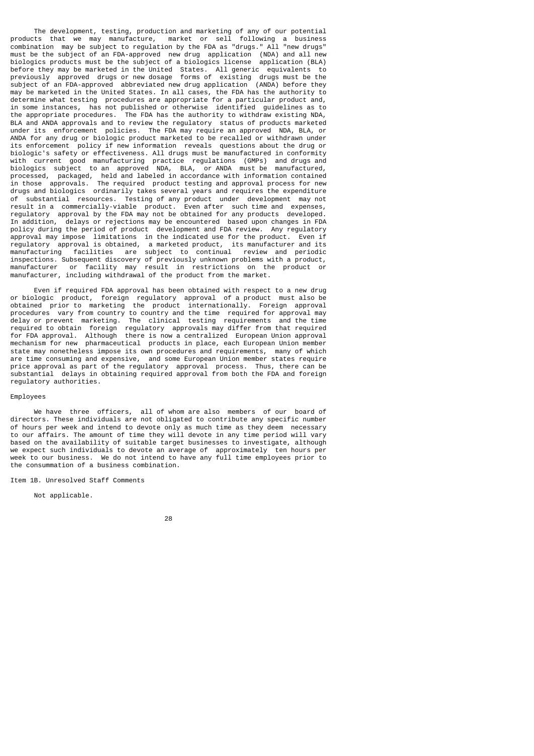The development, testing, production and marketing of any of our potential products that we may manufacture, market or sell following a business combination may be subject to regulation by the FDA as "drugs." All "new drugs" must be the subject of an FDA-approved new drug application (NDA) and all new biologics products must be the subject of a biologics license application (BLA) before they may be marketed in the United States. All generic equivalents to previously approved drugs or new dosage forms of existing drugs must be the subject of an FDA-approved abbreviated new drug application (ANDA) before they may be marketed in the United States. In all cases, the FDA has the authority to determine what testing procedures are appropriate for a particular product and, in some instances, has not published or otherwise identified guidelines as to the appropriate procedures. The FDA has the authority to withdraw existing NDA, BLA and ANDA approvals and to review the regulatory status of products marketed under its enforcement policies. The FDA may require an approved NDA, BLA, or ANDA for any drug or biologic product marketed to be recalled or withdrawn under its enforcement policy if new information reveals questions about the drug or biologic's safety or effectiveness. All drugs must be manufactured in conformity with current good manufacturing practice regulations (GMPs) and drugs and biologics subject to an approved NDA, BLA, or ANDA must be manufactured, processed, packaged, held and labeled in accordance with information contained in those approvals. The required product testing and approval process for new drugs and biologics ordinarily takes several years and requires the expenditure of substantial resources. Testing of any product under development may not result in a commercially-viable product. Even after such time and expenses, regulatory approval by the FDA may not be obtained for any products developed. In addition, delays or rejections may be encountered based upon changes in FDA policy during the period of product development and FDA review. Any regulatory approval may impose limitations in the indicated use for the product. Even if regulatory approval is obtained, a marketed product, its manufacturer and its manufacturing facilities are subject to continual review and periodic inspections. Subsequent discovery of previously unknown problems with a product, manufacturer or facility may result in restrictions on the product or manufacturer, including withdrawal of the product from the market.

Even if required FDA approval has been obtained with respect to a new drug or biologic product, foreign regulatory approval of a product must also be obtained prior to marketing the product internationally. Foreign approval procedures vary from country to country and the time required for approval may delay or prevent marketing. The clinical testing requirements and the time required to obtain foreign regulatory approvals may differ from that required for FDA approval. Although there is now a centralized European Union approval mechanism for new pharmaceutical products in place, each European Union member state may nonetheless impose its own procedures and requirements, many of which are time consuming and expensive, and some European Union member states require price approval as part of the regulatory approval process. Thus, there can be substantial delays in obtaining required approval from both the FDA and foreign regulatory authorities.

## Employees

We have three officers, all of whom are also members of our board of directors. These individuals are not obligated to contribute any specific number of hours per week and intend to devote only as much time as they deem necessary to our affairs. The amount of time they will devote in any time period will vary based on the availability of suitable target businesses to investigate, although we expect such individuals to devote an average of approximately ten hours per week to our business. We do not intend to have any full time employees prior to the consummation of a business combination.

## Item 1B. Unresolved Staff Comments

Not applicable.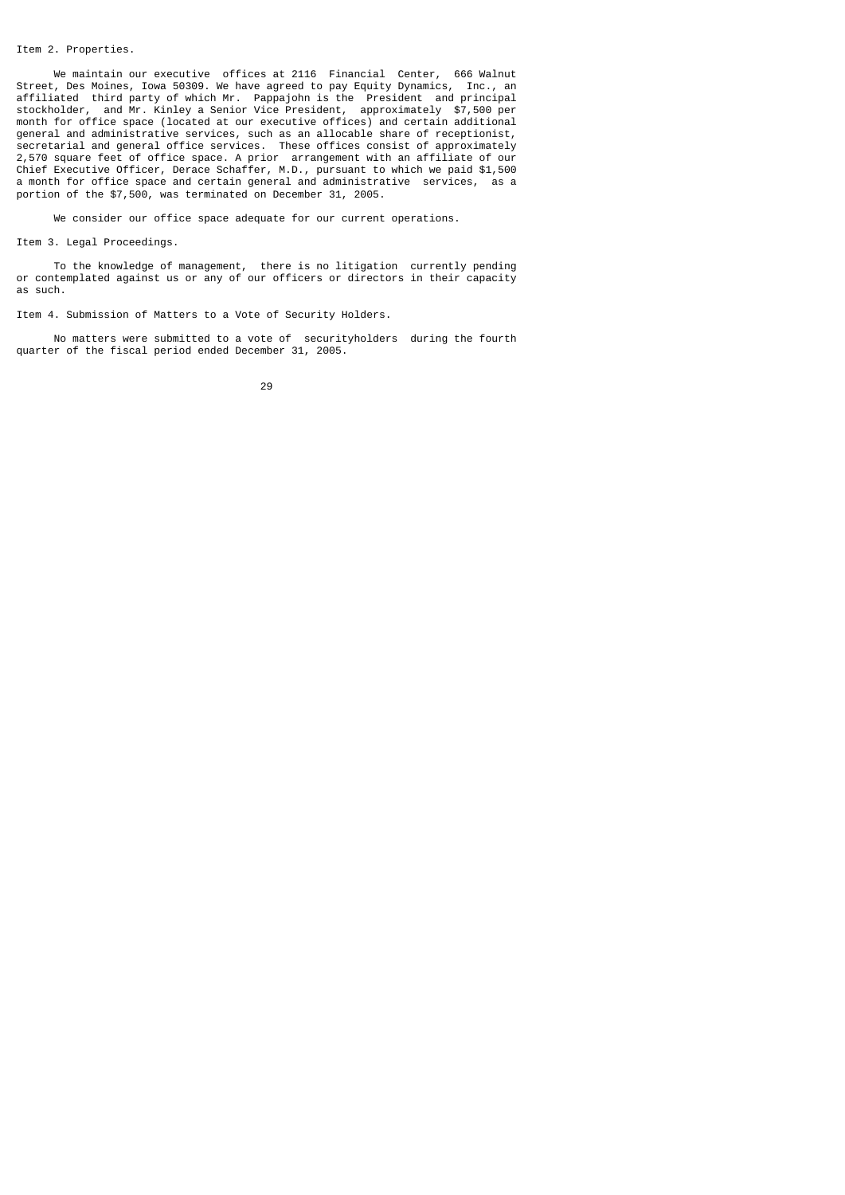## Item 2. Properties.

We maintain our executive offices at 2116 Financial Center, 666 Walnut Street, Des Moines, Iowa 50309. We have agreed to pay Equity Dynamics, Inc., an affiliated third party of which Mr. Pappajohn is the President and principal stockholder, and Mr. Kinley a Senior Vice President, approximately $7,500 per month for office space (located at our executive offices) and certain additional general and administrative services, such as an allocable share of receptionist, secretarial and general office services. These offices consist of approximately 2,570 square feet of office space. A prior arrangement with an affiliate of our Chief Executive Officer, Derace Schaffer, M.D., pursuant to which we paid $1,500 a month for office space and certain general and administrative services, as a portion of the $7,500, was terminated on December 31, 2005.

We consider our office space adequate for our current operations.

## Item 3. Legal Proceedings.

To the knowledge of management, there is no litigation currently pending or contemplated against us or any of our officers or directors in their capacity as such.

## Item 4. Submission of Matters to a Vote of Security Holders.

No matters were submitted to a vote of securityholders during the fourth quarter of the fiscal period ended December 31, 2005.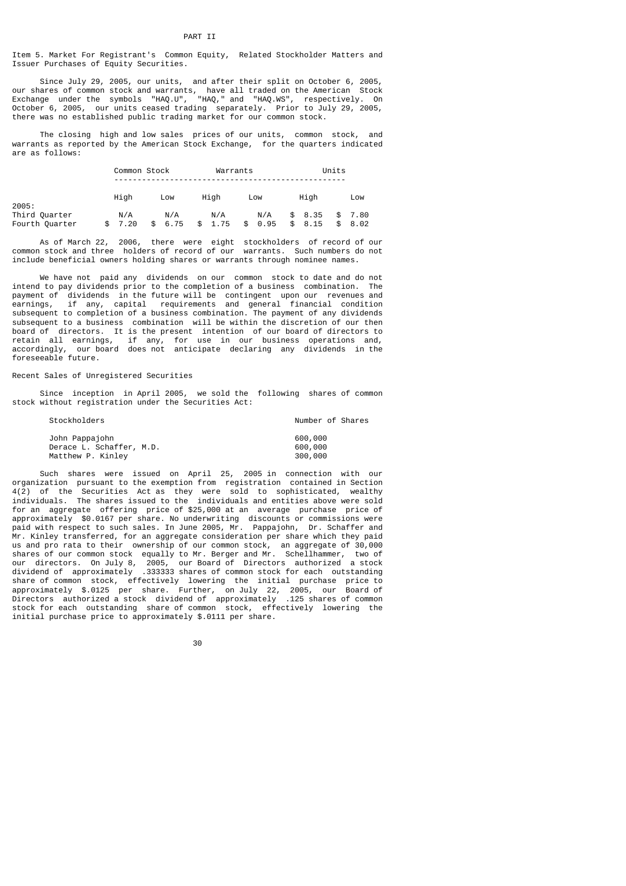# PART II

## Item 5. Market For Registrant's Common Equity, Related Stockholder Matters and Issuer Purchases of Equity Securities.

Since July 29, 2005, our units, and after their split on October 6, 2005, our shares of common stock and warrants, have all traded on the American Stock Exchange under the symbols "HAQ.U", "HAQ," and "HAQ.WS", respectively. On October 6, 2005, our units ceased trading separately. Prior to July 29, 2005, there was no established public trading market for our common stock.

The closing high and low sales prices of our units, common stock, and warrants as reported by the American Stock Exchange, for the quarters indicated are as follows:

| | Common Stock | | Warrants | | Units | |
|---|---|---|---|---|---|---|
| | High | Low | High | Low | High | Low |
| 2005: | | | | | | |
| Third Quarter | N/A | N/A | N/A | N/A | $ 8.35 | $ 7.80 |
| Fourth Quarter | $ 7.20 | $ 6.75 | $ 1.75 | $ 0.95 | $ 8.15 | $ 8.02 |

As of March 22, 2006, there were eight stockholders of record of our common stock and three holders of record of our warrants. Such numbers do not include beneficial owners holding shares or warrants through nominee names.

We have not paid any dividends on our common stock to date and do not intend to pay dividends prior to the completion of a business combination. The payment of dividends in the future will be contingent upon our revenues and earnings, if any, capital requirements and general financial condition subsequent to completion of a business combination. The payment of any dividends subsequent to a business combination will be within the discretion of our then board of directors. It is the present intention of our board of directors to retain all earnings, if any, for use in our business operations and, accordingly, our board does not anticipate declaring any dividends in the foreseeable future.

### Recent Sales of Unregistered Securities

Since inception in April 2005, we sold the following shares of common stock without registration under the Securities Act:

| Stockholders | Number of Shares |
|---|---|
| John Pappajohn | 600,000 |
| Derace L. Schaffer, M.D. | 600,000 |
| Matthew P. Kinley | 300,000 |

Such shares were issued on April 25, 2005 in connection with our organization pursuant to the exemption from registration contained in Section 4(2) of the Securities Act as they were sold to sophisticated, wealthy individuals. The shares issued to the individuals and entities above were sold for an aggregate offering price of $25,000 at an average purchase price of approximately $0.0167 per share. No underwriting discounts or commissions were paid with respect to such sales. In June 2005, Mr. Pappajohn, Dr. Schaffer and Mr. Kinley transferred, for an aggregate consideration per share which they paid us and pro rata to their ownership of our common stock, an aggregate of 30,000 shares of our common stock equally to Mr. Berger and Mr. Schellhammer, two of our directors. On July 8, 2005, our Board of Directors authorized a stock dividend of approximately .333333 shares of common stock for each outstanding share of common stock, effectively lowering the initial purchase price to approximately $.0125 per share. Further, on July 22, 2005, our Board of Directors authorized a stock dividend of approximately .125 shares of common stock for each outstanding share of common stock, effectively lowering the initial purchase price to approximately $.0111 per share.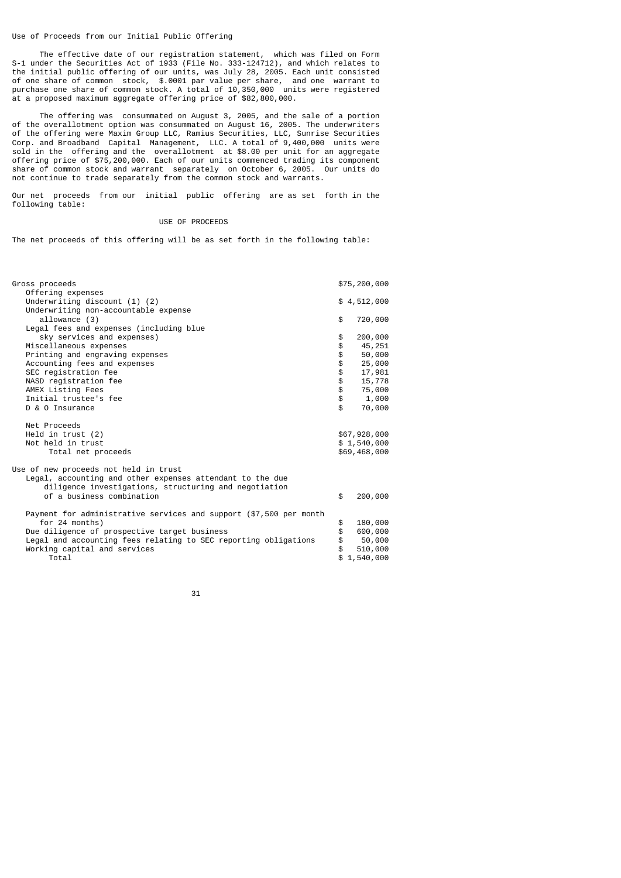Use of Proceeds from our Initial Public Offering

The effective date of our registration statement, which was filed on Form S-1 under the Securities Act of 1933 (File No. 333-124712), and which relates to the initial public offering of our units, was July 28, 2005. Each unit consisted of one share of common stock, $.0001 par value per share, and one warrant to purchase one share of common stock. A total of 10,350,000 units were registered at a proposed maximum aggregate offering price of $82,800,000.

The offering was consummated on August 3, 2005, and the sale of a portion of the overallotment option was consummated on August 16, 2005. The underwriters of the offering were Maxim Group LLC, Ramius Securities, LLC, Sunrise Securities Corp. and Broadband Capital Management, LLC. A total of 9,400,000 units were sold in the offering and the overallotment at $8.00 per unit for an aggregate offering price of $75,200,000. Each of our units commenced trading its component share of common stock and warrant separately on October 6, 2005. Our units do not continue to trade separately from the common stock and warrants.

Our net proceeds from our initial public offering are as set forth in the following table:

USE OF PROCEEDS

The net proceeds of this offering will be as set forth in the following table:

| | |
|---|---|
| Gross proceeds | $75,200,000 |
| Offering expenses | |
| Underwriting discount (1) (2) | $ 4,512,000 |
| Underwriting non-accountable expense allowance (3) | $ 720,000 |
| Legal fees and expenses (including blue sky services and expenses) | $ 200,000 |
| Miscellaneous expenses | $ 45,251 |
| Printing and engraving expenses | $ 50,000 |
| Accounting fees and expenses | $ 25,000 |
| SEC registration fee | $ 17,981 |
| NASD registration fee | $ 15,778 |
| AMEX Listing Fees | $ 75,000 |
| Initial trustee's fee | $ 1,000 |
| D & O Insurance | $ 70,000 |
| Net Proceeds | |
| Held in trust (2) | $67,928,000 |
| Not held in trust | $ 1,540,000 |
| Total net proceeds | $69,468,000 |
| Use of new proceeds not held in trust | |
| Legal, accounting and other expenses attendant to the due diligence investigations, structuring and negotiation of a business combination | $ 200,000 |
| Payment for administrative services and support ($7,500 per month for 24 months) | $ 180,000 |
| Due diligence of prospective target business | $ 600,000 |
| Legal and accounting fees relating to SEC reporting obligations | $ 50,000 |
| Working capital and services | $ 510,000 |
| Total | $ 1,540,000 |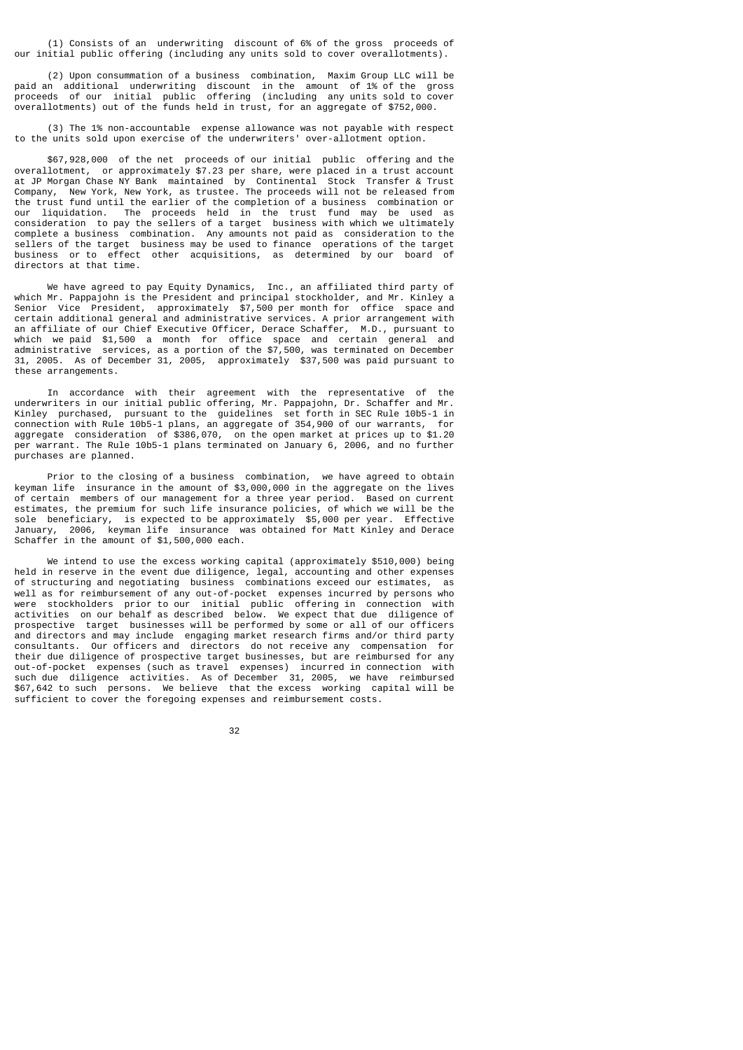(1) Consists of an underwriting discount of 6% of the gross proceeds of our initial public offering (including any units sold to cover overallotments).

(2) Upon consummation of a business combination, Maxim Group LLC will be paid an additional underwriting discount in the amount of 1% of the gross proceeds of our initial public offering (including any units sold to cover overallotments) out of the funds held in trust, for an aggregate of $752,000.

(3) The 1% non-accountable expense allowance was not payable with respect to the units sold upon exercise of the underwriters' over-allotment option.

$67,928,000 of the net proceeds of our initial public offering and the overallotment, or approximately $7.23 per share, were placed in a trust account at JP Morgan Chase NY Bank maintained by Continental Stock Transfer & Trust Company, New York, New York, as trustee. The proceeds will not be released from the trust fund until the earlier of the completion of a business combination or our liquidation. The proceeds held in the trust fund may be used as consideration to pay the sellers of a target business with which we ultimately complete a business combination. Any amounts not paid as consideration to the sellers of the target business may be used to finance operations of the target business or to effect other acquisitions, as determined by our board of directors at that time.

We have agreed to pay Equity Dynamics, Inc., an affiliated third party of which Mr. Pappajohn is the President and principal stockholder, and Mr. Kinley a Senior Vice President, approximately $7,500 per month for office space and certain additional general and administrative services. A prior arrangement with an affiliate of our Chief Executive Officer, Derace Schaffer, M.D., pursuant to which we paid $1,500 a month for office space and certain general and administrative services, as a portion of the $7,500, was terminated on December 31, 2005. As of December 31, 2005, approximately $37,500 was paid pursuant to these arrangements.

In accordance with their agreement with the representative of the underwriters in our initial public offering, Mr. Pappajohn, Dr. Schaffer and Mr. Kinley purchased, pursuant to the guidelines set forth in SEC Rule 10b5-1 in connection with Rule 10b5-1 plans, an aggregate of 354,900 of our warrants, for aggregate consideration of $386,070, on the open market at prices up to $1.20 per warrant. The Rule 10b5-1 plans terminated on January 6, 2006, and no further purchases are planned.

Prior to the closing of a business combination, we have agreed to obtain keyman life insurance in the amount of $3,000,000 in the aggregate on the lives of certain members of our management for a three year period. Based on current estimates, the premium for such life insurance policies, of which we will be the sole beneficiary, is expected to be approximately $5,000 per year. Effective January, 2006, keyman life insurance was obtained for Matt Kinley and Derace Schaffer in the amount of $1,500,000 each.

We intend to use the excess working capital (approximately $510,000) being held in reserve in the event due diligence, legal, accounting and other expenses of structuring and negotiating business combinations exceed our estimates, as well as for reimbursement of any out-of-pocket expenses incurred by persons who were stockholders prior to our initial public offering in connection with activities on our behalf as described below. We expect that due diligence of prospective target businesses will be performed by some or all of our officers and directors and may include engaging market research firms and/or third party consultants. Our officers and directors do not receive any compensation for their due diligence of prospective target businesses, but are reimbursed for any out-of-pocket expenses (such as travel expenses) incurred in connection with such due diligence activities. As of December 31, 2005, we have reimbursed $67,642 to such persons. We believe that the excess working capital will be sufficient to cover the foregoing expenses and reimbursement costs.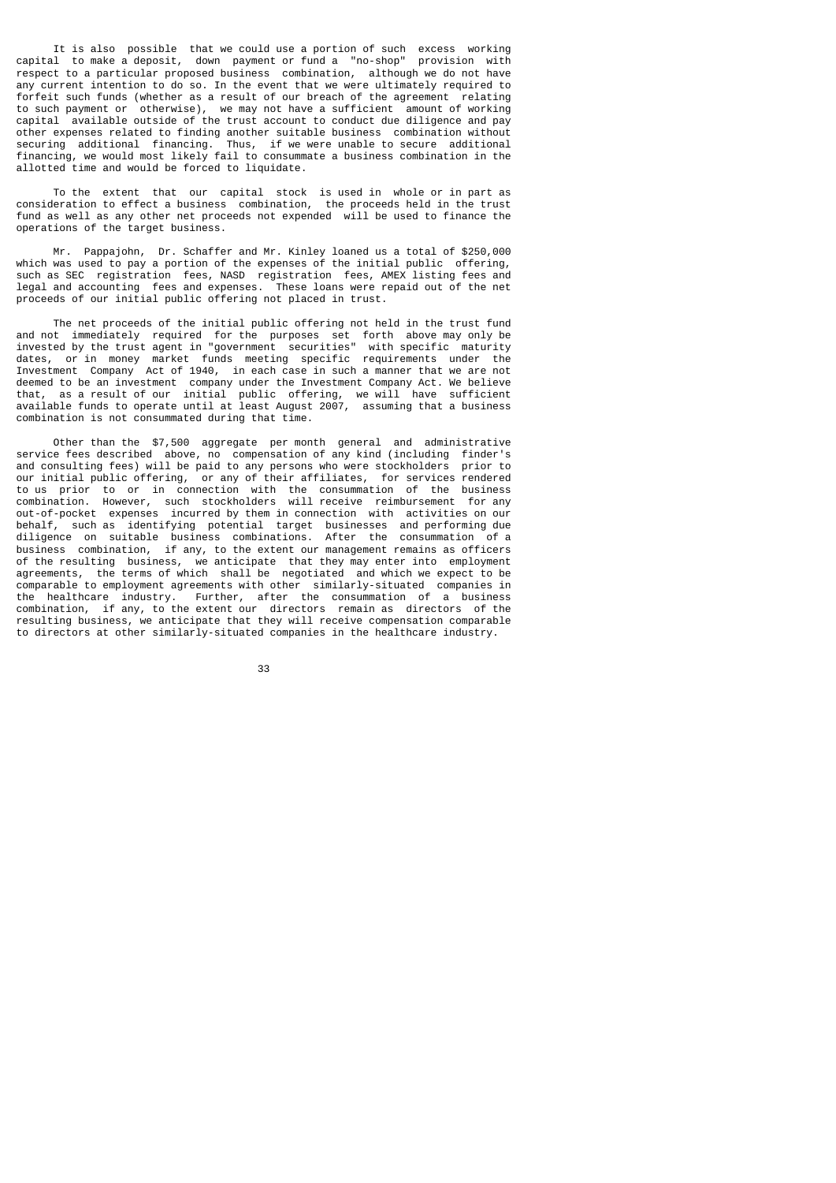It is also possible that we could use a portion of such excess working capital to make a deposit, down payment or fund a "no-shop" provision with respect to a particular proposed business combination, although we do not have any current intention to do so. In the event that we were ultimately required to forfeit such funds (whether as a result of our breach of the agreement relating to such payment or otherwise), we may not have a sufficient amount of working capital available outside of the trust account to conduct due diligence and pay other expenses related to finding another suitable business combination without securing additional financing. Thus, if we were unable to secure additional financing, we would most likely fail to consummate a business combination in the allotted time and would be forced to liquidate.

To the extent that our capital stock is used in whole or in part as consideration to effect a business combination, the proceeds held in the trust fund as well as any other net proceeds not expended will be used to finance the operations of the target business.

Mr. Pappajohn, Dr. Schaffer and Mr. Kinley loaned us a total of $250,000 which was used to pay a portion of the expenses of the initial public offering, such as SEC registration fees, NASD registration fees, AMEX listing fees and legal and accounting fees and expenses. These loans were repaid out of the net proceeds of our initial public offering not placed in trust.

The net proceeds of the initial public offering not held in the trust fund and not immediately required for the purposes set forth above may only be invested by the trust agent in "government securities" with specific maturity dates, or in money market funds meeting specific requirements under the Investment Company Act of 1940, in each case in such a manner that we are not deemed to be an investment company under the Investment Company Act. We believe that, as a result of our initial public offering, we will have sufficient available funds to operate until at least August 2007, assuming that a business combination is not consummated during that time.

Other than the $7,500 aggregate per month general and administrative service fees described above, no compensation of any kind (including finder's and consulting fees) will be paid to any persons who were stockholders prior to our initial public offering, or any of their affiliates, for services rendered to us prior to or in connection with the consummation of the business combination. However, such stockholders will receive reimbursement for any out-of-pocket expenses incurred by them in connection with activities on our behalf, such as identifying potential target businesses and performing due diligence on suitable business combinations. After the consummation of a business combination, if any, to the extent our management remains as officers of the resulting business, we anticipate that they may enter into employment agreements, the terms of which shall be negotiated and which we expect to be comparable to employment agreements with other similarly-situated companies in the healthcare industry. Further, after the consummation of a business combination, if any, to the extent our directors remain as directors of the resulting business, we anticipate that they will receive compensation comparable to directors at other similarly-situated companies in the healthcare industry.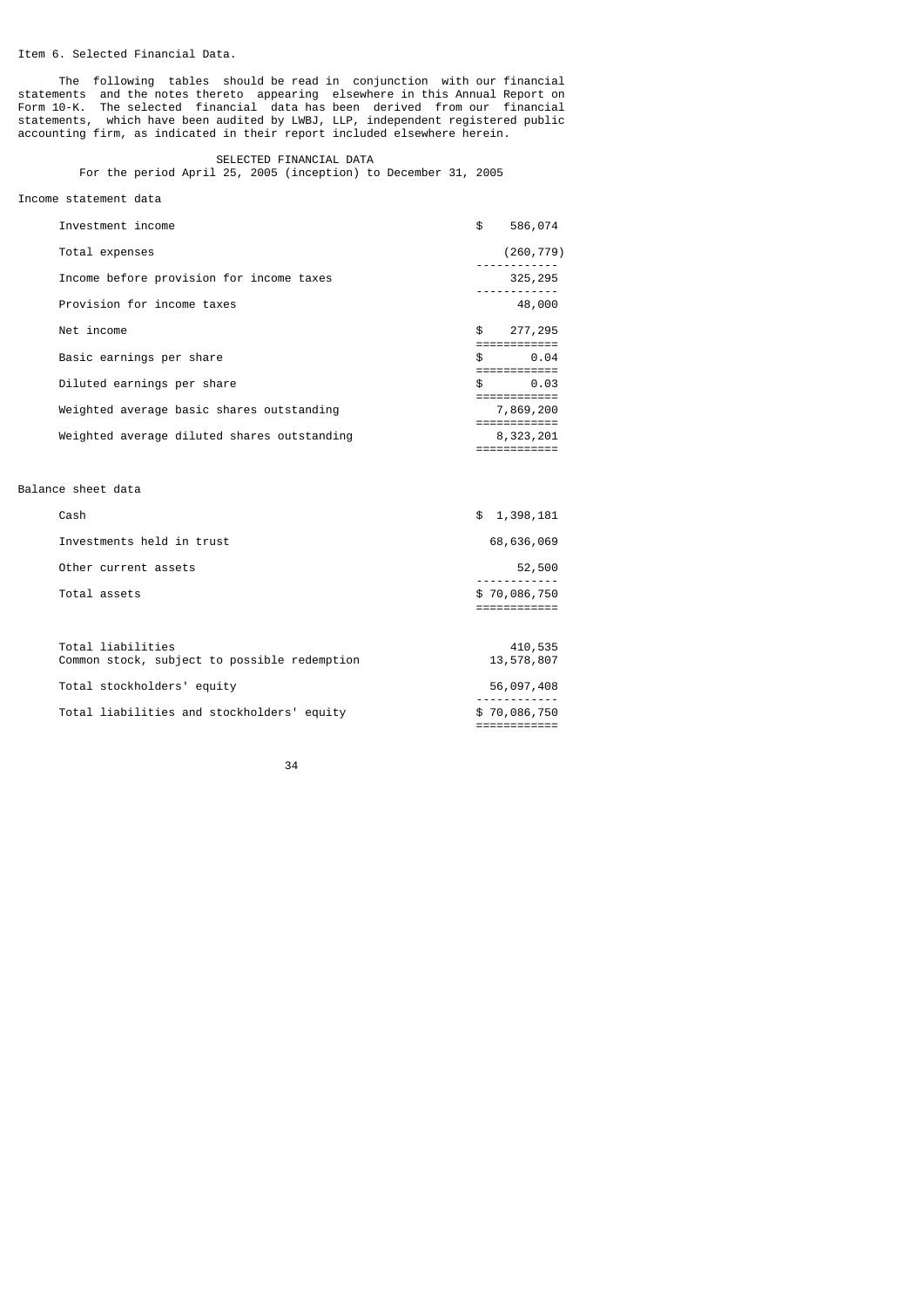Item 6. Selected Financial Data.

The following tables should be read in conjunction with our financial statements and the notes thereto appearing elsewhere in this Annual Report on Form 10-K. The selected financial data has been derived from our financial statements, which have been audited by LWBJ, LLP, independent registered public accounting firm, as indicated in their report included elsewhere herein.

SELECTED FINANCIAL DATA
For the period April 25, 2005 (inception) to December 31, 2005

Income statement data

| | |
|---|---|
| Investment income | $ 586,074 |
| Total expenses | (260,779) |
| Income before provision for income taxes | 325,295 |
| Provision for income taxes | 48,000 |
| Net income | $ 277,295 |
| Basic earnings per share | $ 0.04 |
| Diluted earnings per share | $ 0.03 |
| Weighted average basic shares outstanding | 7,869,200 |
| Weighted average diluted shares outstanding | 8,323,201 |

Balance sheet data

| | |
|---|---|
| Cash | $ 1,398,181 |
| Investments held in trust | 68,636,069 |
| Other current assets | 52,500 |
| Total assets | $ 70,086,750 |
| | |
| Total liabilities | 410,535 |
| Common stock, subject to possible redemption | 13,578,807 |
| Total stockholders' equity | 56,097,408 |
| Total liabilities and stockholders' equity | $ 70,086,750 |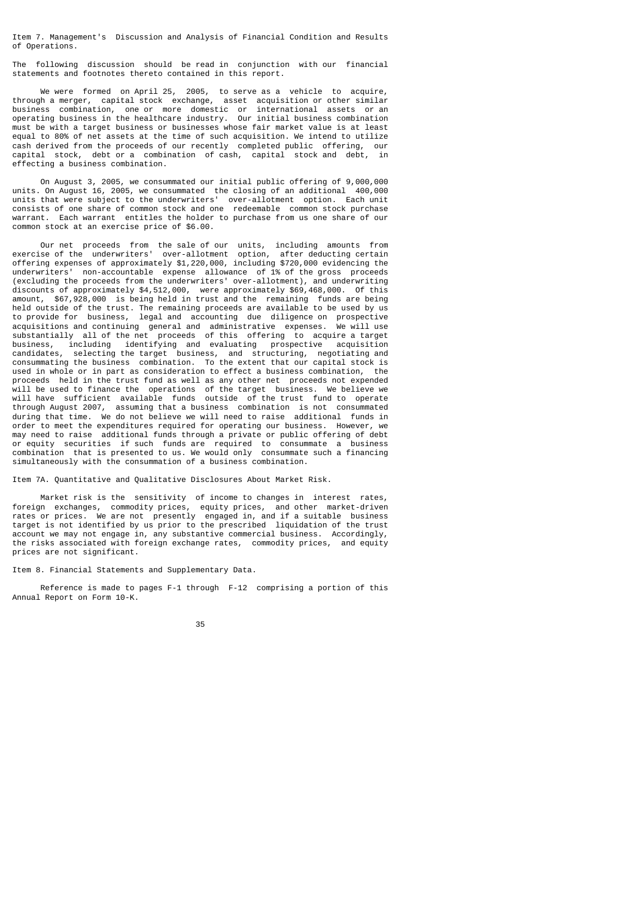## Item 7. Management's Discussion and Analysis of Financial Condition and Results of Operations.

The following discussion should be read in conjunction with our financial statements and footnotes thereto contained in this report.

We were formed on April 25, 2005, to serve as a vehicle to acquire, through a merger, capital stock exchange, asset acquisition or other similar business combination, one or more domestic or international assets or an operating business in the healthcare industry. Our initial business combination must be with a target business or businesses whose fair market value is at least equal to 80% of net assets at the time of such acquisition. We intend to utilize cash derived from the proceeds of our recently completed public offering, our capital stock, debt or a combination of cash, capital stock and debt, in effecting a business combination.

On August 3, 2005, we consummated our initial public offering of 9,000,000 units. On August 16, 2005, we consummated the closing of an additional 400,000 units that were subject to the underwriters' over-allotment option. Each unit consists of one share of common stock and one redeemable common stock purchase warrant. Each warrant entitles the holder to purchase from us one share of our common stock at an exercise price of $6.00.

Our net proceeds from the sale of our units, including amounts from exercise of the underwriters' over-allotment option, after deducting certain offering expenses of approximately $1,220,000, including $720,000 evidencing the underwriters' non-accountable expense allowance of 1% of the gross proceeds (excluding the proceeds from the underwriters' over-allotment), and underwriting discounts of approximately $4,512,000, were approximately $69,468,000. Of this amount, $67,928,000 is being held in trust and the remaining funds are being held outside of the trust. The remaining proceeds are available to be used by us to provide for business, legal and accounting due diligence on prospective acquisitions and continuing general and administrative expenses. We will use substantially all of the net proceeds of this offering to acquire a target business, including identifying and evaluating prospective acquisition candidates, selecting the target business, and structuring, negotiating and consummating the business combination. To the extent that our capital stock is used in whole or in part as consideration to effect a business combination, the proceeds held in the trust fund as well as any other net proceeds not expended will be used to finance the operations of the target business. We believe we will have sufficient available funds outside of the trust fund to operate through August 2007, assuming that a business combination is not consummated during that time. We do not believe we will need to raise additional funds in order to meet the expenditures required for operating our business. However, we may need to raise additional funds through a private or public offering of debt or equity securities if such funds are required to consummate a business combination that is presented to us. We would only consummate such a financing simultaneously with the consummation of a business combination.

## Item 7A. Quantitative and Qualitative Disclosures About Market Risk.

Market risk is the sensitivity of income to changes in interest rates, foreign exchanges, commodity prices, equity prices, and other market-driven rates or prices. We are not presently engaged in, and if a suitable business target is not identified by us prior to the prescribed liquidation of the trust account we may not engage in, any substantive commercial business. Accordingly, the risks associated with foreign exchange rates, commodity prices, and equity prices are not significant.

## Item 8. Financial Statements and Supplementary Data.

Reference is made to pages F-1 through F-12 comprising a portion of this Annual Report on Form 10-K.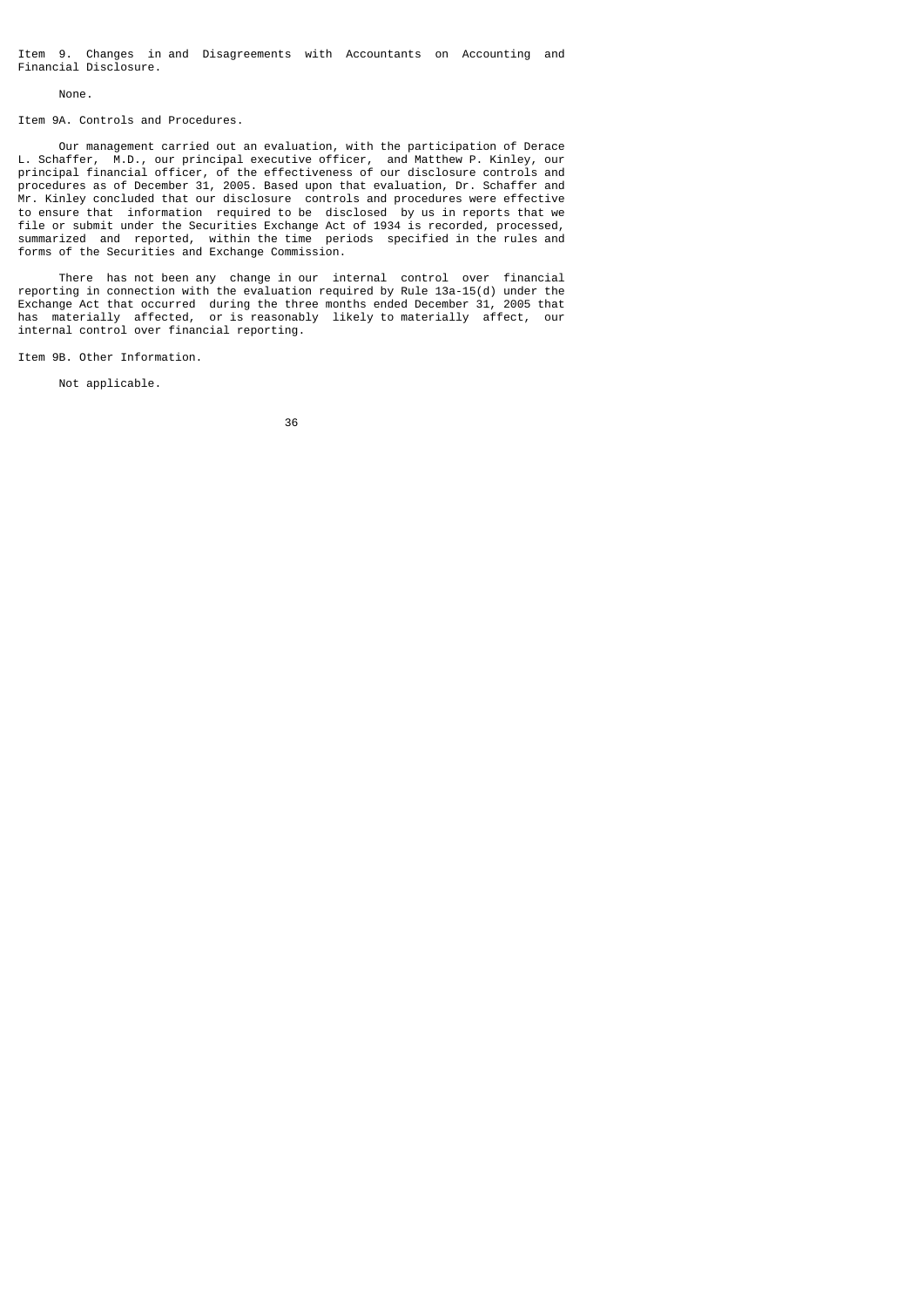## Item 9. Changes in and Disagreements with Accountants on Accounting and Financial Disclosure.

None.

## Item 9A. Controls and Procedures.

Our management carried out an evaluation, with the participation of Derace L. Schaffer, M.D., our principal executive officer, and Matthew P. Kinley, our principal financial officer, of the effectiveness of our disclosure controls and procedures as of December 31, 2005. Based upon that evaluation, Dr. Schaffer and Mr. Kinley concluded that our disclosure controls and procedures were effective to ensure that information required to be disclosed by us in reports that we file or submit under the Securities Exchange Act of 1934 is recorded, processed, summarized and reported, within the time periods specified in the rules and forms of the Securities and Exchange Commission.

There has not been any change in our internal control over financial reporting in connection with the evaluation required by Rule 13a-15(d) under the Exchange Act that occurred during the three months ended December 31, 2005 that has materially affected, or is reasonably likely to materially affect, our internal control over financial reporting.

## Item 9B. Other Information.

Not applicable.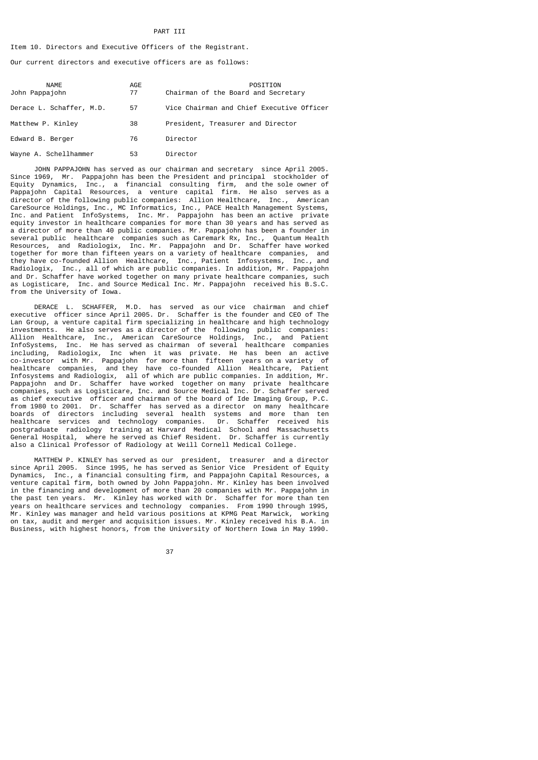# PART III

## Item 10. Directors and Executive Officers of the Registrant.

Our current directors and executive officers are as follows:

| NAME | AGE | POSITION |
|---|---|---|
| John Pappajohn | 77 | Chairman of the Board and Secretary |
| Derace L. Schaffer, M.D. | 57 | Vice Chairman and Chief Executive Officer |
| Matthew P. Kinley | 38 | President, Treasurer and Director |
| Edward B. Berger | 76 | Director |
| Wayne A. Schellhammer | 53 | Director |

JOHN PAPPAJOHN has served as our chairman and secretary since April 2005. Since 1969, Mr. Pappajohn has been the President and principal stockholder of Equity Dynamics, Inc., a financial consulting firm, and the sole owner of Pappajohn Capital Resources, a venture capital firm. He also serves as a director of the following public companies: Allion Healthcare, Inc., American CareSource Holdings, Inc., MC Informatics, Inc., PACE Health Management Systems, Inc. and Patient InfoSystems, Inc. Mr. Pappajohn has been an active private equity investor in healthcare companies for more than 30 years and has served as a director of more than 40 public companies. Mr. Pappajohn has been a founder in several public healthcare companies such as Caremark Rx, Inc., Quantum Health Resources, and Radiologix, Inc. Mr. Pappajohn and Dr. Schaffer have worked together for more than fifteen years on a variety of healthcare companies, and they have co-founded Allion Healthcare, Inc., Patient Infosystems, Inc., and Radiologix, Inc., all of which are public companies. In addition, Mr. Pappajohn and Dr. Schaffer have worked together on many private healthcare companies, such as Logisticare, Inc. and Source Medical Inc. Mr. Pappajohn received his B.S.C. from the University of Iowa.

DERACE L. SCHAFFER, M.D. has served as our vice chairman and chief executive officer since April 2005. Dr. Schaffer is the founder and CEO of The Lan Group, a venture capital firm specializing in healthcare and high technology investments. He also serves as a director of the following public companies: Allion Healthcare, Inc., American CareSource Holdings, Inc., and Patient InfoSystems, Inc. He has served as chairman of several healthcare companies including, Radiologix, Inc when it was private. He has been an active co-investor with Mr. Pappajohn for more than fifteen years on a variety of healthcare companies, and they have co-founded Allion Healthcare, Patient Infosystems and Radiologix, all of which are public companies. In addition, Mr. Pappajohn and Dr. Schaffer have worked together on many private healthcare companies, such as Logisticare, Inc. and Source Medical Inc. Dr. Schaffer served as chief executive officer and chairman of the board of Ide Imaging Group, P.C. from 1980 to 2001. Dr. Schaffer has served as a director on many healthcare boards of directors including several health systems and more than ten healthcare services and technology companies. Dr. Schaffer received his postgraduate radiology training at Harvard Medical School and Massachusetts General Hospital, where he served as Chief Resident. Dr. Schaffer is currently also a Clinical Professor of Radiology at Weill Cornell Medical College.

MATTHEW P. KINLEY has served as our president, treasurer and a director since April 2005. Since 1995, he has served as Senior Vice President of Equity Dynamics, Inc., a financial consulting firm, and Pappajohn Capital Resources, a venture capital firm, both owned by John Pappajohn. Mr. Kinley has been involved in the financing and development of more than 20 companies with Mr. Pappajohn in the past ten years. Mr. Kinley has worked with Dr. Schaffer for more than ten years on healthcare services and technology companies. From 1990 through 1995, Mr. Kinley was manager and held various positions at KPMG Peat Marwick, working on tax, audit and merger and acquisition issues. Mr. Kinley received his B.A. in Business, with highest honors, from the University of Northern Iowa in May 1990.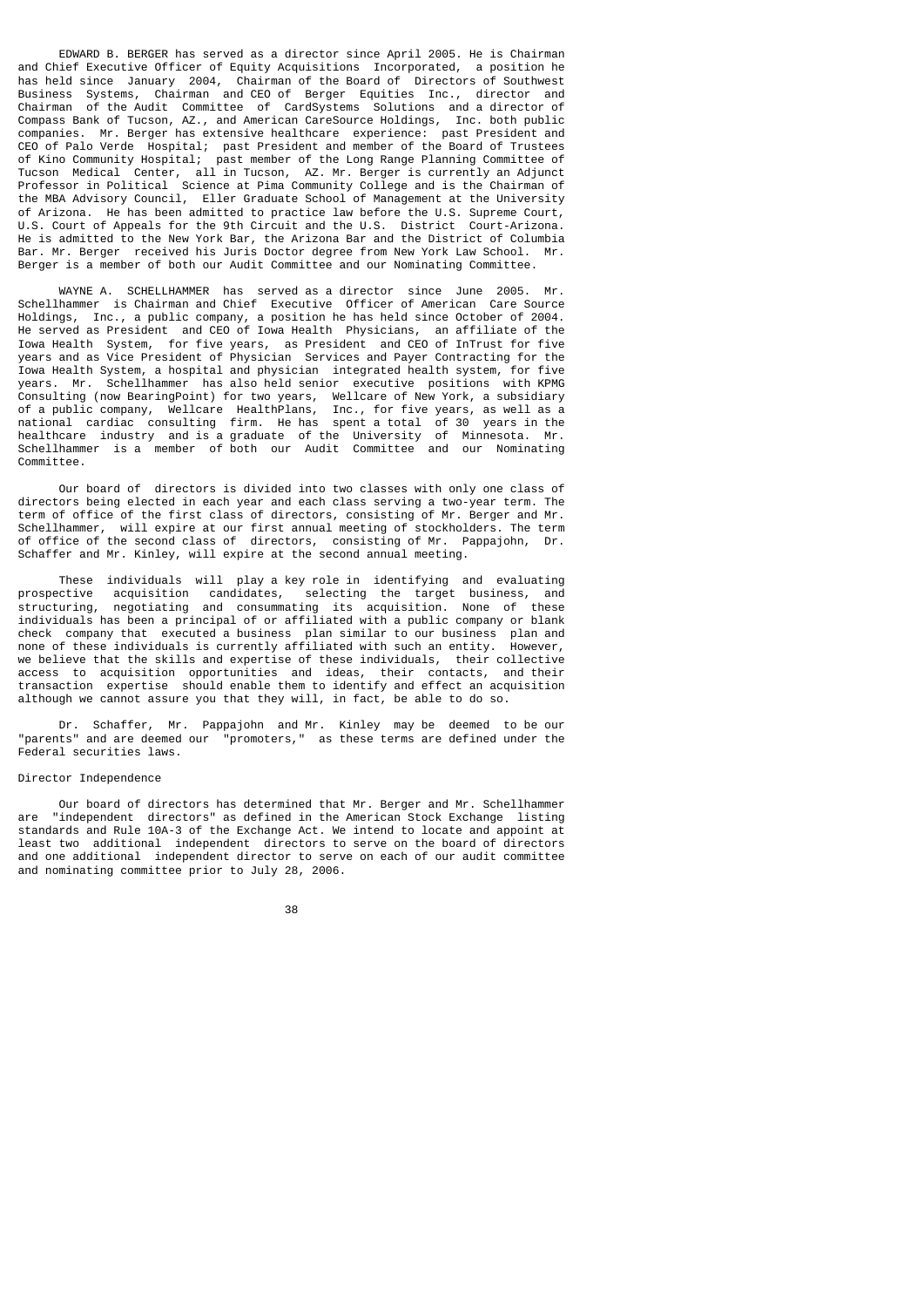EDWARD B. BERGER has served as a director since April 2005. He is Chairman and Chief Executive Officer of Equity Acquisitions Incorporated, a position he has held since January 2004, Chairman of the Board of Directors of Southwest Business Systems, Chairman and CEO of Berger Equities Inc., director and Chairman of the Audit Committee of CardSystems Solutions and a director of Compass Bank of Tucson, AZ., and American CareSource Holdings, Inc. both public companies. Mr. Berger has extensive healthcare experience: past President and CEO of Palo Verde Hospital; past President and member of the Board of Trustees of Kino Community Hospital; past member of the Long Range Planning Committee of Tucson Medical Center, all in Tucson, AZ. Mr. Berger is currently an Adjunct Professor in Political Science at Pima Community College and is the Chairman of the MBA Advisory Council, Eller Graduate School of Management at the University of Arizona. He has been admitted to practice law before the U.S. Supreme Court, U.S. Court of Appeals for the 9th Circuit and the U.S. District Court-Arizona. He is admitted to the New York Bar, the Arizona Bar and the District of Columbia Bar. Mr. Berger received his Juris Doctor degree from New York Law School. Mr. Berger is a member of both our Audit Committee and our Nominating Committee.

WAYNE A. SCHELLHAMMER has served as a director since June 2005. Mr. Schellhammer is Chairman and Chief Executive Officer of American Care Source Holdings, Inc., a public company, a position he has held since October of 2004. He served as President and CEO of Iowa Health Physicians, an affiliate of the Iowa Health System, for five years, as President and CEO of InTrust for five years and as Vice President of Physician Services and Payer Contracting for the Iowa Health System, a hospital and physician integrated health system, for five years. Mr. Schellhammer has also held senior executive positions with KPMG Consulting (now BearingPoint) for two years, Wellcare of New York, a subsidiary of a public company, Wellcare HealthPlans, Inc., for five years, as well as a national cardiac consulting firm. He has spent a total of 30 years in the healthcare industry and is a graduate of the University of Minnesota. Mr. Schellhammer is a member of both our Audit Committee and our Nominating Committee.

Our board of directors is divided into two classes with only one class of directors being elected in each year and each class serving a two-year term. The term of office of the first class of directors, consisting of Mr. Berger and Mr. Schellhammer, will expire at our first annual meeting of stockholders. The term of office of the second class of directors, consisting of Mr. Pappajohn, Dr. Schaffer and Mr. Kinley, will expire at the second annual meeting.

These individuals will play a key role in identifying and evaluating prospective acquisition candidates, selecting the target business, and structuring, negotiating and consummating its acquisition. None of these individuals has been a principal of or affiliated with a public company or blank check company that executed a business plan similar to our business plan and none of these individuals is currently affiliated with such an entity. However, we believe that the skills and expertise of these individuals, their collective access to acquisition opportunities and ideas, their contacts, and their transaction expertise should enable them to identify and effect an acquisition although we cannot assure you that they will, in fact, be able to do so.

Dr. Schaffer, Mr. Pappajohn and Mr. Kinley may be deemed to be our "parents" and are deemed our "promoters," as these terms are defined under the Federal securities laws.

## Director Independence

Our board of directors has determined that Mr. Berger and Mr. Schellhammer are "independent directors" as defined in the American Stock Exchange listing standards and Rule 10A-3 of the Exchange Act. We intend to locate and appoint at least two additional independent directors to serve on the board of directors and one additional independent director to serve on each of our audit committee and nominating committee prior to July 28, 2006.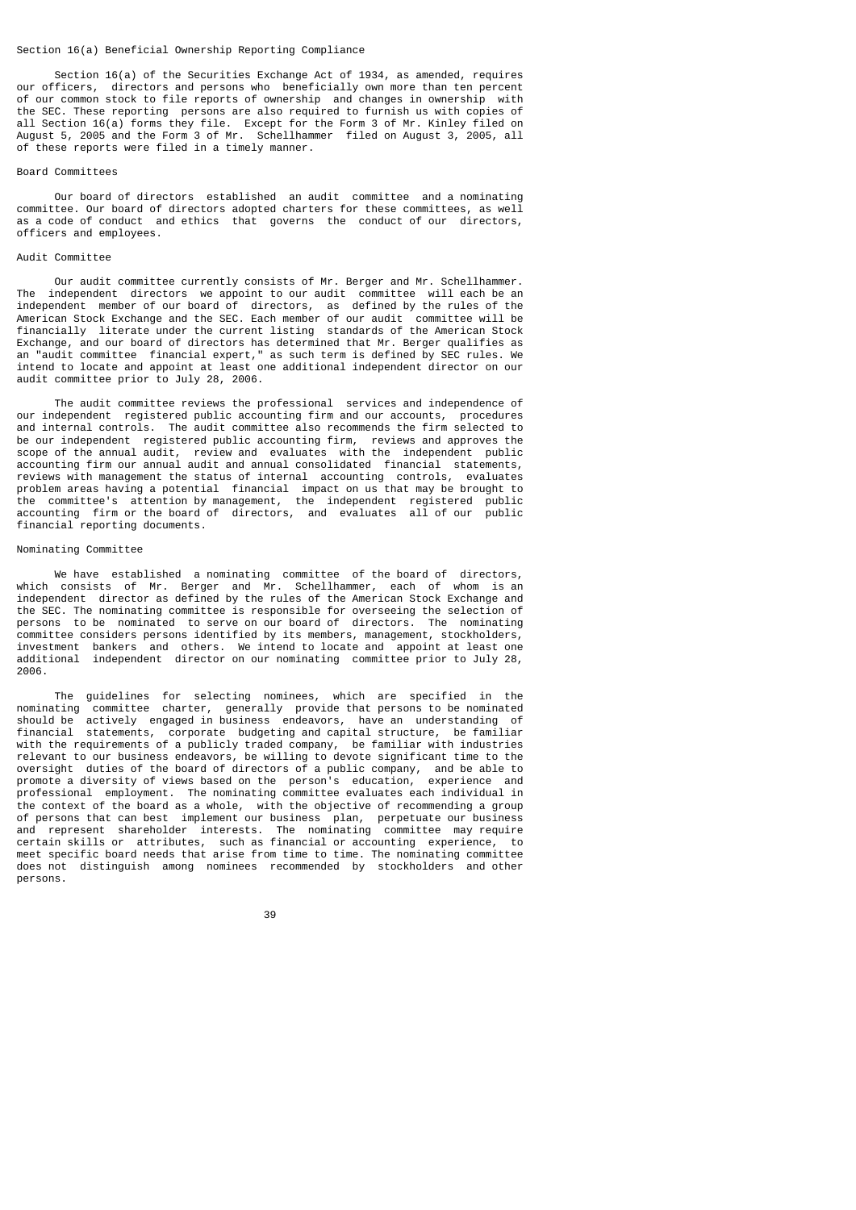## Section 16(a) Beneficial Ownership Reporting Compliance

Section 16(a) of the Securities Exchange Act of 1934, as amended, requires our officers, directors and persons who beneficially own more than ten percent of our common stock to file reports of ownership and changes in ownership with the SEC. These reporting persons are also required to furnish us with copies of all Section 16(a) forms they file. Except for the Form 3 of Mr. Kinley filed on August 5, 2005 and the Form 3 of Mr. Schellhammer filed on August 3, 2005, all of these reports were filed in a timely manner.

## Board Committees

Our board of directors established an audit committee and a nominating committee. Our board of directors adopted charters for these committees, as well as a code of conduct and ethics that governs the conduct of our directors, officers and employees.

## Audit Committee

Our audit committee currently consists of Mr. Berger and Mr. Schellhammer. The independent directors we appoint to our audit committee will each be an independent member of our board of directors, as defined by the rules of the American Stock Exchange and the SEC. Each member of our audit committee will be financially literate under the current listing standards of the American Stock Exchange, and our board of directors has determined that Mr. Berger qualifies as an "audit committee financial expert," as such term is defined by SEC rules. We intend to locate and appoint at least one additional independent director on our audit committee prior to July 28, 2006.

The audit committee reviews the professional services and independence of our independent registered public accounting firm and our accounts, procedures and internal controls. The audit committee also recommends the firm selected to be our independent registered public accounting firm, reviews and approves the scope of the annual audit, review and evaluates with the independent public accounting firm our annual audit and annual consolidated financial statements, reviews with management the status of internal accounting controls, evaluates problem areas having a potential financial impact on us that may be brought to the committee's attention by management, the independent registered public accounting firm or the board of directors, and evaluates all of our public financial reporting documents.

## Nominating Committee

We have established a nominating committee of the board of directors, which consists of Mr. Berger and Mr. Schellhammer, each of whom is an independent director as defined by the rules of the American Stock Exchange and the SEC. The nominating committee is responsible for overseeing the selection of persons to be nominated to serve on our board of directors. The nominating committee considers persons identified by its members, management, stockholders, investment bankers and others. We intend to locate and appoint at least one additional independent director on our nominating committee prior to July 28, 2006.

The guidelines for selecting nominees, which are specified in the nominating committee charter, generally provide that persons to be nominated should be actively engaged in business endeavors, have an understanding of financial statements, corporate budgeting and capital structure, be familiar with the requirements of a publicly traded company, be familiar with industries relevant to our business endeavors, be willing to devote significant time to the oversight duties of the board of directors of a public company, and be able to promote a diversity of views based on the person's education, experience and professional employment. The nominating committee evaluates each individual in the context of the board as a whole, with the objective of recommending a group of persons that can best implement our business plan, perpetuate our business and represent shareholder interests. The nominating committee may require certain skills or attributes, such as financial or accounting experience, to meet specific board needs that arise from time to time. The nominating committee does not distinguish among nominees recommended by stockholders and other persons.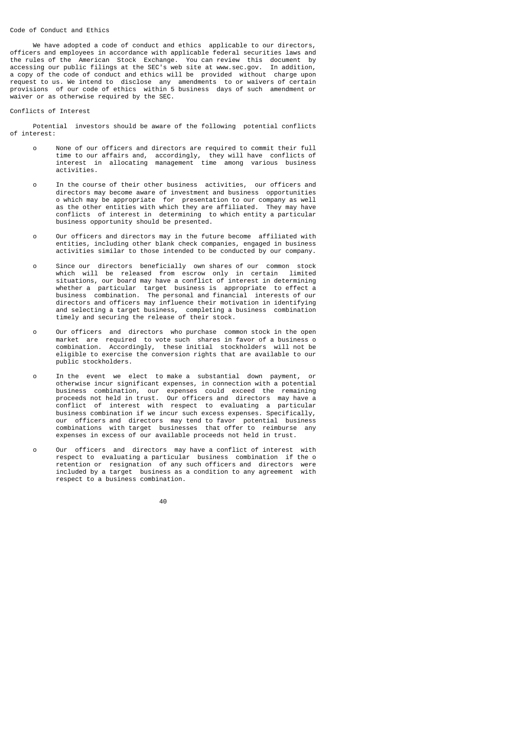## Code of Conduct and Ethics

We have adopted a code of conduct and ethics applicable to our directors, officers and employees in accordance with applicable federal securities laws and the rules of the American Stock Exchange. You can review this document by accessing our public filings at the SEC's web site at www.sec.gov. In addition, a copy of the code of conduct and ethics will be provided without charge upon request to us. We intend to disclose any amendments to or waivers of certain provisions of our code of ethics within 5 business days of such amendment or waiver or as otherwise required by the SEC.

## Conflicts of Interest

Potential investors should be aware of the following potential conflicts of interest:

- None of our officers and directors are required to commit their full time to our affairs and, accordingly, they will have conflicts of interest in allocating management time among various business activities.

- In the course of their other business activities, our officers and directors may become aware of investment and business opportunities o which may be appropriate for presentation to our company as well as the other entities with which they are affiliated. They may have conflicts of interest in determining to which entity a particular business opportunity should be presented.

- Our officers and directors may in the future become affiliated with entities, including other blank check companies, engaged in business activities similar to those intended to be conducted by our company.

- Since our directors beneficially own shares of our common stock which will be released from escrow only in certain limited situations, our board may have a conflict of interest in determining whether a particular target business is appropriate to effect a business combination. The personal and financial interests of our directors and officers may influence their motivation in identifying and selecting a target business, completing a business combination timely and securing the release of their stock.

- Our officers and directors who purchase common stock in the open market are required to vote such shares in favor of a business o combination. Accordingly, these initial stockholders will not be eligible to exercise the conversion rights that are available to our public stockholders.

- In the event we elect to make a substantial down payment, or otherwise incur significant expenses, in connection with a potential business combination, our expenses could exceed the remaining proceeds not held in trust. Our officers and directors may have a conflict of interest with respect to evaluating a particular business combination if we incur such excess expenses. Specifically, our officers and directors may tend to favor potential business combinations with target businesses that offer to reimburse any expenses in excess of our available proceeds not held in trust.

- Our officers and directors may have a conflict of interest with respect to evaluating a particular business combination if the o retention or resignation of any such officers and directors were included by a target business as a condition to any agreement with respect to a business combination.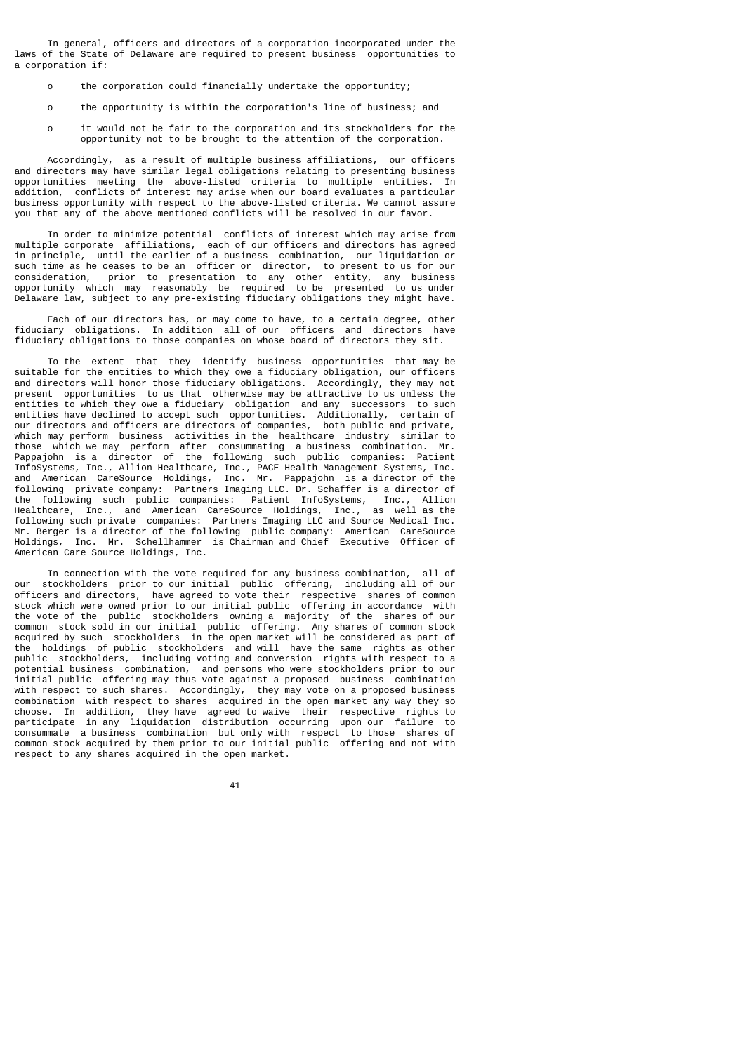In general, officers and directors of a corporation incorporated under the laws of the State of Delaware are required to present business opportunities to a corporation if:

- the corporation could financially undertake the opportunity;
- the opportunity is within the corporation's line of business; and
- it would not be fair to the corporation and its stockholders for the opportunity not to be brought to the attention of the corporation.

Accordingly, as a result of multiple business affiliations, our officers and directors may have similar legal obligations relating to presenting business opportunities meeting the above-listed criteria to multiple entities. In addition, conflicts of interest may arise when our board evaluates a particular business opportunity with respect to the above-listed criteria. We cannot assure you that any of the above mentioned conflicts will be resolved in our favor.

In order to minimize potential conflicts of interest which may arise from multiple corporate affiliations, each of our officers and directors has agreed in principle, until the earlier of a business combination, our liquidation or such time as he ceases to be an officer or director, to present to us for our consideration, prior to presentation to any other entity, any business opportunity which may reasonably be required to be presented to us under Delaware law, subject to any pre-existing fiduciary obligations they might have.

Each of our directors has, or may come to have, to a certain degree, other fiduciary obligations. In addition all of our officers and directors have fiduciary obligations to those companies on whose board of directors they sit.

To the extent that they identify business opportunities that may be suitable for the entities to which they owe a fiduciary obligation, our officers and directors will honor those fiduciary obligations. Accordingly, they may not present opportunities to us that otherwise may be attractive to us unless the entities to which they owe a fiduciary obligation and any successors to such entities have declined to accept such opportunities. Additionally, certain of our directors and officers are directors of companies, both public and private, which may perform business activities in the healthcare industry similar to those which we may perform after consummating a business combination. Mr. Pappajohn is a director of the following such public companies: Patient InfoSystems, Inc., Allion Healthcare, Inc., PACE Health Management Systems, Inc. and American CareSource Holdings, Inc. Mr. Pappajohn is a director of the following private company: Partners Imaging LLC. Dr. Schaffer is a director of the following such public companies: Patient InfoSystems, Inc., Allion Healthcare, Inc., and American CareSource Holdings, Inc., as well as the following such private companies: Partners Imaging LLC and Source Medical Inc. Mr. Berger is a director of the following public company: American CareSource Holdings, Inc. Mr. Schellhammer is Chairman and Chief Executive Officer of American Care Source Holdings, Inc.

In connection with the vote required for any business combination, all of our stockholders prior to our initial public offering, including all of our officers and directors, have agreed to vote their respective shares of common stock which were owned prior to our initial public offering in accordance with the vote of the public stockholders owning a majority of the shares of our common stock sold in our initial public offering. Any shares of common stock acquired by such stockholders in the open market will be considered as part of the holdings of public stockholders and will have the same rights as other public stockholders, including voting and conversion rights with respect to a potential business combination, and persons who were stockholders prior to our initial public offering may thus vote against a proposed business combination with respect to such shares. Accordingly, they may vote on a proposed business combination with respect to shares acquired in the open market any way they so choose. In addition, they have agreed to waive their respective rights to participate in any liquidation distribution occurring upon our failure to consummate a business combination but only with respect to those shares of common stock acquired by them prior to our initial public offering and not with respect to any shares acquired in the open market.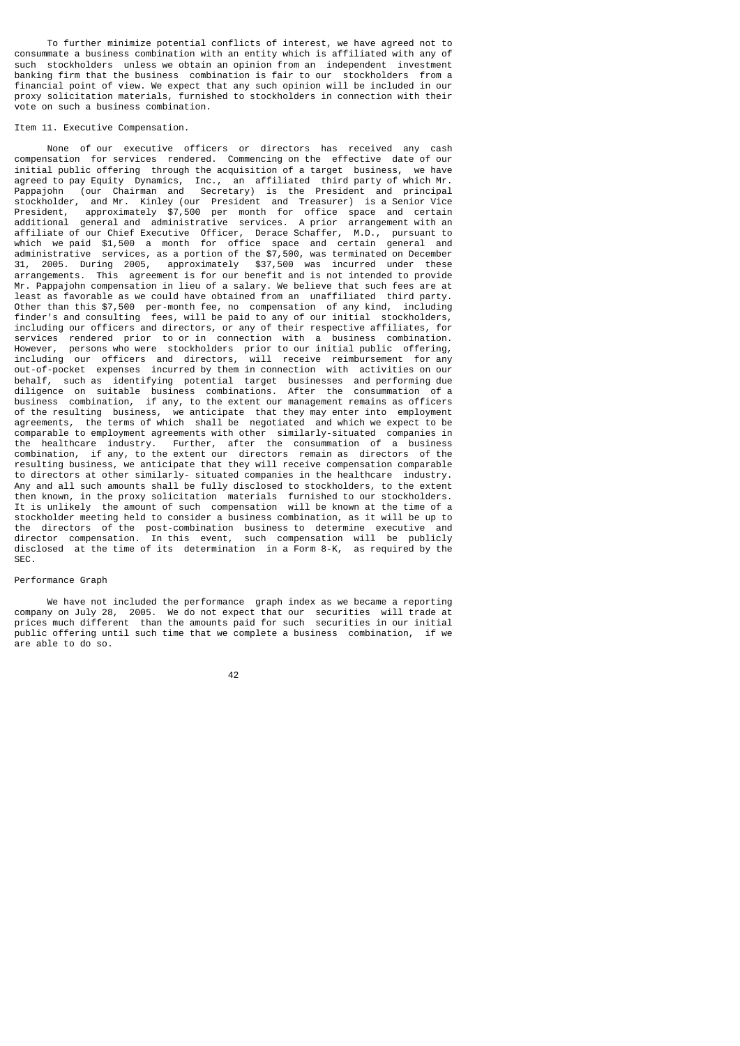To further minimize potential conflicts of interest, we have agreed not to consummate a business combination with an entity which is affiliated with any of such stockholders unless we obtain an opinion from an independent investment banking firm that the business combination is fair to our stockholders from a financial point of view. We expect that any such opinion will be included in our proxy solicitation materials, furnished to stockholders in connection with their vote on such a business combination.

## Item 11. Executive Compensation.

None of our executive officers or directors has received any cash compensation for services rendered. Commencing on the effective date of our initial public offering through the acquisition of a target business, we have agreed to pay Equity Dynamics, Inc., an affiliated third party of which Mr. Pappajohn (our Chairman and Secretary) is the President and principal stockholder, and Mr. Kinley (our President and Treasurer) is a Senior Vice President, approximately $7,500 per month for office space and certain additional general and administrative services. A prior arrangement with an affiliate of our Chief Executive Officer, Derace Schaffer, M.D., pursuant to which we paid $1,500 a month for office space and certain general and administrative services, as a portion of the $7,500, was terminated on December 31, 2005. During 2005, approximately $37,500 was incurred under these arrangements. This agreement is for our benefit and is not intended to provide Mr. Pappajohn compensation in lieu of a salary. We believe that such fees are at least as favorable as we could have obtained from an unaffiliated third party. Other than this $7,500 per-month fee, no compensation of any kind, including finder's and consulting fees, will be paid to any of our initial stockholders, including our officers and directors, or any of their respective affiliates, for services rendered prior to or in connection with a business combination. However, persons who were stockholders prior to our initial public offering, including our officers and directors, will receive reimbursement for any out-of-pocket expenses incurred by them in connection with activities on our behalf, such as identifying potential target businesses and performing due diligence on suitable business combinations. After the consummation of a business combination, if any, to the extent our management remains as officers of the resulting business, we anticipate that they may enter into employment agreements, the terms of which shall be negotiated and which we expect to be comparable to employment agreements with other similarly-situated companies in the healthcare industry. Further, after the consummation of a business combination, if any, to the extent our directors remain as directors of the resulting business, we anticipate that they will receive compensation comparable to directors at other similarly- situated companies in the healthcare industry. Any and all such amounts shall be fully disclosed to stockholders, to the extent then known, in the proxy solicitation materials furnished to our stockholders. It is unlikely the amount of such compensation will be known at the time of a stockholder meeting held to consider a business combination, as it will be up to the directors of the post-combination business to determine executive and director compensation. In this event, such compensation will be publicly disclosed at the time of its determination in a Form 8-K, as required by the SEC.

### Performance Graph

We have not included the performance graph index as we became a reporting company on July 28, 2005. We do not expect that our securities will trade at prices much different than the amounts paid for such securities in our initial public offering until such time that we complete a business combination, if we are able to do so.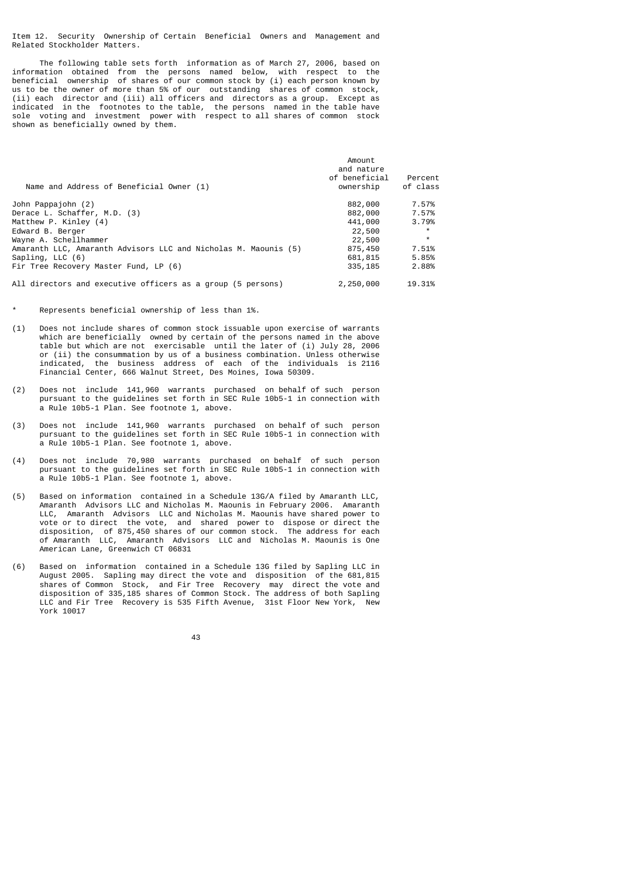Item 12. Security Ownership of Certain Beneficial Owners and Management and Related Stockholder Matters.

The following table sets forth information as of March 27, 2006, based on information obtained from the persons named below, with respect to the beneficial ownership of shares of our common stock by (i) each person known by us to be the owner of more than 5% of our outstanding shares of common stock, (ii) each director and (iii) all officers and directors as a group. Except as indicated in the footnotes to the table, the persons named in the table have sole voting and investment power with respect to all shares of common stock shown as beneficially owned by them.

| Name and Address of Beneficial Owner (1) | Amount and nature of beneficial ownership | Percent of class |
|---|---|---|
| John Pappajohn (2) | 882,000 | 7.57% |
| Derace L. Schaffer, M.D. (3) | 882,000 | 7.57% |
| Matthew P. Kinley (4) | 441,000 | 3.79% |
| Edward B. Berger | 22,500 | * |
| Wayne A. Schellhammer | 22,500 | * |
| Amaranth LLC, Amaranth Advisors LLC and Nicholas M. Maounis (5) | 875,450 | 7.51% |
| Sapling, LLC (6) | 681,815 | 5.85% |
| Fir Tree Recovery Master Fund, LP (6) | 335,185 | 2.88% |
| All directors and executive officers as a group (5 persons) | 2,250,000 | 19.31% |

\* Represents beneficial ownership of less than 1%.

(1) Does not include shares of common stock issuable upon exercise of warrants which are beneficially owned by certain of the persons named in the above table but which are not exercisable until the later of (i) July 28, 2006 or (ii) the consummation by us of a business combination. Unless otherwise indicated, the business address of each of the individuals is 2116 Financial Center, 666 Walnut Street, Des Moines, Iowa 50309.

(2) Does not include 141,960 warrants purchased on behalf of such person pursuant to the guidelines set forth in SEC Rule 10b5-1 in connection with a Rule 10b5-1 Plan. See footnote 1, above.

(3) Does not include 141,960 warrants purchased on behalf of such person pursuant to the guidelines set forth in SEC Rule 10b5-1 in connection with a Rule 10b5-1 Plan. See footnote 1, above.

(4) Does not include 70,980 warrants purchased on behalf of such person pursuant to the guidelines set forth in SEC Rule 10b5-1 in connection with a Rule 10b5-1 Plan. See footnote 1, above.

(5) Based on information contained in a Schedule 13G/A filed by Amaranth LLC, Amaranth Advisors LLC and Nicholas M. Maounis in February 2006. Amaranth LLC, Amaranth Advisors LLC and Nicholas M. Maounis have shared power to vote or to direct the vote, and shared power to dispose or direct the disposition, of 875,450 shares of our common stock. The address for each of Amaranth LLC, Amaranth Advisors LLC and Nicholas M. Maounis is One American Lane, Greenwich CT 06831

(6) Based on information contained in a Schedule 13G filed by Sapling LLC in August 2005. Sapling may direct the vote and disposition of the 681,815 shares of Common Stock, and Fir Tree Recovery may direct the vote and disposition of 335,185 shares of Common Stock. The address of both Sapling LLC and Fir Tree Recovery is 535 Fifth Avenue, 31st Floor New York, New York 10017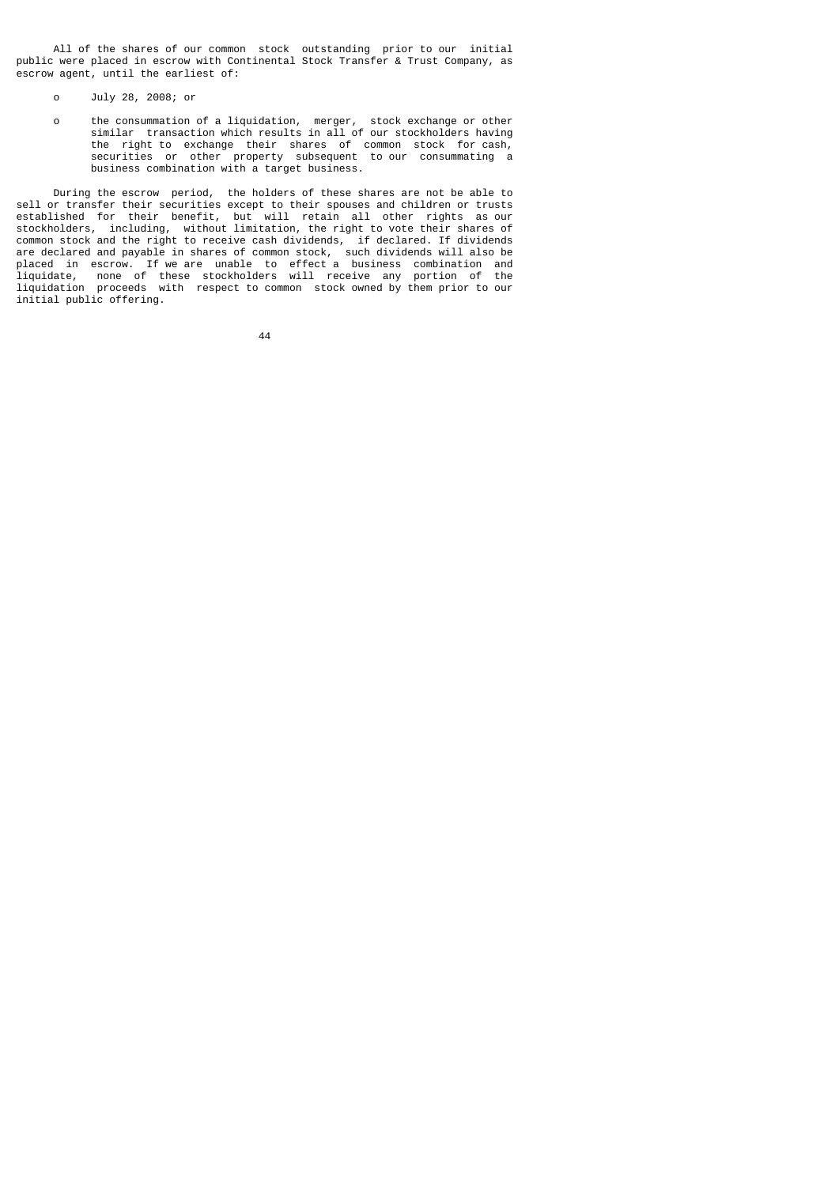All of the shares of our common stock outstanding prior to our initial public were placed in escrow with Continental Stock Transfer & Trust Company, as escrow agent, until the earliest of:

- July 28, 2008; or
- the consummation of a liquidation, merger, stock exchange or other similar transaction which results in all of our stockholders having the right to exchange their shares of common stock for cash, securities or other property subsequent to our consummating a business combination with a target business.

During the escrow period, the holders of these shares are not be able to sell or transfer their securities except to their spouses and children or trusts established for their benefit, but will retain all other rights as our stockholders, including, without limitation, the right to vote their shares of common stock and the right to receive cash dividends, if declared. If dividends are declared and payable in shares of common stock, such dividends will also be placed in escrow. If we are unable to effect a business combination and liquidate, none of these stockholders will receive any portion of the liquidation proceeds with respect to common stock owned by them prior to our initial public offering.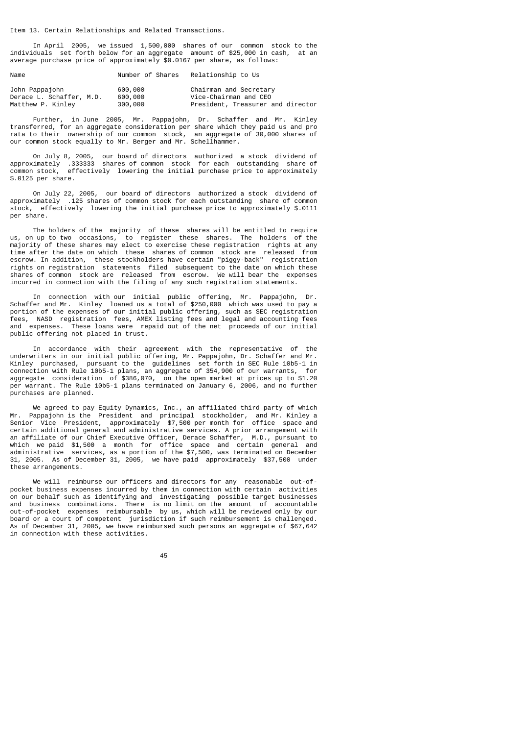Item 13. Certain Relationships and Related Transactions.

In April 2005, we issued 1,500,000 shares of our common stock to the individuals set forth below for an aggregate amount of $25,000 in cash, at an average purchase price of approximately $0.0167 per share, as follows:

| Name | Number of Shares | Relationship to Us |
|---|---|---|
| John Pappajohn | 600,000 | Chairman and Secretary |
| Derace L. Schaffer, M.D. | 600,000 | Vice-Chairman and CEO |
| Matthew P. Kinley | 300,000 | President, Treasurer and director |

Further, in June 2005, Mr. Pappajohn, Dr. Schaffer and Mr. Kinley transferred, for an aggregate consideration per share which they paid us and pro rata to their ownership of our common stock, an aggregate of 30,000 shares of our common stock equally to Mr. Berger and Mr. Schellhammer.

On July 8, 2005, our board of directors authorized a stock dividend of approximately .333333 shares of common stock for each outstanding share of common stock, effectively lowering the initial purchase price to approximately $.0125 per share.

On July 22, 2005, our board of directors authorized a stock dividend of approximately .125 shares of common stock for each outstanding share of common stock, effectively lowering the initial purchase price to approximately $.0111 per share.

The holders of the majority of these shares will be entitled to require us, on up to two occasions, to register these shares. The holders of the majority of these shares may elect to exercise these registration rights at any time after the date on which these shares of common stock are released from escrow. In addition, these stockholders have certain "piggy-back" registration rights on registration statements filed subsequent to the date on which these shares of common stock are released from escrow. We will bear the expenses incurred in connection with the filing of any such registration statements.

In connection with our initial public offering, Mr. Pappajohn, Dr. Schaffer and Mr. Kinley loaned us a total of $250,000 which was used to pay a portion of the expenses of our initial public offering, such as SEC registration fees, NASD registration fees, AMEX listing fees and legal and accounting fees and expenses. These loans were repaid out of the net proceeds of our initial public offering not placed in trust.

In accordance with their agreement with the representative of the underwriters in our initial public offering, Mr. Pappajohn, Dr. Schaffer and Mr. Kinley purchased, pursuant to the guidelines set forth in SEC Rule 10b5-1 in connection with Rule 10b5-1 plans, an aggregate of 354,900 of our warrants, for aggregate consideration of $386,070, on the open market at prices up to $1.20 per warrant. The Rule 10b5-1 plans terminated on January 6, 2006, and no further purchases are planned.

We agreed to pay Equity Dynamics, Inc., an affiliated third party of which Mr. Pappajohn is the President and principal stockholder, and Mr. Kinley a Senior Vice President, approximately $7,500 per month for office space and certain additional general and administrative services. A prior arrangement with an affiliate of our Chief Executive Officer, Derace Schaffer, M.D., pursuant to which we paid $1,500 a month for office space and certain general and administrative services, as a portion of the $7,500, was terminated on December 31, 2005. As of December 31, 2005, we have paid approximately $37,500 under these arrangements.

We will reimburse our officers and directors for any reasonable out-of-pocket business expenses incurred by them in connection with certain activities on our behalf such as identifying and investigating possible target businesses and business combinations. There is no limit on the amount of accountable out-of-pocket expenses reimbursable by us, which will be reviewed only by our board or a court of competent jurisdiction if such reimbursement is challenged. As of December 31, 2005, we have reimbursed such persons an aggregate of $67,642 in connection with these activities.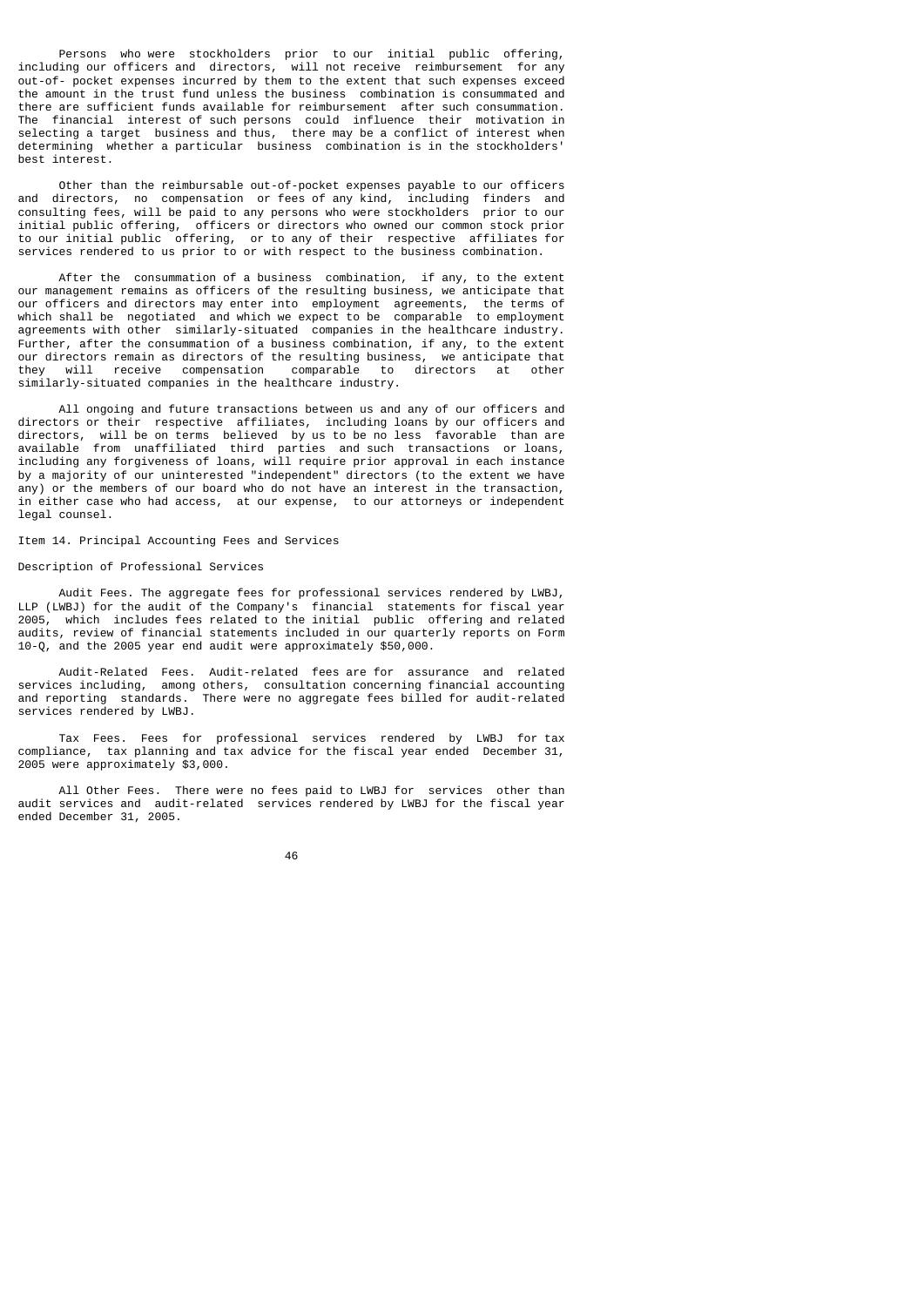Persons who were stockholders prior to our initial public offering, including our officers and directors, will not receive reimbursement for any out-of- pocket expenses incurred by them to the extent that such expenses exceed the amount in the trust fund unless the business combination is consummated and there are sufficient funds available for reimbursement after such consummation. The financial interest of such persons could influence their motivation in selecting a target business and thus, there may be a conflict of interest when determining whether a particular business combination is in the stockholders' best interest.

Other than the reimbursable out-of-pocket expenses payable to our officers and directors, no compensation or fees of any kind, including finders and consulting fees, will be paid to any persons who were stockholders prior to our initial public offering, officers or directors who owned our common stock prior to our initial public offering, or to any of their respective affiliates for services rendered to us prior to or with respect to the business combination.

After the consummation of a business combination, if any, to the extent our management remains as officers of the resulting business, we anticipate that our officers and directors may enter into employment agreements, the terms of which shall be negotiated and which we expect to be comparable to employment agreements with other similarly-situated companies in the healthcare industry. Further, after the consummation of a business combination, if any, to the extent our directors remain as directors of the resulting business, we anticipate that they will receive compensation comparable to directors at other similarly-situated companies in the healthcare industry.

All ongoing and future transactions between us and any of our officers and directors or their respective affiliates, including loans by our officers and directors, will be on terms believed by us to be no less favorable than are available from unaffiliated third parties and such transactions or loans, including any forgiveness of loans, will require prior approval in each instance by a majority of our uninterested "independent" directors (to the extent we have any) or the members of our board who do not have an interest in the transaction, in either case who had access, at our expense, to our attorneys or independent legal counsel.

## Item 14. Principal Accounting Fees and Services

### Description of Professional Services

Audit Fees. The aggregate fees for professional services rendered by LWBJ, LLP (LWBJ) for the audit of the Company's financial statements for fiscal year 2005, which includes fees related to the initial public offering and related audits, review of financial statements included in our quarterly reports on Form 10-Q, and the 2005 year end audit were approximately $50,000.

Audit-Related Fees. Audit-related fees are for assurance and related services including, among others, consultation concerning financial accounting and reporting standards. There were no aggregate fees billed for audit-related services rendered by LWBJ.

Tax Fees. Fees for professional services rendered by LWBJ for tax compliance, tax planning and tax advice for the fiscal year ended December 31, 2005 were approximately $3,000.

All Other Fees. There were no fees paid to LWBJ for services other than audit services and audit-related services rendered by LWBJ for the fiscal year ended December 31, 2005.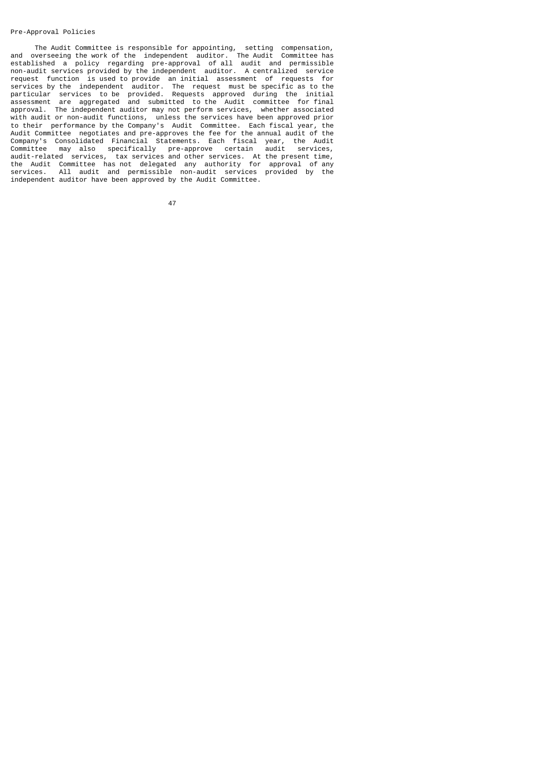Pre-Approval Policies

The Audit Committee is responsible for appointing, setting compensation, and overseeing the work of the independent auditor. The Audit Committee has established a policy regarding pre-approval of all audit and permissible non-audit services provided by the independent auditor. A centralized service request function is used to provide an initial assessment of requests for services by the independent auditor. The request must be specific as to the particular services to be provided. Requests approved during the initial assessment are aggregated and submitted to the Audit committee for final approval. The independent auditor may not perform services, whether associated with audit or non-audit functions, unless the services have been approved prior to their performance by the Company's Audit Committee. Each fiscal year, the Audit Committee negotiates and pre-approves the fee for the annual audit of the Company's Consolidated Financial Statements. Each fiscal year, the Audit Committee may also specifically pre-approve certain audit services, audit-related services, tax services and other services. At the present time, the Audit Committee has not delegated any authority for approval of any services. All audit and permissible non-audit services provided by the independent auditor have been approved by the Audit Committee.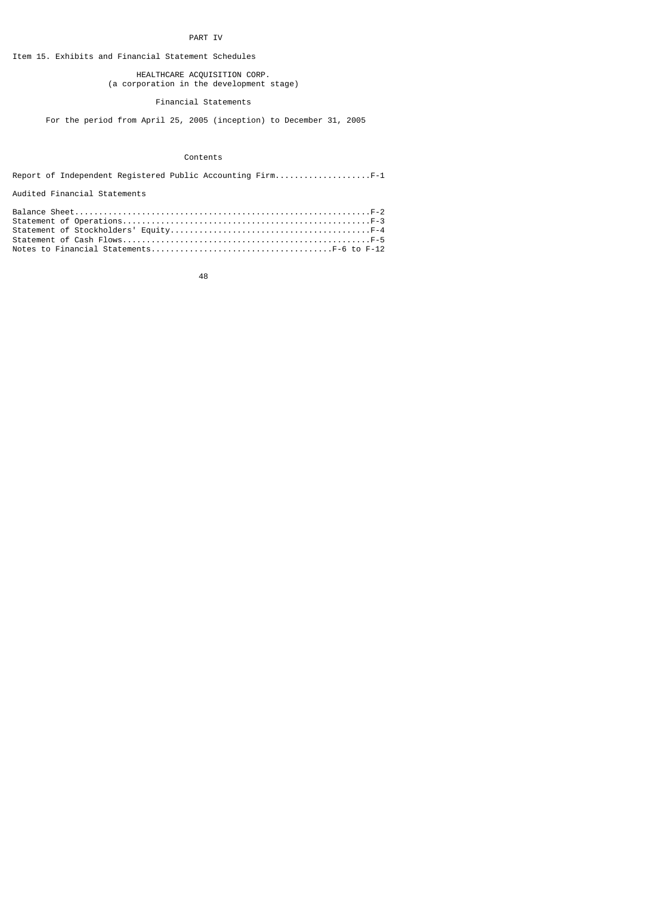# PART IV

## Item 15. Exhibits and Financial Statement Schedules

HEALTHCARE ACQUISITION CORP.
(a corporation in the development stage)

Financial Statements

For the period from April 25, 2005 (inception) to December 31, 2005

### Contents

Report of Independent Registered Public Accounting Firm....................F-1

Audited Financial Statements

Balance Sheet..............................................................F-2
Statement of Operations....................................................F-3
Statement of Stockholders' Equity..........................................F-4
Statement of Cash Flows....................................................F-5
Notes to Financial Statements......................................F-6 to F-12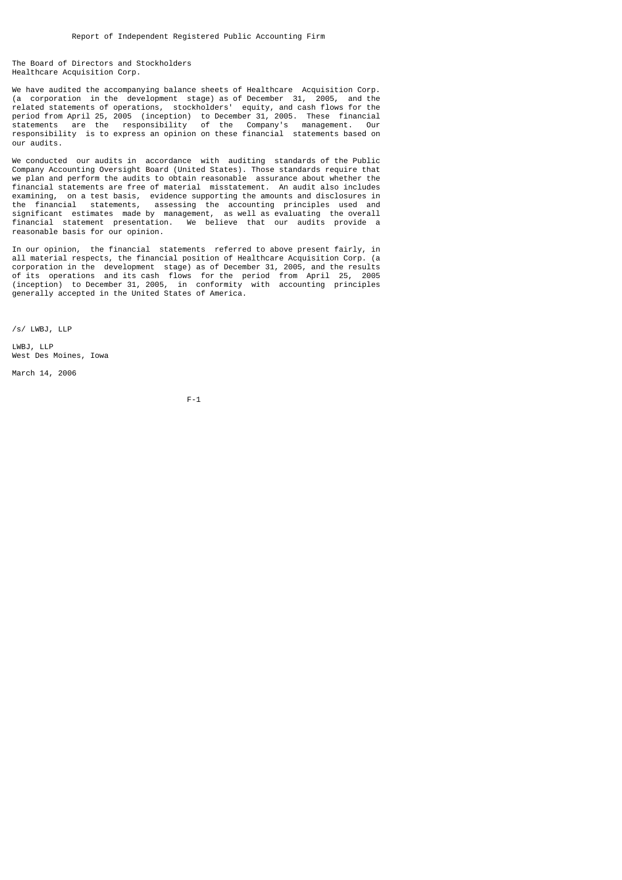## Report of Independent Registered Public Accounting Firm

The Board of Directors and Stockholders
Healthcare Acquisition Corp.

We have audited the accompanying balance sheets of Healthcare Acquisition Corp. (a corporation in the development stage) as of December 31, 2005, and the related statements of operations, stockholders' equity, and cash flows for the period from April 25, 2005 (inception) to December 31, 2005. These financial statements are the responsibility of the Company's management. Our responsibility is to express an opinion on these financial statements based on our audits.

We conducted our audits in accordance with auditing standards of the Public Company Accounting Oversight Board (United States). Those standards require that we plan and perform the audits to obtain reasonable assurance about whether the financial statements are free of material misstatement. An audit also includes examining, on a test basis, evidence supporting the amounts and disclosures in the financial statements, assessing the accounting principles used and significant estimates made by management, as well as evaluating the overall financial statement presentation. We believe that our audits provide a reasonable basis for our opinion.

In our opinion, the financial statements referred to above present fairly, in all material respects, the financial position of Healthcare Acquisition Corp. (a corporation in the development stage) as of December 31, 2005, and the results of its operations and its cash flows for the period from April 25, 2005 (inception) to December 31, 2005, in conformity with accounting principles generally accepted in the United States of America.

/s/ LWBJ, LLP

LWBJ, LLP
West Des Moines, Iowa

March 14, 2006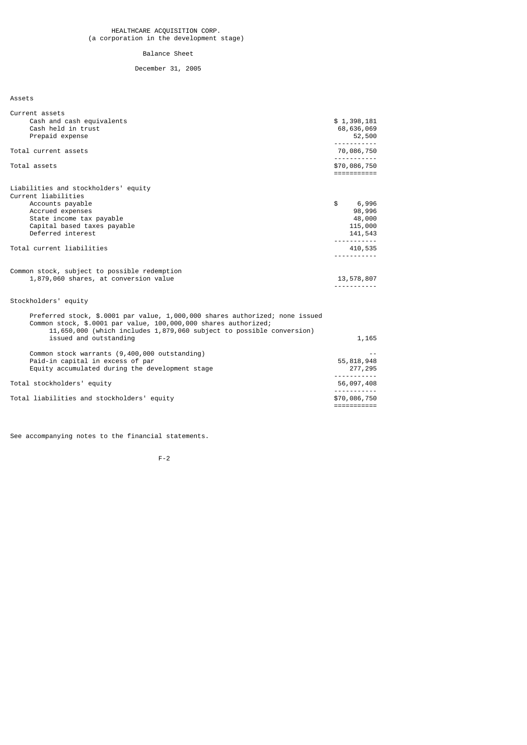# HEALTHCARE ACQUISITION CORP.
(a corporation in the development stage)

## Balance Sheet

December 31, 2005

| | |
|---|---|
| **Assets** | |
| Current assets | |
| Cash and cash equivalents | $ 1,398,181 |
| Cash held in trust | 68,636,069 |
| Prepaid expense | 52,500 |
| Total current assets | 70,086,750 |
| Total assets | $70,086,750 |
| **Liabilities and stockholders' equity** | |
| Current liabilities | |
| Accounts payable | $ 6,996 |
| Accrued expenses | 98,996 |
| State income tax payable | 48,000 |
| Capital based taxes payable | 115,000 |
| Deferred interest | 141,543 |
| Total current liabilities | 410,535 |
| Common stock, subject to possible redemption 1,879,060 shares, at conversion value | 13,578,807 |
| Stockholders' equity | |
| Preferred stock, $.0001 par value, 1,000,000 shares authorized; none issued | |
| Common stock, $.0001 par value, 100,000,000 shares authorized; 11,650,000 (which includes 1,879,060 subject to possible conversion) issued and outstanding | 1,165 |
| Common stock warrants (9,400,000 outstanding) | -- |
| Paid-in capital in excess of par | 55,818,948 |
| Equity accumulated during the development stage | 277,295 |
| Total stockholders' equity | 56,097,408 |
| Total liabilities and stockholders' equity | $70,086,750 |

See accompanying notes to the financial statements.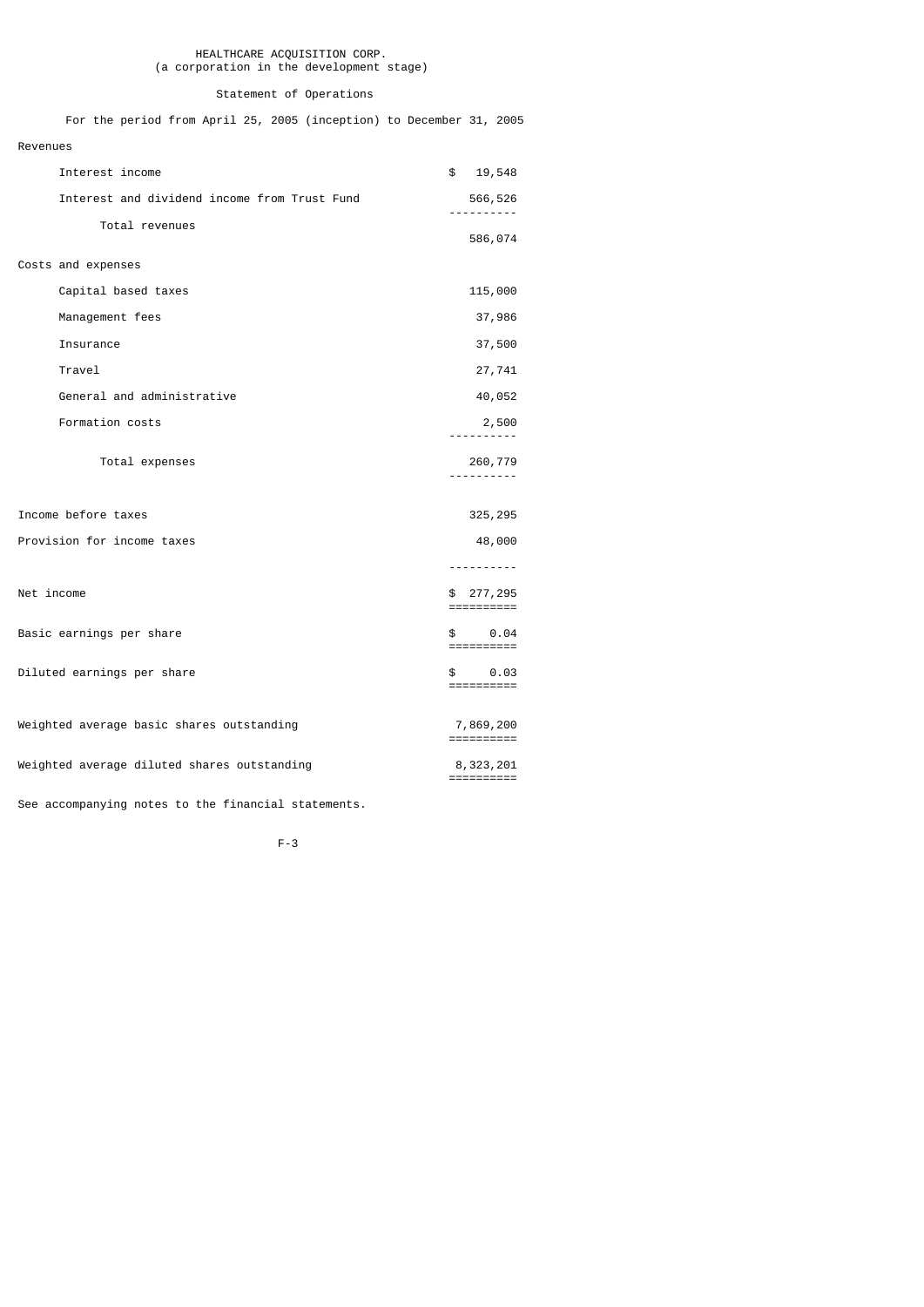# HEALTHCARE ACQUISITION CORP.
(a corporation in the development stage)

## Statement of Operations

For the period from April 25, 2005 (inception) to December 31, 2005

| | |
|---|---|
| **Revenues** | |
| Interest income | $ 19,548 |
| Interest and dividend income from Trust Fund | 566,526 |
| Total revenues | 586,074 |
| **Costs and expenses** | |
| Capital based taxes | 115,000 |
| Management fees | 37,986 |
| Insurance | 37,500 |
| Travel | 27,741 |
| General and administrative | 40,052 |
| Formation costs | 2,500 |
| Total expenses | 260,779 |
| Income before taxes | 325,295 |
| Provision for income taxes | 48,000 |
| Net income | $ 277,295 |
| Basic earnings per share | $ 0.04 |
| Diluted earnings per share | $ 0.03 |
| Weighted average basic shares outstanding | 7,869,200 |
| Weighted average diluted shares outstanding | 8,323,201 |

See accompanying notes to the financial statements.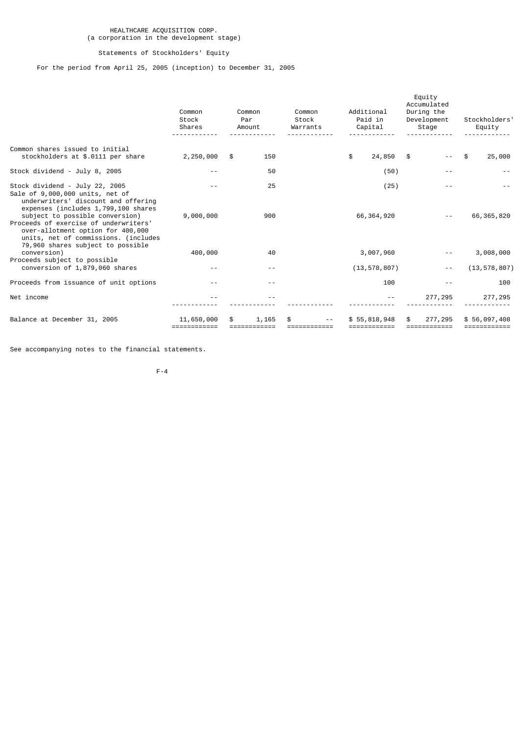HEALTHCARE ACQUISITION CORP.
(a corporation in the development stage)

Statements of Stockholders' Equity

For the period from April 25, 2005 (inception) to December 31, 2005

| | Common Stock Shares | Common Par Amount | Common Stock Warrants | Additional Paid in Capital | Equity Accumulated During the Development Stage | Stockholders' Equity |
|---|---|---|---|---|---|---|
| Common shares issued to initial stockholders at $.0111 per share | 2,250,000 | $ 150 | | $ 24,850 | $ -- | $ 25,000 |
| Stock dividend - July 8, 2005 | -- | 50 | | (50) | -- | -- |
| Stock dividend - July 22, 2005 | -- | 25 | | (25) | -- | -- |
| Sale of 9,000,000 units, net of underwriters' discount and offering expenses (includes 1,799,100 shares subject to possible conversion) | 9,000,000 | 900 | | 66,364,920 | -- | 66,365,820 |
| Proceeds of exercise of underwriters' over-allotment option for 400,000 units, net of commissions. (includes 79,960 shares subject to possible conversion) | 400,000 | 40 | | 3,007,960 | -- | 3,008,000 |
| Proceeds subject to possible conversion of 1,879,060 shares | -- | -- | | (13,578,807) | -- | (13,578,807) |
| Proceeds from issuance of unit options | -- | -- | | 100 | -- | 100 |
| Net income | -- | -- | | -- | 277,295 | 277,295 |
| Balance at December 31, 2005 | 11,650,000 | $ 1,165 | $ -- | $ 55,818,948 | $ 277,295 | $ 56,097,408 |

See accompanying notes to the financial statements.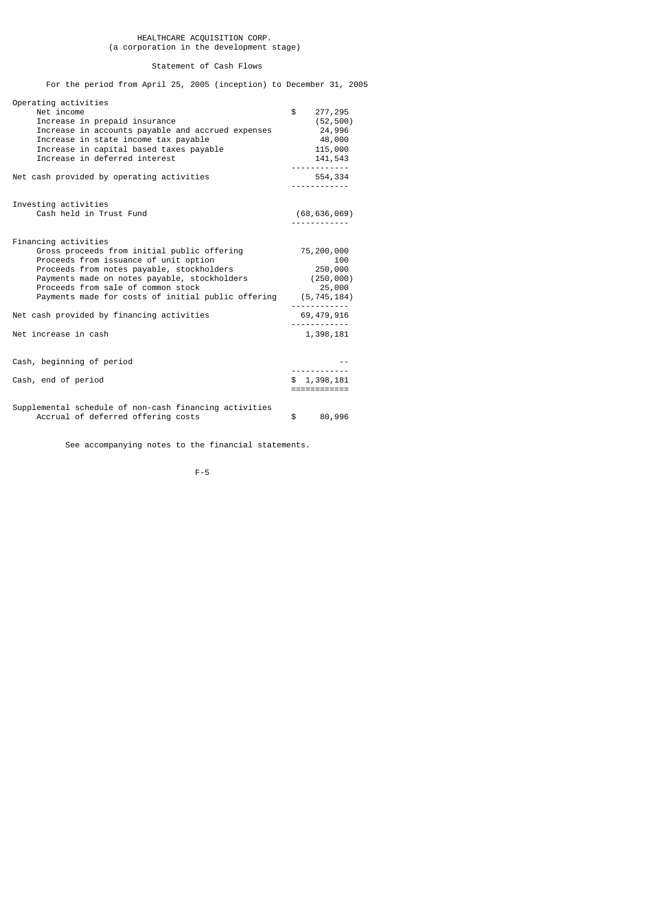# HEALTHCARE ACQUISITION CORP.
(a corporation in the development stage)

## Statement of Cash Flows

For the period from April 25, 2005 (inception) to December 31, 2005

| | |
|---|---|
| **Operating activities** | |
| Net income | $ 277,295 |
| Increase in prepaid insurance | (52,500) |
| Increase in accounts payable and accrued expenses | 24,996 |
| Increase in state income tax payable | 48,000 |
| Increase in capital based taxes payable | 115,000 |
| Increase in deferred interest | 141,543 |
| Net cash provided by operating activities | 554,334 |
| **Investing activities** | |
| Cash held in Trust Fund | (68,636,069) |
| **Financing activities** | |
| Gross proceeds from initial public offering | 75,200,000 |
| Proceeds from issuance of unit option | 100 |
| Proceeds from notes payable, stockholders | 250,000 |
| Payments made on notes payable, stockholders | (250,000) |
| Proceeds from sale of common stock | 25,000 |
| Payments made for costs of initial public offering | (5,745,184) |
| Net cash provided by financing activities | 69,479,916 |
| Net increase in cash | 1,398,181 |
| Cash, beginning of period | -- |
| Cash, end of period | $ 1,398,181 |
| **Supplemental schedule of non-cash financing activities** | |
| Accrual of deferred offering costs | $ 80,996 |

See accompanying notes to the financial statements.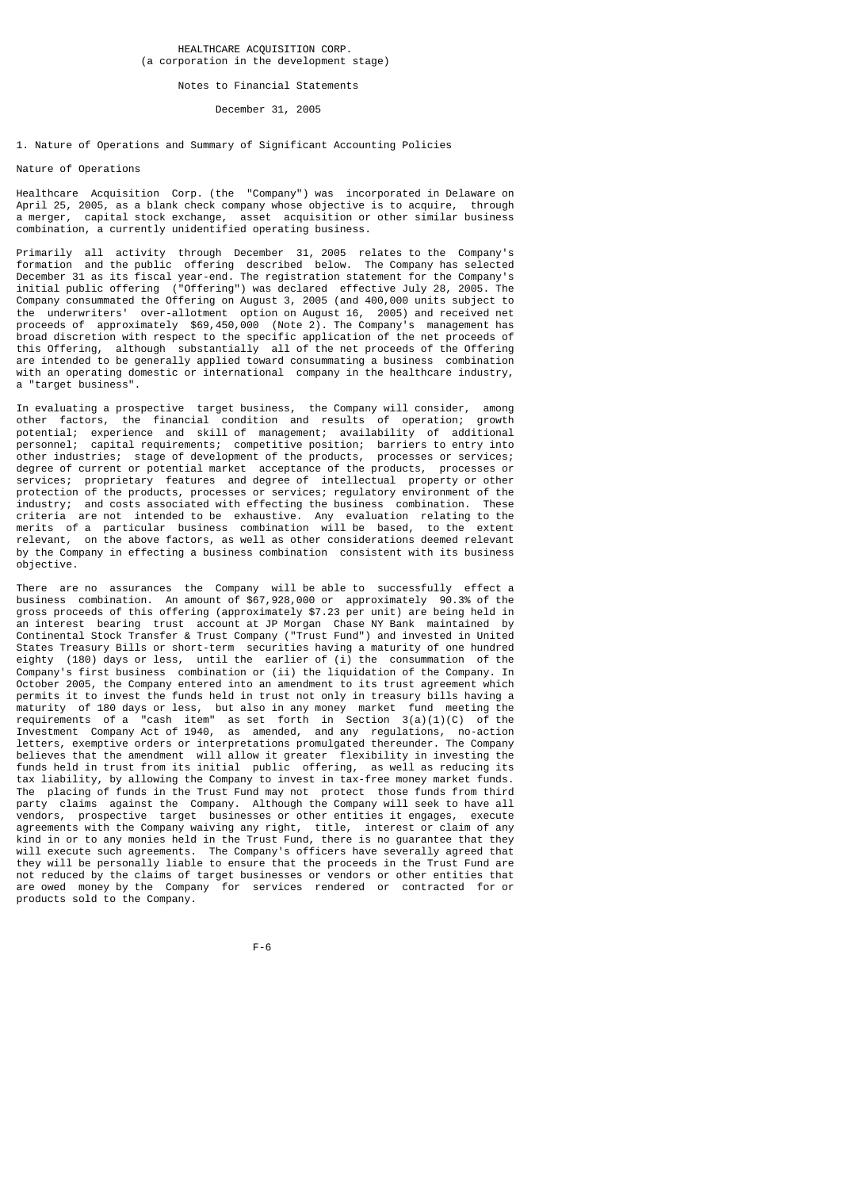HEALTHCARE ACQUISITION CORP.
(a corporation in the development stage)

Notes to Financial Statements

December 31, 2005

## 1. Nature of Operations and Summary of Significant Accounting Policies

### Nature of Operations

Healthcare Acquisition Corp. (the "Company") was incorporated in Delaware on April 25, 2005, as a blank check company whose objective is to acquire, through a merger, capital stock exchange, asset acquisition or other similar business combination, a currently unidentified operating business.

Primarily all activity through December 31, 2005 relates to the Company's formation and the public offering described below. The Company has selected December 31 as its fiscal year-end. The registration statement for the Company's initial public offering ("Offering") was declared effective July 28, 2005. The Company consummated the Offering on August 3, 2005 (and 400,000 units subject to the underwriters' over-allotment option on August 16, 2005) and received net proceeds of approximately $69,450,000 (Note 2). The Company's management has broad discretion with respect to the specific application of the net proceeds of this Offering, although substantially all of the net proceeds of the Offering are intended to be generally applied toward consummating a business combination with an operating domestic or international company in the healthcare industry, a "target business".

In evaluating a prospective target business, the Company will consider, among other factors, the financial condition and results of operation; growth potential; experience and skill of management; availability of additional personnel; capital requirements; competitive position; barriers to entry into other industries; stage of development of the products, processes or services; degree of current or potential market acceptance of the products, processes or services; proprietary features and degree of intellectual property or other protection of the products, processes or services; regulatory environment of the industry; and costs associated with effecting the business combination. These criteria are not intended to be exhaustive. Any evaluation relating to the merits of a particular business combination will be based, to the extent relevant, on the above factors, as well as other considerations deemed relevant by the Company in effecting a business combination consistent with its business objective.

There are no assurances the Company will be able to successfully effect a business combination. An amount of $67,928,000 or approximately 90.3% of the gross proceeds of this offering (approximately $7.23 per unit) are being held in an interest bearing trust account at JP Morgan Chase NY Bank maintained by Continental Stock Transfer & Trust Company ("Trust Fund") and invested in United States Treasury Bills or short-term securities having a maturity of one hundred eighty (180) days or less, until the earlier of (i) the consummation of the Company's first business combination or (ii) the liquidation of the Company. In October 2005, the Company entered into an amendment to its trust agreement which permits it to invest the funds held in trust not only in treasury bills having a maturity of 180 days or less, but also in any money market fund meeting the requirements of a "cash item" as set forth in Section 3(a)(1)(C) of the Investment Company Act of 1940, as amended, and any regulations, no-action letters, exemptive orders or interpretations promulgated thereunder. The Company believes that the amendment will allow it greater flexibility in investing the funds held in trust from its initial public offering, as well as reducing its tax liability, by allowing the Company to invest in tax-free money market funds. The placing of funds in the Trust Fund may not protect those funds from third party claims against the Company. Although the Company will seek to have all vendors, prospective target businesses or other entities it engages, execute agreements with the Company waiving any right, title, interest or claim of any kind in or to any monies held in the Trust Fund, there is no guarantee that they will execute such agreements. The Company's officers have severally agreed that they will be personally liable to ensure that the proceeds in the Trust Fund are not reduced by the claims of target businesses or vendors or other entities that are owed money by the Company for services rendered or contracted for or products sold to the Company.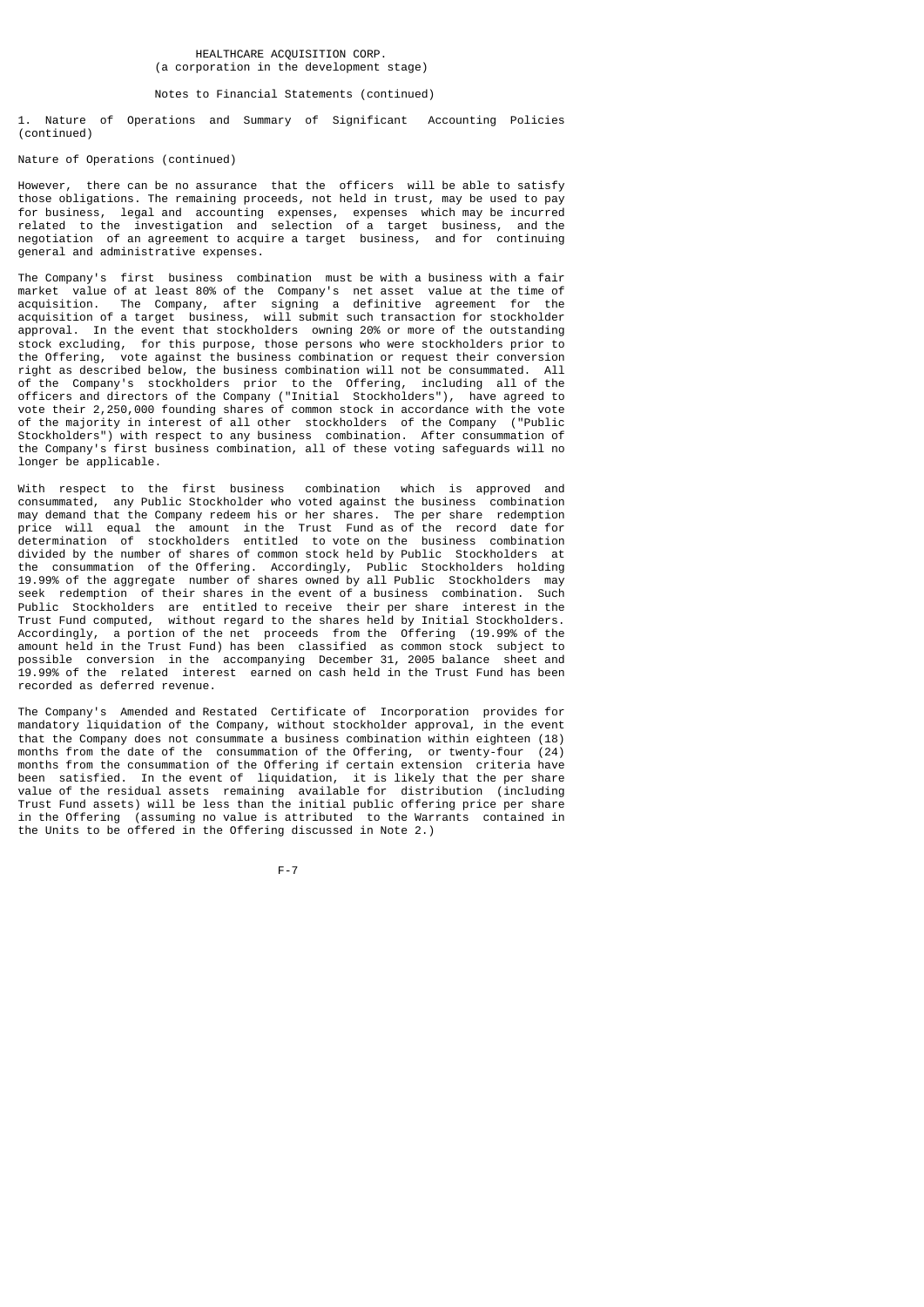HEALTHCARE ACQUISITION CORP.
(a corporation in the development stage)

Notes to Financial Statements (continued)

1. Nature of Operations and Summary of Significant Accounting Policies (continued)

Nature of Operations (continued)

However, there can be no assurance that the officers will be able to satisfy those obligations. The remaining proceeds, not held in trust, may be used to pay for business, legal and accounting expenses, expenses which may be incurred related to the investigation and selection of a target business, and the negotiation of an agreement to acquire a target business, and for continuing general and administrative expenses.

The Company's first business combination must be with a business with a fair market value of at least 80% of the Company's net asset value at the time of acquisition. The Company, after signing a definitive agreement for the acquisition of a target business, will submit such transaction for stockholder approval. In the event that stockholders owning 20% or more of the outstanding stock excluding, for this purpose, those persons who were stockholders prior to the Offering, vote against the business combination or request their conversion right as described below, the business combination will not be consummated. All of the Company's stockholders prior to the Offering, including all of the officers and directors of the Company ("Initial Stockholders"), have agreed to vote their 2,250,000 founding shares of common stock in accordance with the vote of the majority in interest of all other stockholders of the Company ("Public Stockholders") with respect to any business combination. After consummation of the Company's first business combination, all of these voting safeguards will no longer be applicable.

With respect to the first business combination which is approved and consummated, any Public Stockholder who voted against the business combination may demand that the Company redeem his or her shares. The per share redemption price will equal the amount in the Trust Fund as of the record date for determination of stockholders entitled to vote on the business combination divided by the number of shares of common stock held by Public Stockholders at the consummation of the Offering. Accordingly, Public Stockholders holding 19.99% of the aggregate number of shares owned by all Public Stockholders may seek redemption of their shares in the event of a business combination. Such Public Stockholders are entitled to receive their per share interest in the Trust Fund computed, without regard to the shares held by Initial Stockholders. Accordingly, a portion of the net proceeds from the Offering (19.99% of the amount held in the Trust Fund) has been classified as common stock subject to possible conversion in the accompanying December 31, 2005 balance sheet and 19.99% of the related interest earned on cash held in the Trust Fund has been recorded as deferred revenue.

The Company's Amended and Restated Certificate of Incorporation provides for mandatory liquidation of the Company, without stockholder approval, in the event that the Company does not consummate a business combination within eighteen (18) months from the date of the consummation of the Offering, or twenty-four (24) months from the consummation of the Offering if certain extension criteria have been satisfied. In the event of liquidation, it is likely that the per share value of the residual assets remaining available for distribution (including Trust Fund assets) will be less than the initial public offering price per share in the Offering (assuming no value is attributed to the Warrants contained in the Units to be offered in the Offering discussed in Note 2.)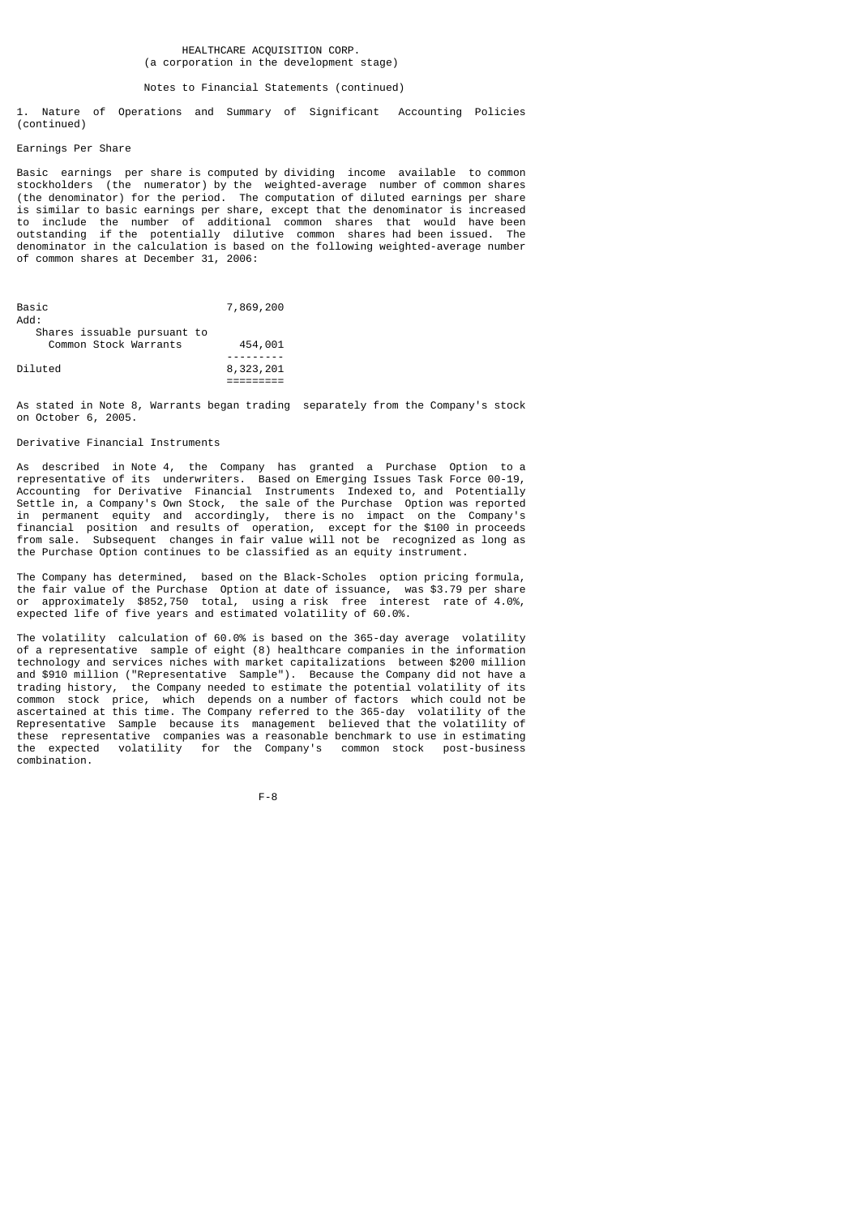HEALTHCARE ACQUISITION CORP.
(a corporation in the development stage)

Notes to Financial Statements (continued)

1. Nature of Operations and Summary of Significant Accounting Policies (continued)

### Earnings Per Share

Basic earnings per share is computed by dividing income available to common stockholders (the numerator) by the weighted-average number of common shares (the denominator) for the period. The computation of diluted earnings per share is similar to basic earnings per share, except that the denominator is increased to include the number of additional common shares that would have been outstanding if the potentially dilutive common shares had been issued. The denominator in the calculation is based on the following weighted-average number of common shares at December 31, 2006:

| | |
|---|---|
| Basic | 7,869,200 |
| Add: | |
| Shares issuable pursuant to Common Stock Warrants | 454,001 |
| Diluted | 8,323,201 |

As stated in Note 8, Warrants began trading separately from the Company's stock on October 6, 2005.

### Derivative Financial Instruments

As described in Note 4, the Company has granted a Purchase Option to a representative of its underwriters. Based on Emerging Issues Task Force 00-19, Accounting for Derivative Financial Instruments Indexed to, and Potentially Settle in, a Company's Own Stock, the sale of the Purchase Option was reported in permanent equity and accordingly, there is no impact on the Company's financial position and results of operation, except for the $100 in proceeds from sale. Subsequent changes in fair value will not be recognized as long as the Purchase Option continues to be classified as an equity instrument.

The Company has determined, based on the Black-Scholes option pricing formula, the fair value of the Purchase Option at date of issuance, was $3.79 per share or approximately $852,750 total, using a risk free interest rate of 4.0%, expected life of five years and estimated volatility of 60.0%.

The volatility calculation of 60.0% is based on the 365-day average volatility of a representative sample of eight (8) healthcare companies in the information technology and services niches with market capitalizations between $200 million and $910 million ("Representative Sample"). Because the Company did not have a trading history, the Company needed to estimate the potential volatility of its common stock price, which depends on a number of factors which could not be ascertained at this time. The Company referred to the 365-day volatility of the Representative Sample because its management believed that the volatility of these representative companies was a reasonable benchmark to use in estimating the expected volatility for the Company's common stock post-business combination.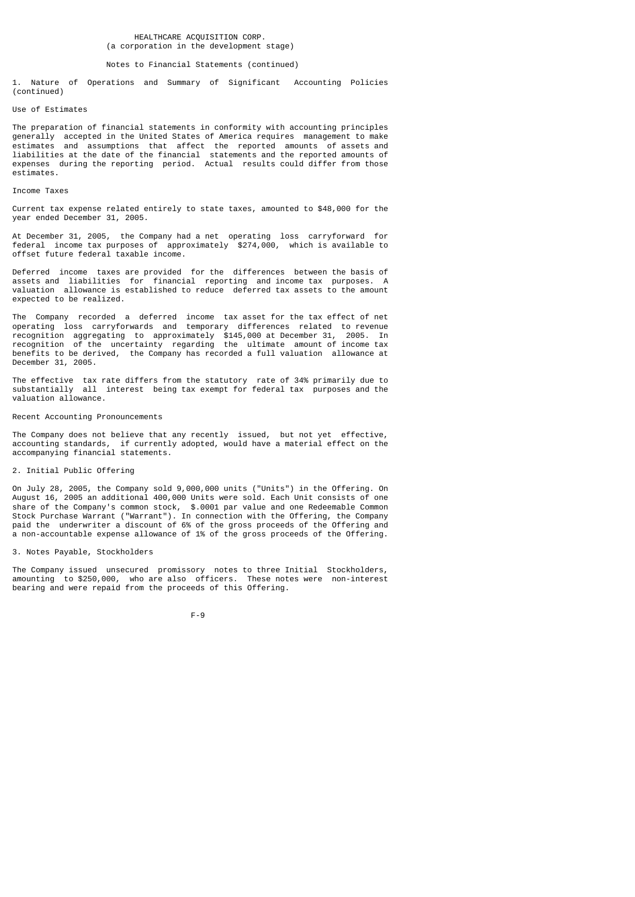HEALTHCARE ACQUISITION CORP.
(a corporation in the development stage)

Notes to Financial Statements (continued)

## 1. Nature of Operations and Summary of Significant Accounting Policies (continued)

### Use of Estimates

The preparation of financial statements in conformity with accounting principles generally accepted in the United States of America requires management to make estimates and assumptions that affect the reported amounts of assets and liabilities at the date of the financial statements and the reported amounts of expenses during the reporting period. Actual results could differ from those estimates.

### Income Taxes

Current tax expense related entirely to state taxes, amounted to $48,000 for the year ended December 31, 2005.

At December 31, 2005, the Company had a net operating loss carryforward for federal income tax purposes of approximately $274,000, which is available to offset future federal taxable income.

Deferred income taxes are provided for the differences between the basis of assets and liabilities for financial reporting and income tax purposes. A valuation allowance is established to reduce deferred tax assets to the amount expected to be realized.

The Company recorded a deferred income tax asset for the tax effect of net operating loss carryforwards and temporary differences related to revenue recognition aggregating to approximately $145,000 at December 31, 2005. In recognition of the uncertainty regarding the ultimate amount of income tax benefits to be derived, the Company has recorded a full valuation allowance at December 31, 2005.

The effective tax rate differs from the statutory rate of 34% primarily due to substantially all interest being tax exempt for federal tax purposes and the valuation allowance.

### Recent Accounting Pronouncements

The Company does not believe that any recently issued, but not yet effective, accounting standards, if currently adopted, would have a material effect on the accompanying financial statements.

## 2. Initial Public Offering

On July 28, 2005, the Company sold 9,000,000 units ("Units") in the Offering. On August 16, 2005 an additional 400,000 Units were sold. Each Unit consists of one share of the Company's common stock, $.0001 par value and one Redeemable Common Stock Purchase Warrant ("Warrant"). In connection with the Offering, the Company paid the underwriter a discount of 6% of the gross proceeds of the Offering and a non-accountable expense allowance of 1% of the gross proceeds of the Offering.

## 3. Notes Payable, Stockholders

The Company issued unsecured promissory notes to three Initial Stockholders, amounting to $250,000, who are also officers. These notes were non-interest bearing and were repaid from the proceeds of this Offering.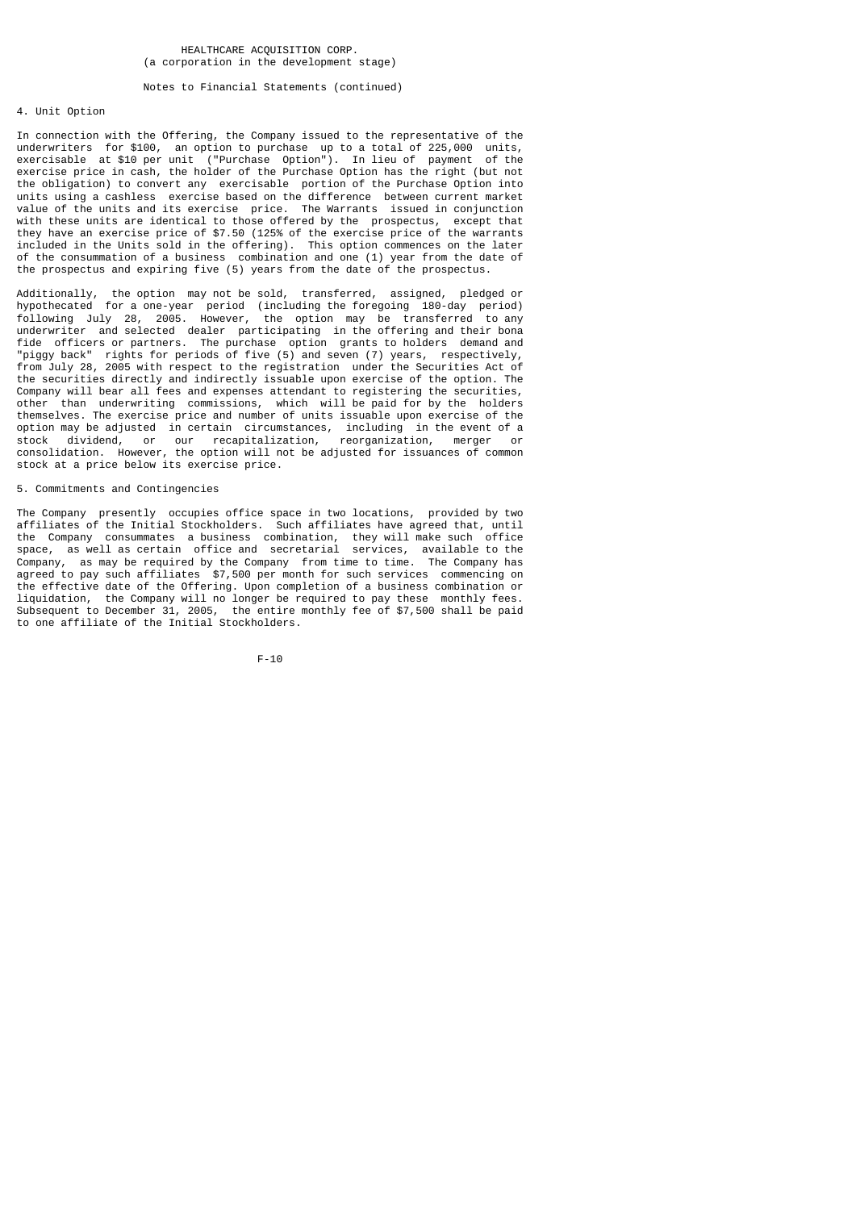HEALTHCARE ACQUISITION CORP.
(a corporation in the development stage)

Notes to Financial Statements (continued)

## 4. Unit Option

In connection with the Offering, the Company issued to the representative of the underwriters for $100, an option to purchase up to a total of 225,000 units, exercisable at $10 per unit ("Purchase Option"). In lieu of payment of the exercise price in cash, the holder of the Purchase Option has the right (but not the obligation) to convert any exercisable portion of the Purchase Option into units using a cashless exercise based on the difference between current market value of the units and its exercise price. The Warrants issued in conjunction with these units are identical to those offered by the prospectus, except that they have an exercise price of $7.50 (125% of the exercise price of the warrants included in the Units sold in the offering). This option commences on the later of the consummation of a business combination and one (1) year from the date of the prospectus and expiring five (5) years from the date of the prospectus.

Additionally, the option may not be sold, transferred, assigned, pledged or hypothecated for a one-year period (including the foregoing 180-day period) following July 28, 2005. However, the option may be transferred to any underwriter and selected dealer participating in the offering and their bona fide officers or partners. The purchase option grants to holders demand and "piggy back" rights for periods of five (5) and seven (7) years, respectively, from July 28, 2005 with respect to the registration under the Securities Act of the securities directly and indirectly issuable upon exercise of the option. The Company will bear all fees and expenses attendant to registering the securities, other than underwriting commissions, which will be paid for by the holders themselves. The exercise price and number of units issuable upon exercise of the option may be adjusted in certain circumstances, including in the event of a stock dividend, or our recapitalization, reorganization, merger or consolidation. However, the option will not be adjusted for issuances of common stock at a price below its exercise price.

## 5. Commitments and Contingencies

The Company presently occupies office space in two locations, provided by two affiliates of the Initial Stockholders. Such affiliates have agreed that, until the Company consummates a business combination, they will make such office space, as well as certain office and secretarial services, available to the Company, as may be required by the Company from time to time. The Company has agreed to pay such affiliates $7,500 per month for such services commencing on the effective date of the Offering. Upon completion of a business combination or liquidation, the Company will no longer be required to pay these monthly fees. Subsequent to December 31, 2005, the entire monthly fee of $7,500 shall be paid to one affiliate of the Initial Stockholders.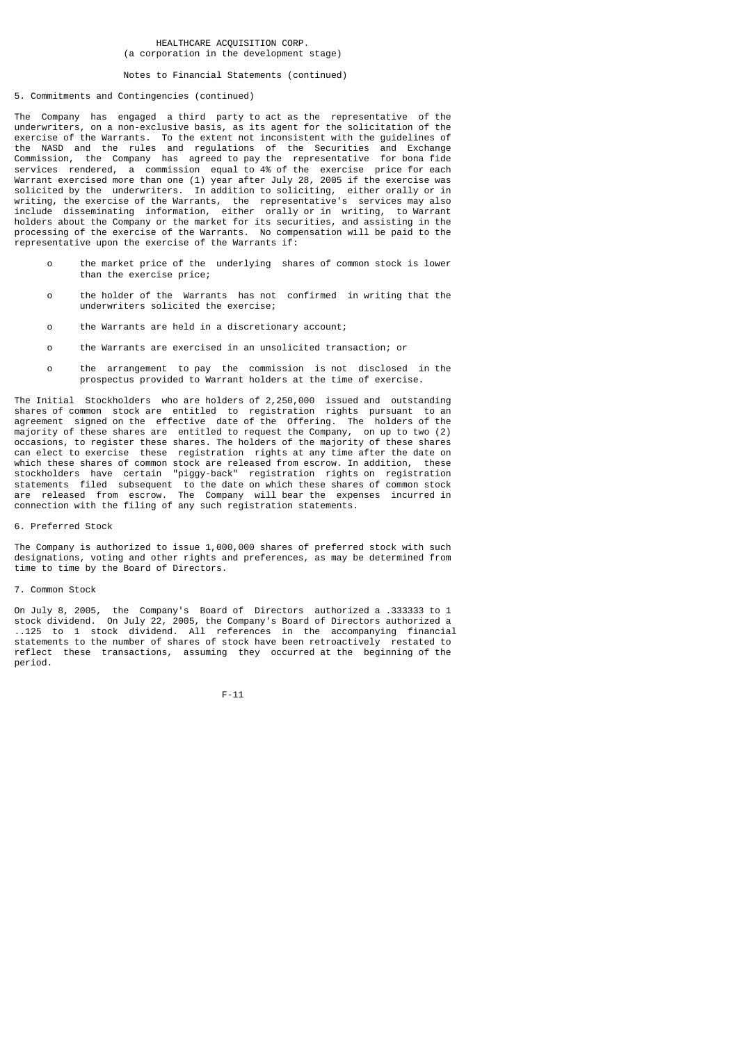HEALTHCARE ACQUISITION CORP.
(a corporation in the development stage)

Notes to Financial Statements (continued)

5. Commitments and Contingencies (continued)

The Company has engaged a third party to act as the representative of the underwriters, on a non-exclusive basis, as its agent for the solicitation of the exercise of the Warrants. To the extent not inconsistent with the guidelines of the NASD and the rules and regulations of the Securities and Exchange Commission, the Company has agreed to pay the representative for bona fide services rendered, a commission equal to 4% of the exercise price for each Warrant exercised more than one (1) year after July 28, 2005 if the exercise was solicited by the underwriters. In addition to soliciting, either orally or in writing, the exercise of the Warrants, the representative's services may also include disseminating information, either orally or in writing, to Warrant holders about the Company or the market for its securities, and assisting in the processing of the exercise of the Warrants. No compensation will be paid to the representative upon the exercise of the Warrants if:

- the market price of the underlying shares of common stock is lower than the exercise price;
- the holder of the Warrants has not confirmed in writing that the underwriters solicited the exercise;
- the Warrants are held in a discretionary account;
- the Warrants are exercised in an unsolicited transaction; or
- the arrangement to pay the commission is not disclosed in the prospectus provided to Warrant holders at the time of exercise.

The Initial Stockholders who are holders of 2,250,000 issued and outstanding shares of common stock are entitled to registration rights pursuant to an agreement signed on the effective date of the Offering. The holders of the majority of these shares are entitled to request the Company, on up to two (2) occasions, to register these shares. The holders of the majority of these shares can elect to exercise these registration rights at any time after the date on which these shares of common stock are released from escrow. In addition, these stockholders have certain "piggy-back" registration rights on registration statements filed subsequent to the date on which these shares of common stock are released from escrow. The Company will bear the expenses incurred in connection with the filing of any such registration statements.

6. Preferred Stock

The Company is authorized to issue 1,000,000 shares of preferred stock with such designations, voting and other rights and preferences, as may be determined from time to time by the Board of Directors.

7. Common Stock

On July 8, 2005, the Company's Board of Directors authorized a .333333 to 1 stock dividend. On July 22, 2005, the Company's Board of Directors authorized a ..125 to 1 stock dividend. All references in the accompanying financial statements to the number of shares of stock have been retroactively restated to reflect these transactions, assuming they occurred at the beginning of the period.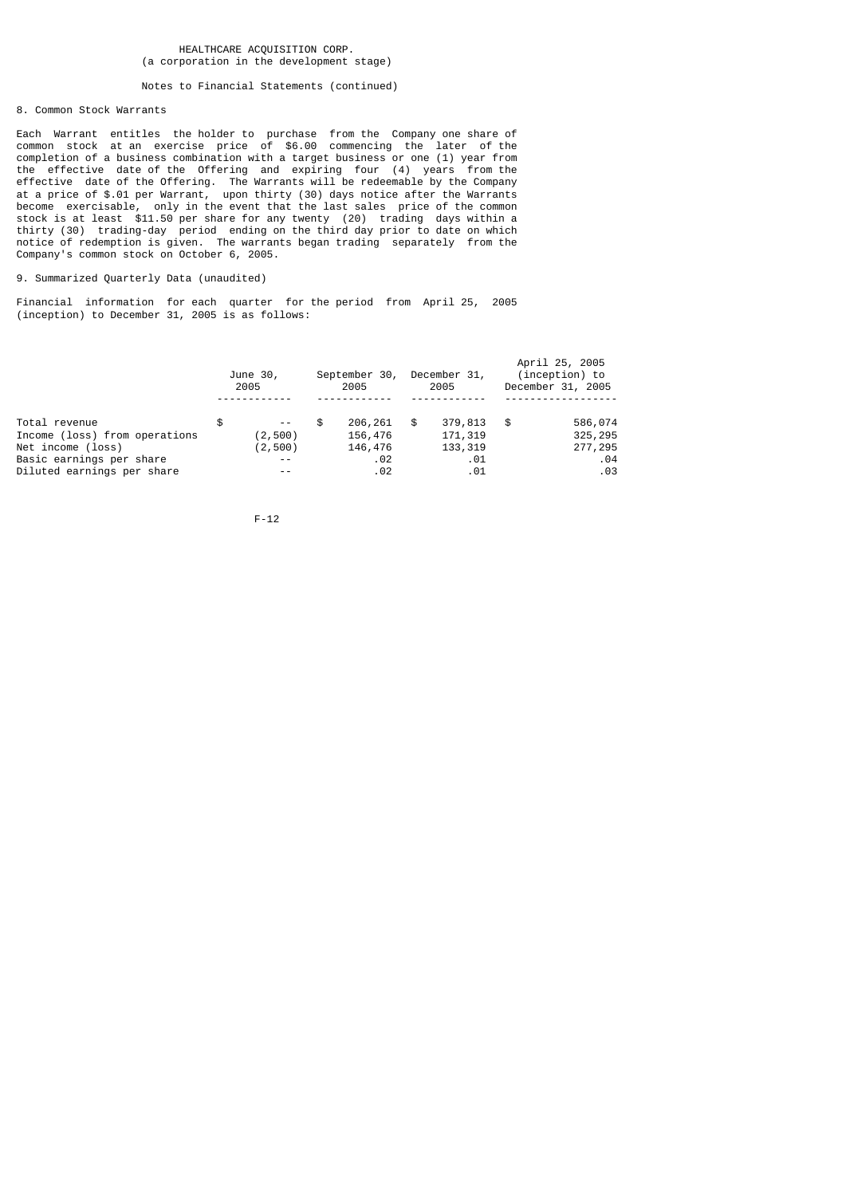HEALTHCARE ACQUISITION CORP.
(a corporation in the development stage)

Notes to Financial Statements (continued)

## 8. Common Stock Warrants

Each Warrant entitles the holder to purchase from the Company one share of common stock at an exercise price of $6.00 commencing the later of the completion of a business combination with a target business or one (1) year from the effective date of the Offering and expiring four (4) years from the effective date of the Offering. The Warrants will be redeemable by the Company at a price of $.01 per Warrant, upon thirty (30) days notice after the Warrants become exercisable, only in the event that the last sales price of the common stock is at least $11.50 per share for any twenty (20) trading days within a thirty (30) trading-day period ending on the third day prior to date on which notice of redemption is given. The warrants began trading separately from the Company's common stock on October 6, 2005.

## 9. Summarized Quarterly Data (unaudited)

Financial information for each quarter for the period from April 25, 2005 (inception) to December 31, 2005 is as follows:

| | June 30, 2005 | September 30, 2005 | December 31, 2005 | April 25, 2005 (inception) to December 31, 2005 |
|---|---|---|---|---|
| Total revenue | $ -- | $ 206,261 | $ 379,813 | $ 586,074 |
| Income (loss) from operations | (2,500) | 156,476 | 171,319 | 325,295 |
| Net income (loss) | (2,500) | 146,476 | 133,319 | 277,295 |
| Basic earnings per share | -- | .02 | .01 | .04 |
| Diluted earnings per share | -- | .02 | .01 | .03 |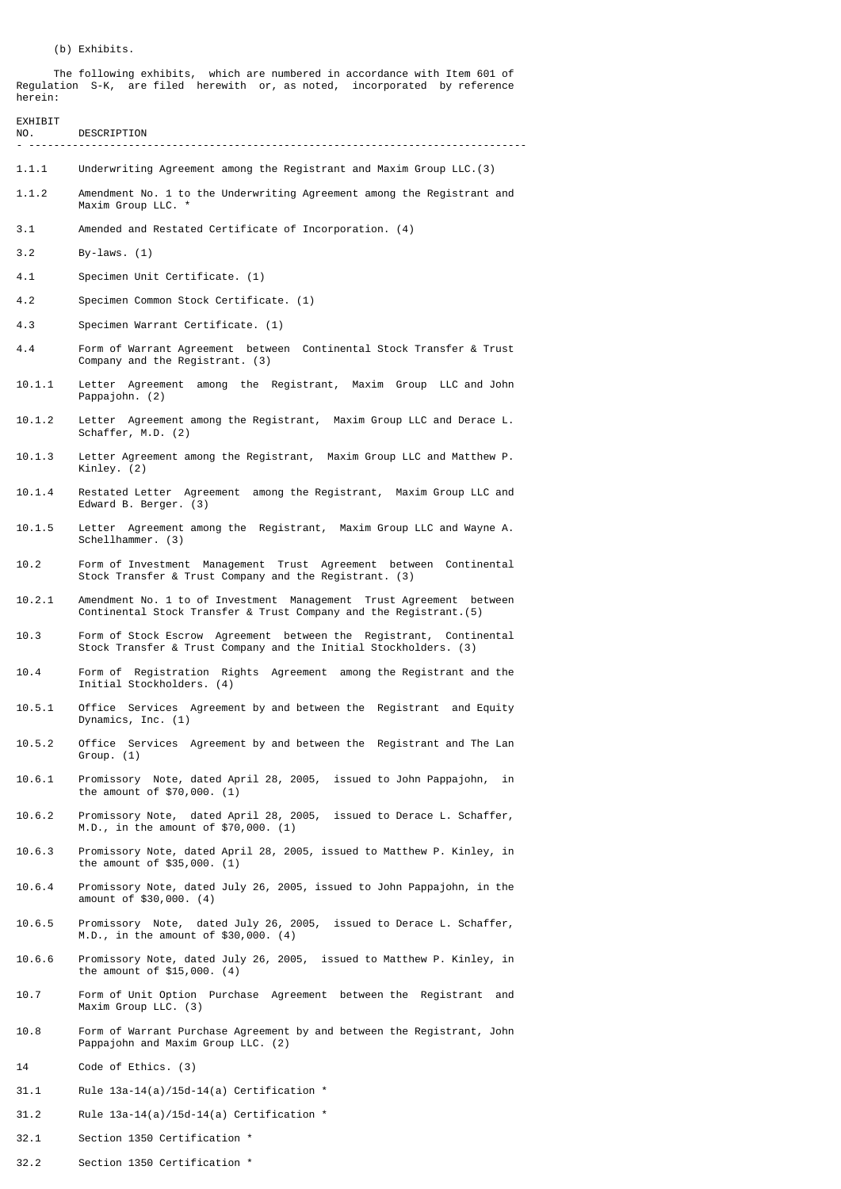(b) Exhibits.

The following exhibits, which are numbered in accordance with Item 601 of Regulation S-K, are filed herewith or, as noted, incorporated by reference herein:

| EXHIBIT NO. | DESCRIPTION |
|---|---|
| 1.1.1 | Underwriting Agreement among the Registrant and Maxim Group LLC.(3) |
| 1.1.2 | Amendment No. 1 to the Underwriting Agreement among the Registrant and Maxim Group LLC. * |
| 3.1 | Amended and Restated Certificate of Incorporation. (4) |
| 3.2 | By-laws. (1) |
| 4.1 | Specimen Unit Certificate. (1) |
| 4.2 | Specimen Common Stock Certificate. (1) |
| 4.3 | Specimen Warrant Certificate. (1) |
| 4.4 | Form of Warrant Agreement between Continental Stock Transfer & Trust Company and the Registrant. (3) |
| 10.1.1 | Letter Agreement among the Registrant, Maxim Group LLC and John Pappajohn. (2) |
| 10.1.2 | Letter Agreement among the Registrant, Maxim Group LLC and Derace L. Schaffer, M.D. (2) |
| 10.1.3 | Letter Agreement among the Registrant, Maxim Group LLC and Matthew P. Kinley. (2) |
| 10.1.4 | Restated Letter Agreement among the Registrant, Maxim Group LLC and Edward B. Berger. (3) |
| 10.1.5 | Letter Agreement among the Registrant, Maxim Group LLC and Wayne A. Schellhammer. (3) |
| 10.2 | Form of Investment Management Trust Agreement between Continental Stock Transfer & Trust Company and the Registrant. (3) |
| 10.2.1 | Amendment No. 1 to of Investment Management Trust Agreement between Continental Stock Transfer & Trust Company and the Registrant.(5) |
| 10.3 | Form of Stock Escrow Agreement between the Registrant, Continental Stock Transfer & Trust Company and the Initial Stockholders. (3) |
| 10.4 | Form of Registration Rights Agreement among the Registrant and the Initial Stockholders. (4) |
| 10.5.1 | Office Services Agreement by and between the Registrant and Equity Dynamics, Inc. (1) |
| 10.5.2 | Office Services Agreement by and between the Registrant and The Lan Group. (1) |
| 10.6.1 | Promissory Note, dated April 28, 2005, issued to John Pappajohn, in the amount of $70,000. (1) |
| 10.6.2 | Promissory Note, dated April 28, 2005, issued to Derace L. Schaffer, M.D., in the amount of $70,000. (1) |
| 10.6.3 | Promissory Note, dated April 28, 2005, issued to Matthew P. Kinley, in the amount of $35,000. (1) |
| 10.6.4 | Promissory Note, dated July 26, 2005, issued to John Pappajohn, in the amount of $30,000. (4) |
| 10.6.5 | Promissory Note, dated July 26, 2005, issued to Derace L. Schaffer, M.D., in the amount of $30,000. (4) |
| 10.6.6 | Promissory Note, dated July 26, 2005, issued to Matthew P. Kinley, in the amount of $15,000. (4) |
| 10.7 | Form of Unit Option Purchase Agreement between the Registrant and Maxim Group LLC. (3) |
| 10.8 | Form of Warrant Purchase Agreement by and between the Registrant, John Pappajohn and Maxim Group LLC. (2) |
| 14 | Code of Ethics. (3) |
| 31.1 | Rule 13a-14(a)/15d-14(a) Certification * |
| 31.2 | Rule 13a-14(a)/15d-14(a) Certification * |
| 32.1 | Section 1350 Certification * |
| 32.2 | Section 1350 Certification * |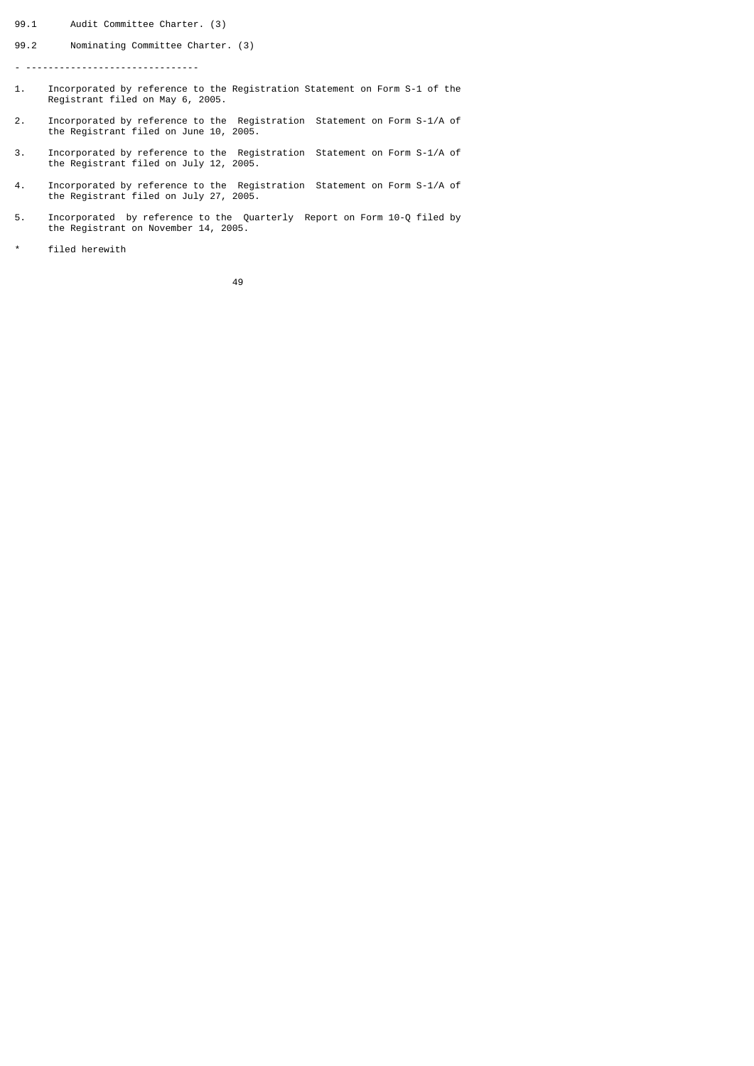99.1 Audit Committee Charter. (3)

99.2 Nominating Committee Charter. (3)

- ------------------------------

1. Incorporated by reference to the Registration Statement on Form S-1 of the Registrant filed on May 6, 2005.

2. Incorporated by reference to the Registration Statement on Form S-1/A of the Registrant filed on June 10, 2005.

3. Incorporated by reference to the Registration Statement on Form S-1/A of the Registrant filed on July 12, 2005.

4. Incorporated by reference to the Registration Statement on Form S-1/A of the Registrant filed on July 27, 2005.

5. Incorporated by reference to the Quarterly Report on Form 10-Q filed by the Registrant on November 14, 2005.

\* filed herewith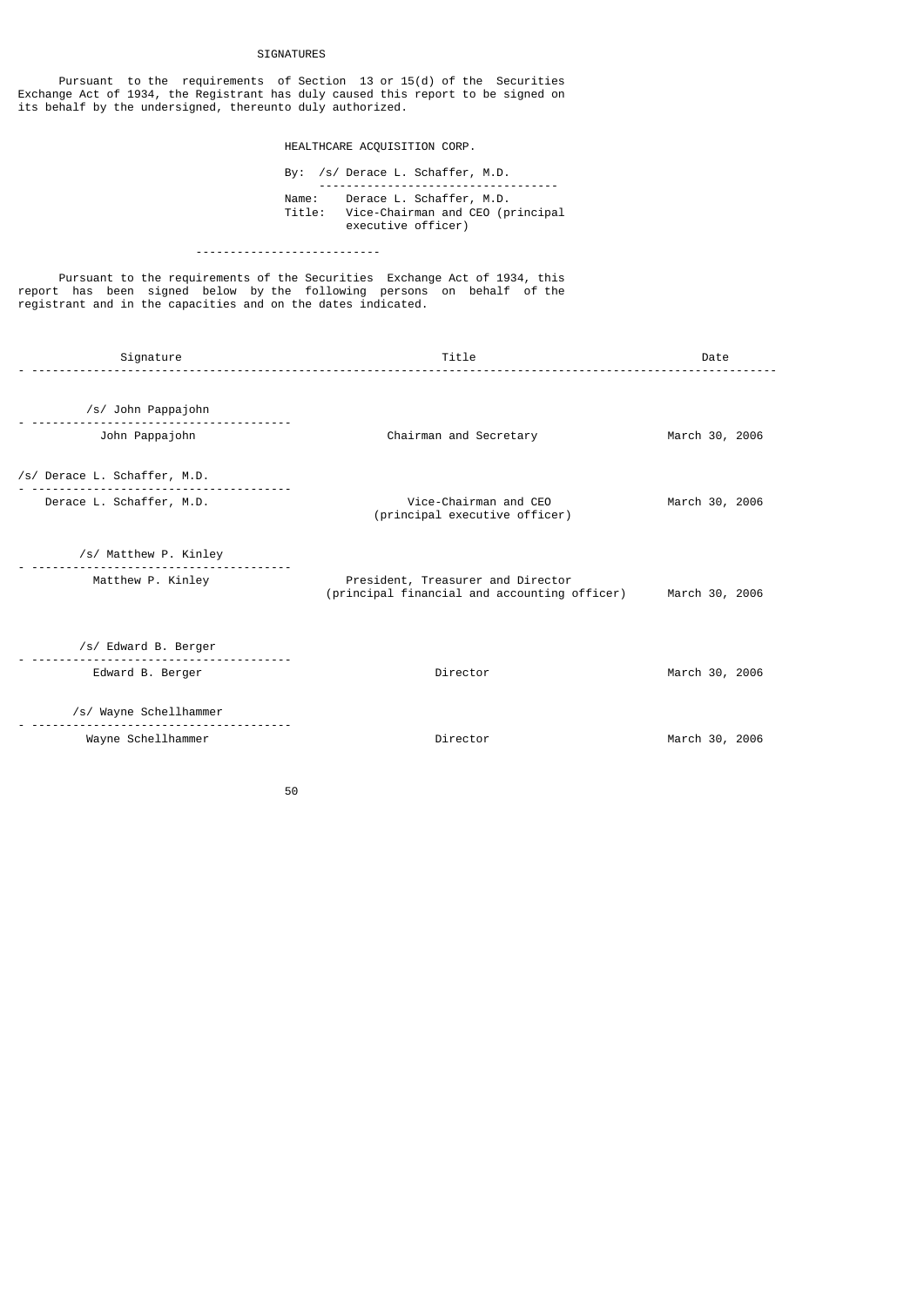# SIGNATURES

Pursuant to the requirements of Section 13 or 15(d) of the Securities Exchange Act of 1934, the Registrant has duly caused this report to be signed on its behalf by the undersigned, thereunto duly authorized.

HEALTHCARE ACQUISITION CORP.

By: /s/ Derace L. Schaffer, M.D.

Name: Derace L. Schaffer, M.D.
Title: Vice-Chairman and CEO (principal executive officer)

---

Pursuant to the requirements of the Securities Exchange Act of 1934, this report has been signed below by the following persons on behalf of the registrant and in the capacities and on the dates indicated.

| Signature | Title | Date |
|---|---|---|
| /s/ John Pappajohn<br>John Pappajohn | Chairman and Secretary | March 30, 2006 |
| /s/ Derace L. Schaffer, M.D.<br>Derace L. Schaffer, M.D. | Vice-Chairman and CEO (principal executive officer) | March 30, 2006 |
| /s/ Matthew P. Kinley<br>Matthew P. Kinley | President, Treasurer and Director (principal financial and accounting officer) | March 30, 2006 |
| /s/ Edward B. Berger<br>Edward B. Berger | Director | March 30, 2006 |
| /s/ Wayne Schellhammer<br>Wayne Schellhammer | Director | March 30, 2006 |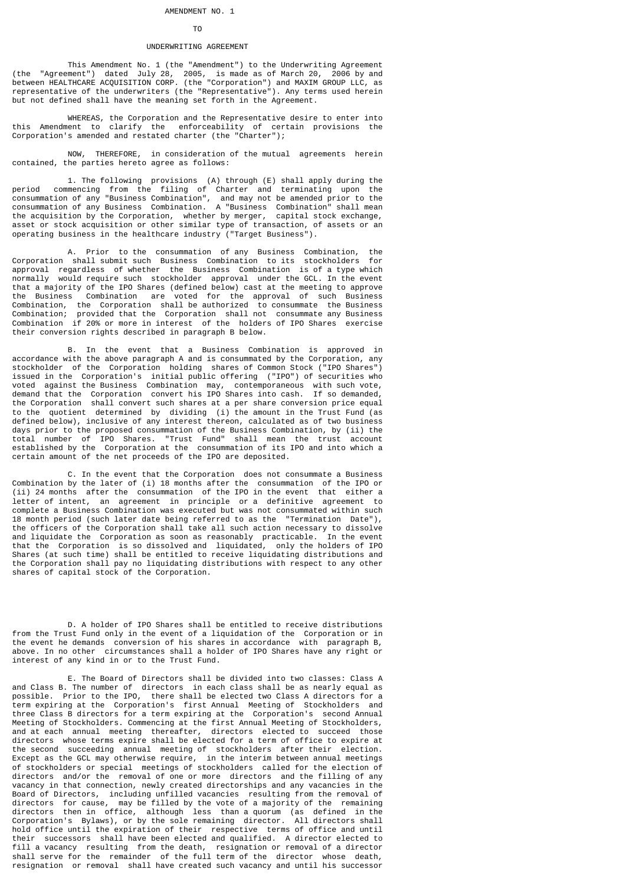# AMENDMENT NO. 1

# TO

# UNDERWRITING AGREEMENT

This Amendment No. 1 (the "Amendment") to the Underwriting Agreement (the "Agreement") dated July 28, 2005, is made as of March 20, 2006 by and between HEALTHCARE ACQUISITION CORP. (the "Corporation") and MAXIM GROUP LLC, as representative of the underwriters (the "Representative"). Any terms used herein but not defined shall have the meaning set forth in the Agreement.

WHEREAS, the Corporation and the Representative desire to enter into this Amendment to clarify the enforceability of certain provisions the Corporation's amended and restated charter (the "Charter");

NOW, THEREFORE, in consideration of the mutual agreements herein contained, the parties hereto agree as follows:

1. The following provisions (A) through (E) shall apply during the period commencing from the filing of Charter and terminating upon the consummation of any "Business Combination", and may not be amended prior to the consummation of any Business Combination. A "Business Combination" shall mean the acquisition by the Corporation, whether by merger, capital stock exchange, asset or stock acquisition or other similar type of transaction, of assets or an operating business in the healthcare industry ("Target Business").

A. Prior to the consummation of any Business Combination, the Corporation shall submit such Business Combination to its stockholders for approval regardless of whether the Business Combination is of a type which normally would require such stockholder approval under the GCL. In the event that a majority of the IPO Shares (defined below) cast at the meeting to approve the Business Combination are voted for the approval of such Business Combination, the Corporation shall be authorized to consummate the Business Combination; provided that the Corporation shall not consummate any Business Combination if 20% or more in interest of the holders of IPO Shares exercise their conversion rights described in paragraph B below.

B. In the event that a Business Combination is approved in accordance with the above paragraph A and is consummated by the Corporation, any stockholder of the Corporation holding shares of Common Stock ("IPO Shares") issued in the Corporation's initial public offering ("IPO") of securities who voted against the Business Combination may, contemporaneous with such vote, demand that the Corporation convert his IPO Shares into cash. If so demanded, the Corporation shall convert such shares at a per share conversion price equal to the quotient determined by dividing (i) the amount in the Trust Fund (as defined below), inclusive of any interest thereon, calculated as of two business days prior to the proposed consummation of the Business Combination, by (ii) the total number of IPO Shares. "Trust Fund" shall mean the trust account established by the Corporation at the consummation of its IPO and into which a certain amount of the net proceeds of the IPO are deposited.

C. In the event that the Corporation does not consummate a Business Combination by the later of (i) 18 months after the consummation of the IPO or (ii) 24 months after the consummation of the IPO in the event that either a letter of intent, an agreement in principle or a definitive agreement to complete a Business Combination was executed but was not consummated within such 18 month period (such later date being referred to as the "Termination Date"), the officers of the Corporation shall take all such action necessary to dissolve and liquidate the Corporation as soon as reasonably practicable. In the event that the Corporation is so dissolved and liquidated, only the holders of IPO Shares (at such time) shall be entitled to receive liquidating distributions and the Corporation shall pay no liquidating distributions with respect to any other shares of capital stock of the Corporation.

D. A holder of IPO Shares shall be entitled to receive distributions from the Trust Fund only in the event of a liquidation of the Corporation or in the event he demands conversion of his shares in accordance with paragraph B, above. In no other circumstances shall a holder of IPO Shares have any right or interest of any kind in or to the Trust Fund.

E. The Board of Directors shall be divided into two classes: Class A and Class B. The number of directors in each class shall be as nearly equal as possible. Prior to the IPO, there shall be elected two Class A directors for a term expiring at the Corporation's first Annual Meeting of Stockholders and three Class B directors for a term expiring at the Corporation's second Annual Meeting of Stockholders. Commencing at the first Annual Meeting of Stockholders, and at each annual meeting thereafter, directors elected to succeed those directors whose terms expire shall be elected for a term of office to expire at the second succeeding annual meeting of stockholders after their election. Except as the GCL may otherwise require, in the interim between annual meetings of stockholders or special meetings of stockholders called for the election of directors and/or the removal of one or more directors and the filling of any vacancy in that connection, newly created directorships and any vacancies in the Board of Directors, including unfilled vacancies resulting from the removal of directors for cause, may be filled by the vote of a majority of the remaining directors then in office, although less than a quorum (as defined in the Corporation's Bylaws), or by the sole remaining director. All directors shall hold office until the expiration of their respective terms of office and until their successors shall have been elected and qualified. A director elected to fill a vacancy resulting from the death, resignation or removal of a director shall serve for the remainder of the full term of the director whose death, resignation or removal shall have created such vacancy and until his successor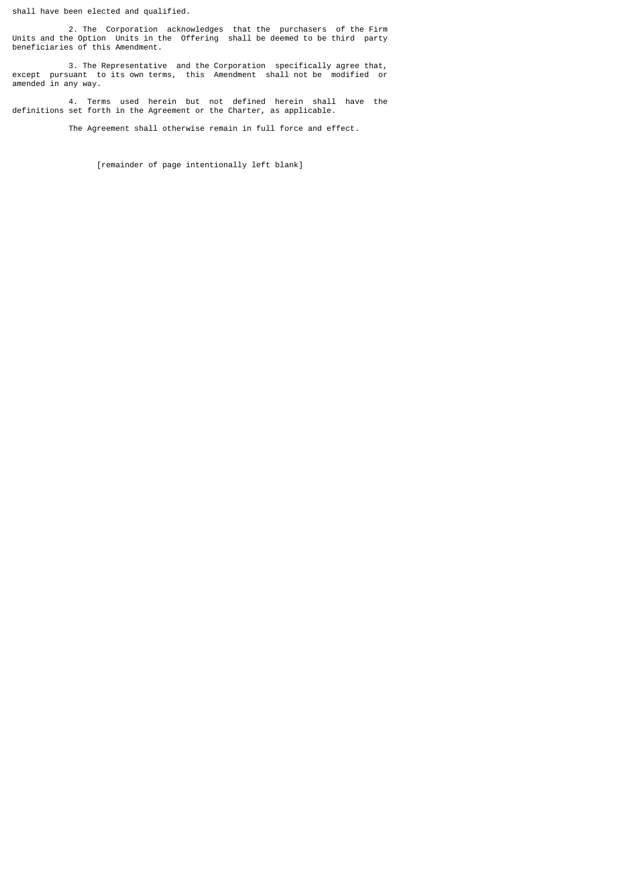shall have been elected and qualified.

2. The Corporation acknowledges that the purchasers of the Firm Units and the Option Units in the Offering shall be deemed to be third party beneficiaries of this Amendment.

3. The Representative and the Corporation specifically agree that, except pursuant to its own terms, this Amendment shall not be modified or amended in any way.

4. Terms used herein but not defined herein shall have the definitions set forth in the Agreement or the Charter, as applicable.

The Agreement shall otherwise remain in full force and effect.

[remainder of page intentionally left blank]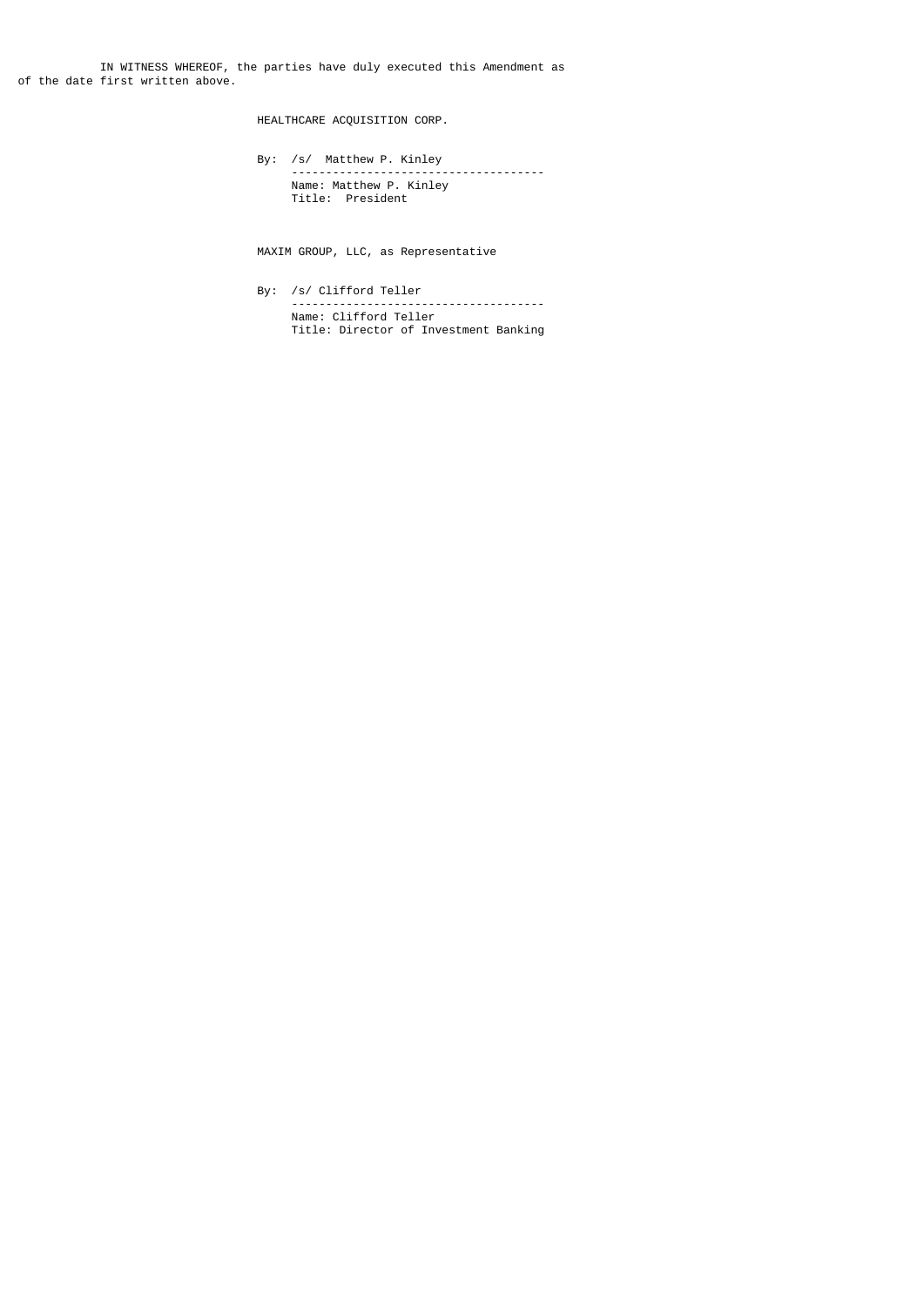IN WITNESS WHEREOF, the parties have duly executed this Amendment as of the date first written above.

HEALTHCARE ACQUISITION CORP.

By: /s/ Matthew P. Kinley

Name: Matthew P. Kinley
Title: President

MAXIM GROUP, LLC, as Representative

By: /s/ Clifford Teller

Name: Clifford Teller
Title: Director of Investment Banking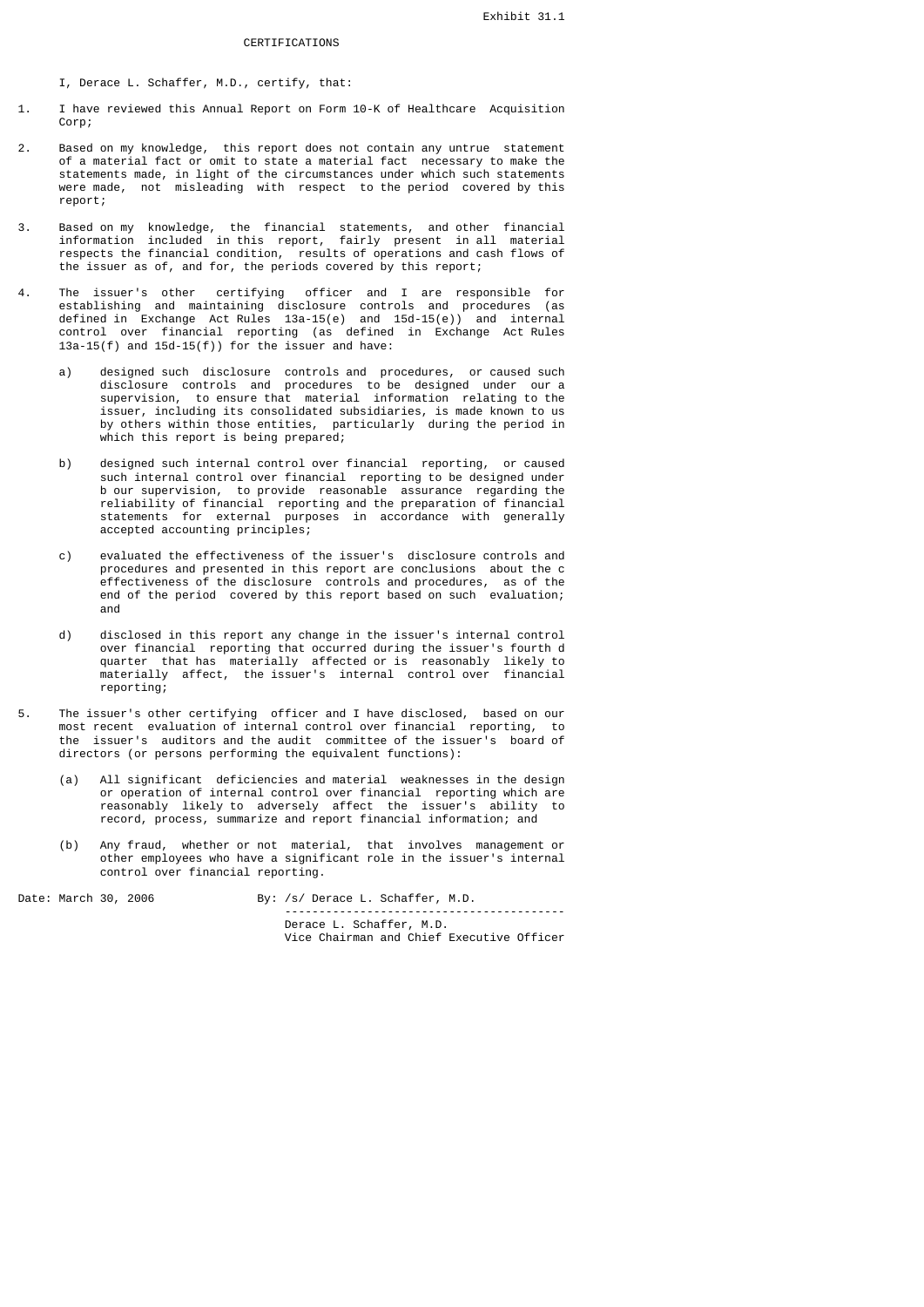Exhibit 31.1

CERTIFICATIONS

I, Derace L. Schaffer, M.D., certify, that:

1. I have reviewed this Annual Report on Form 10-K of Healthcare Acquisition Corp;

2. Based on my knowledge, this report does not contain any untrue statement of a material fact or omit to state a material fact necessary to make the statements made, in light of the circumstances under which such statements were made, not misleading with respect to the period covered by this report;

3. Based on my knowledge, the financial statements, and other financial information included in this report, fairly present in all material respects the financial condition, results of operations and cash flows of the issuer as of, and for, the periods covered by this report;

4. The issuer's other certifying officer and I are responsible for establishing and maintaining disclosure controls and procedures (as defined in Exchange Act Rules 13a-15(e) and 15d-15(e)) and internal control over financial reporting (as defined in Exchange Act Rules 13a-15(f) and 15d-15(f)) for the issuer and have:

   a) designed such disclosure controls and procedures, or caused such disclosure controls and procedures to be designed under our a supervision, to ensure that material information relating to the issuer, including its consolidated subsidiaries, is made known to us by others within those entities, particularly during the period in which this report is being prepared;

   b) designed such internal control over financial reporting, or caused such internal control over financial reporting to be designed under b our supervision, to provide reasonable assurance regarding the reliability of financial reporting and the preparation of financial statements for external purposes in accordance with generally accepted accounting principles;

   c) evaluated the effectiveness of the issuer's disclosure controls and procedures and presented in this report are conclusions about the c effectiveness of the disclosure controls and procedures, as of the end of the period covered by this report based on such evaluation; and

   d) disclosed in this report any change in the issuer's internal control over financial reporting that occurred during the issuer's fourth d quarter that has materially affected or is reasonably likely to materially affect, the issuer's internal control over financial reporting;

5. The issuer's other certifying officer and I have disclosed, based on our most recent evaluation of internal control over financial reporting, to the issuer's auditors and the audit committee of the issuer's board of directors (or persons performing the equivalent functions):

   (a) All significant deficiencies and material weaknesses in the design or operation of internal control over financial reporting which are reasonably likely to adversely affect the issuer's ability to record, process, summarize and report financial information; and

   (b) Any fraud, whether or not material, that involves management or other employees who have a significant role in the issuer's internal control over financial reporting.

Date: March 30, 2006

By: /s/ Derace L. Schaffer, M.D.

Derace L. Schaffer, M.D.
Vice Chairman and Chief Executive Officer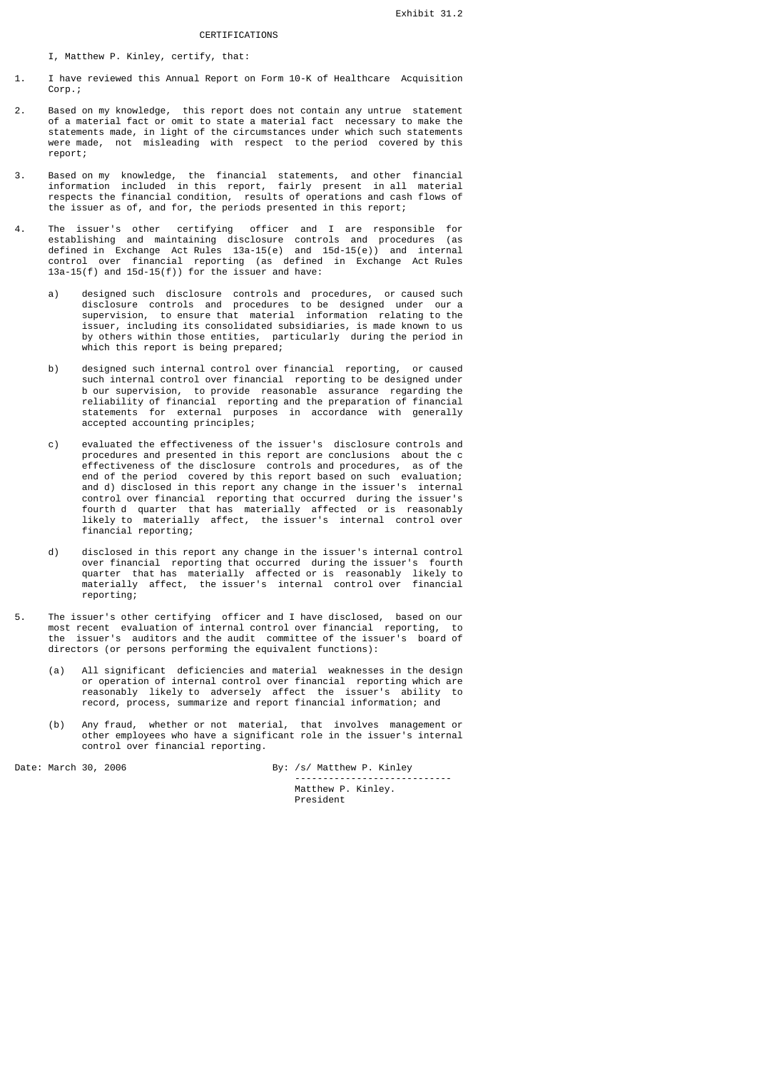Exhibit 31.2

CERTIFICATIONS

I, Matthew P. Kinley, certify, that:

1. I have reviewed this Annual Report on Form 10-K of Healthcare Acquisition Corp.;

2. Based on my knowledge, this report does not contain any untrue statement of a material fact or omit to state a material fact necessary to make the statements made, in light of the circumstances under which such statements were made, not misleading with respect to the period covered by this report;

3. Based on my knowledge, the financial statements, and other financial information included in this report, fairly present in all material respects the financial condition, results of operations and cash flows of the issuer as of, and for, the periods presented in this report;

4. The issuer's other certifying officer and I are responsible for establishing and maintaining disclosure controls and procedures (as defined in Exchange Act Rules 13a-15(e) and 15d-15(e)) and internal control over financial reporting (as defined in Exchange Act Rules 13a-15(f) and 15d-15(f)) for the issuer and have:

   a) designed such disclosure controls and procedures, or caused such disclosure controls and procedures to be designed under our a supervision, to ensure that material information relating to the issuer, including its consolidated subsidiaries, is made known to us by others within those entities, particularly during the period in which this report is being prepared;

   b) designed such internal control over financial reporting, or caused such internal control over financial reporting to be designed under b our supervision, to provide reasonable assurance regarding the reliability of financial reporting and the preparation of financial statements for external purposes in accordance with generally accepted accounting principles;

   c) evaluated the effectiveness of the issuer's disclosure controls and procedures and presented in this report are conclusions about the c effectiveness of the disclosure controls and procedures, as of the end of the period covered by this report based on such evaluation; and d) disclosed in this report any change in the issuer's internal control over financial reporting that occurred during the issuer's fourth d quarter that has materially affected or is reasonably likely to materially affect, the issuer's internal control over financial reporting;

   d) disclosed in this report any change in the issuer's internal control over financial reporting that occurred during the issuer's fourth quarter that has materially affected or is reasonably likely to materially affect, the issuer's internal control over financial reporting;

5. The issuer's other certifying officer and I have disclosed, based on our most recent evaluation of internal control over financial reporting, to the issuer's auditors and the audit committee of the issuer's board of directors (or persons performing the equivalent functions):

   (a) All significant deficiencies and material weaknesses in the design or operation of internal control over financial reporting which are reasonably likely to adversely affect the issuer's ability to record, process, summarize and report financial information; and

   (b) Any fraud, whether or not material, that involves management or other employees who have a significant role in the issuer's internal control over financial reporting.

Date: March 30, 2006

By: /s/ Matthew P. Kinley

Matthew P. Kinley.
President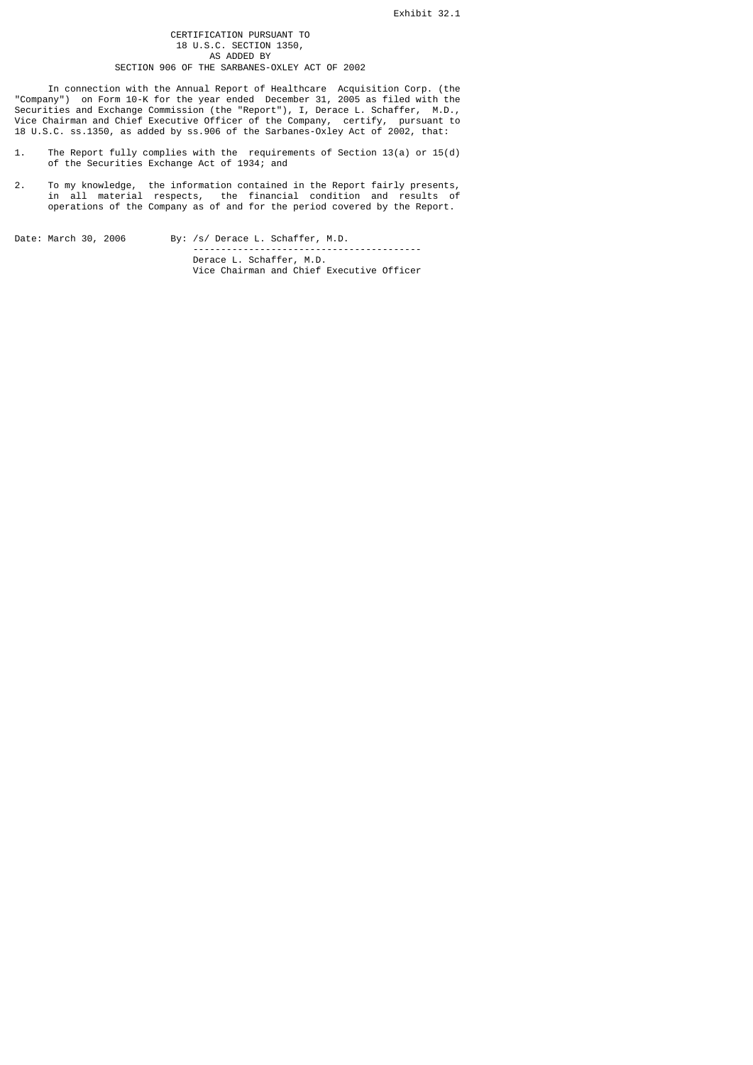Exhibit 32.1

# CERTIFICATION PURSUANT TO 18 U.S.C. SECTION 1350, AS ADDED BY SECTION 906 OF THE SARBANES-OXLEY ACT OF 2002

In connection with the Annual Report of Healthcare Acquisition Corp. (the "Company") on Form 10-K for the year ended December 31, 2005 as filed with the Securities and Exchange Commission (the "Report"), I, Derace L. Schaffer, M.D., Vice Chairman and Chief Executive Officer of the Company, certify, pursuant to 18 U.S.C. ss.1350, as added by ss.906 of the Sarbanes-Oxley Act of 2002, that:

1. The Report fully complies with the requirements of Section 13(a) or 15(d) of the Securities Exchange Act of 1934; and

2. To my knowledge, the information contained in the Report fairly presents, in all material respects, the financial condition and results of operations of the Company as of and for the period covered by the Report.

Date: March 30, 2006

By: /s/ Derace L. Schaffer, M.D.

Derace L. Schaffer, M.D.
Vice Chairman and Chief Executive Officer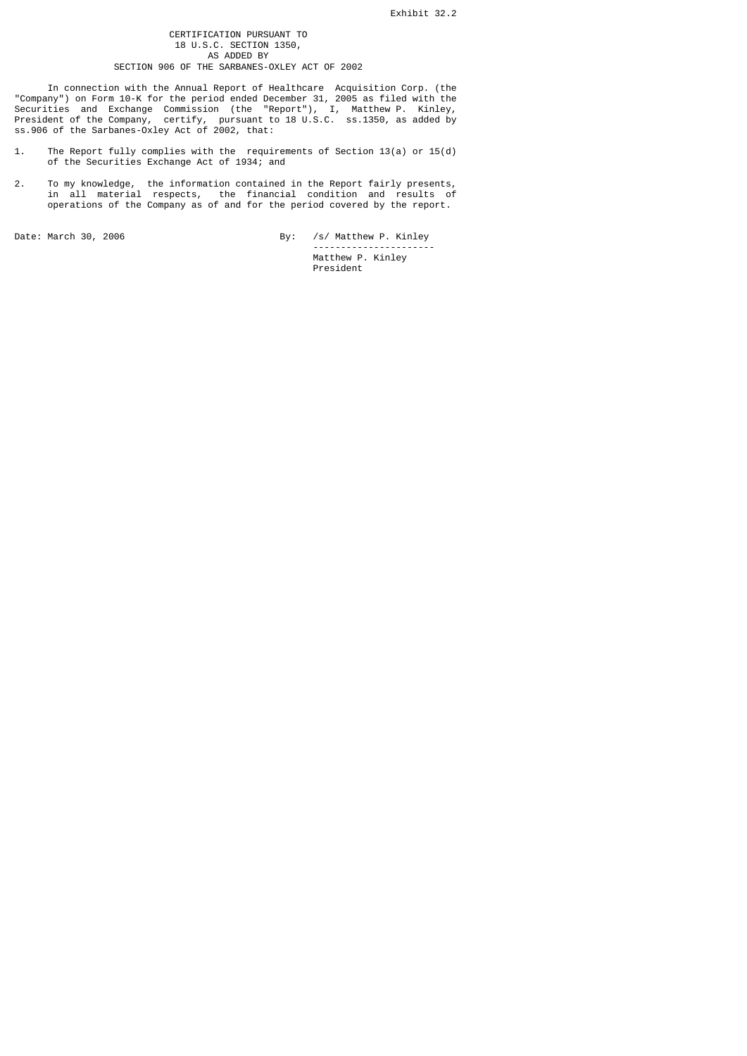Exhibit 32.2

CERTIFICATION PURSUANT TO
18 U.S.C. SECTION 1350,
AS ADDED BY
SECTION 906 OF THE SARBANES-OXLEY ACT OF 2002

In connection with the Annual Report of Healthcare Acquisition Corp. (the "Company") on Form 10-K for the period ended December 31, 2005 as filed with the Securities and Exchange Commission (the "Report"), I, Matthew P. Kinley, President of the Company, certify, pursuant to 18 U.S.C. ss.1350, as added by ss.906 of the Sarbanes-Oxley Act of 2002, that:

1. The Report fully complies with the requirements of Section 13(a) or 15(d) of the Securities Exchange Act of 1934; and

2. To my knowledge, the information contained in the Report fairly presents, in all material respects, the financial condition and results of operations of the Company as of and for the period covered by the report.

Date: March 30, 2006

By: /s/ Matthew P. Kinley

Matthew P. Kinley
President